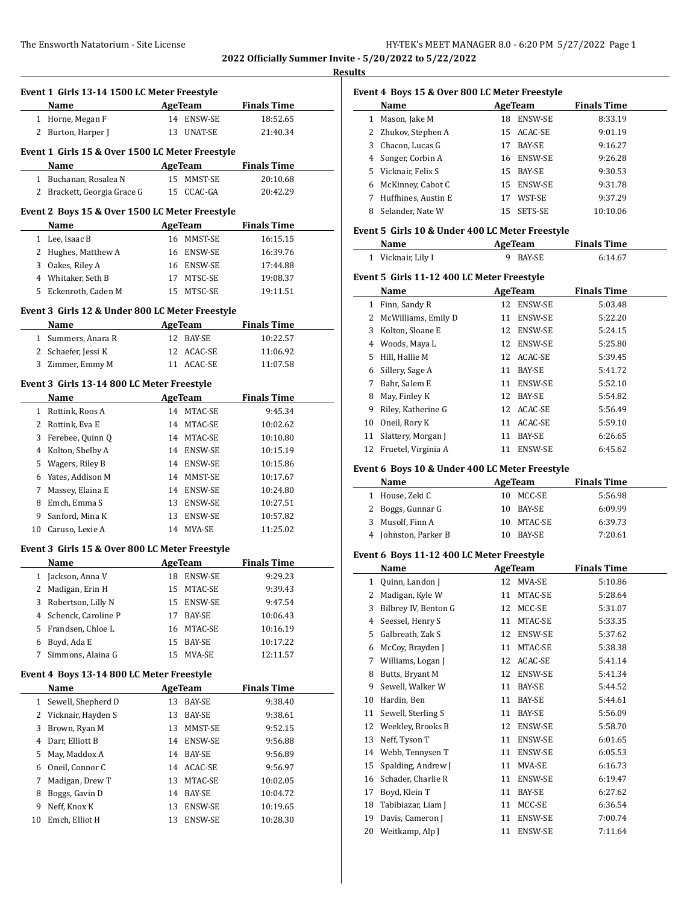## 2022 Officially Summer Invite - 5/20/2022 to 5/22/2022

### Results

#### Event 1 Girls 13-14 1500 LC Meter Freestyle

| | Name | Age | Team | Finals Time |
|---|---|---|---|---|
| 1 | Horne, Megan F | 14 | ENSW-SE | 18:52.65 |
| 2 | Burton, Harper J | 13 | UNAT-SE | 21:40.34 |

#### Event 1 Girls 15 & Over 1500 LC Meter Freestyle

| | Name | Age | Team | Finals Time |
|---|---|---|---|---|
| 1 | Buchanan, Rosalea N | 15 | MMST-SE | 20:10.68 |
| 2 | Brackett, Georgia Grace G | 15 | CCAC-GA | 20:42.29 |

#### Event 2 Boys 15 & Over 1500 LC Meter Freestyle

| | Name | Age | Team | Finals Time |
|---|---|---|---|---|
| 1 | Lee, Isaac B | 16 | MMST-SE | 16:15.15 |
| 2 | Hughes, Matthew A | 16 | ENSW-SE | 16:39.76 |
| 3 | Oakes, Riley A | 16 | ENSW-SE | 17:44.88 |
| 4 | Whitaker, Seth B | 17 | MTSC-SE | 19:08.37 |
| 5 | Eckenroth, Caden M | 15 | MTSC-SE | 19:11.51 |

#### Event 3 Girls 12 & Under 800 LC Meter Freestyle

| | Name | Age | Team | Finals Time |
|---|---|---|---|---|
| 1 | Summers, Anara R | 12 | BAY-SE | 10:22.57 |
| 2 | Schaefer, Jessi K | 12 | ACAC-SE | 11:06.92 |
| 3 | Zimmer, Emmy M | 11 | ACAC-SE | 11:07.58 |

#### Event 3 Girls 13-14 800 LC Meter Freestyle

| | Name | Age | Team | Finals Time |
|---|---|---|---|---|
| 1 | Rottink, Roos A | 14 | MTAC-SE | 9:45.34 |
| 2 | Rottink, Eva E | 14 | MTAC-SE | 10:02.62 |
| 3 | Ferebee, Quinn Q | 14 | MTAC-SE | 10:10.80 |
| 4 | Kolton, Shelby A | 14 | ENSW-SE | 10:15.19 |
| 5 | Wagers, Riley B | 14 | ENSW-SE | 10:15.86 |
| 6 | Yates, Addison M | 14 | MMST-SE | 10:17.67 |
| 7 | Massey, Elaina E | 14 | ENSW-SE | 10:24.80 |
| 8 | Emch, Emma S | 13 | ENSW-SE | 10:27.51 |
| 9 | Sanford, Mina K | 13 | ENSW-SE | 10:57.82 |
| 10 | Caruso, Lexie A | 14 | MVA-SE | 11:25.02 |

#### Event 3 Girls 15 & Over 800 LC Meter Freestyle

| | Name | Age | Team | Finals Time |
|---|---|---|---|---|
| 1 | Jackson, Anna V | 18 | ENSW-SE | 9:29.23 |
| 2 | Madigan, Erin H | 15 | MTAC-SE | 9:39.43 |
| 3 | Robertson, Lilly N | 15 | ENSW-SE | 9:47.54 |
| 4 | Schenck, Caroline P | 17 | BAY-SE | 10:06.43 |
| 5 | Frandsen, Chloe L | 16 | MTAC-SE | 10:16.19 |
| 6 | Boyd, Ada E | 15 | BAY-SE | 10:17.22 |
| 7 | Simmons, Alaina G | 15 | MVA-SE | 12:11.57 |

#### Event 4 Boys 13-14 800 LC Meter Freestyle

| | Name | Age | Team | Finals Time |
|---|---|---|---|---|
| 1 | Sewell, Shepherd D | 13 | BAY-SE | 9:38.40 |
| 2 | Vicknair, Hayden S | 13 | BAY-SE | 9:38.61 |
| 3 | Brown, Ryan M | 13 | MMST-SE | 9:52.15 |
| 4 | Darr, Elliott B | 14 | ENSW-SE | 9:56.88 |
| 5 | May, Maddox A | 14 | BAY-SE | 9:56.89 |
| 6 | Oneil, Connor C | 14 | ACAC-SE | 9:56.97 |
| 7 | Madigan, Drew T | 13 | MTAC-SE | 10:02.05 |
| 8 | Boggs, Gavin D | 14 | BAY-SE | 10:04.72 |
| 9 | Neff, Knox K | 13 | ENSW-SE | 10:19.65 |
| 10 | Emch, Elliot H | 13 | ENSW-SE | 10:28.30 |

#### Event 4 Boys 15 & Over 800 LC Meter Freestyle

| | Name | Age | Team | Finals Time |
|---|---|---|---|---|
| 1 | Mason, Jake M | 18 | ENSW-SE | 8:33.19 |
| 2 | Zhukov, Stephen A | 15 | ACAC-SE | 9:01.19 |
| 3 | Chacon, Lucas G | 17 | BAY-SE | 9:16.27 |
| 4 | Songer, Corbin A | 16 | ENSW-SE | 9:26.28 |
| 5 | Vicknair, Felix S | 15 | BAY-SE | 9:30.53 |
| 6 | McKinney, Cabot C | 15 | ENSW-SE | 9:31.78 |
| 7 | Huffhines, Austin E | 17 | WST-SE | 9:37.29 |
| 8 | Selander, Nate W | 15 | SETS-SE | 10:10.06 |

#### Event 5 Girls 10 & Under 400 LC Meter Freestyle

| | Name | Age | Team | Finals Time |
|---|---|---|---|---|
| 1 | Vicknair, Lily I | 9 | BAY-SE | 6:14.67 |

#### Event 5 Girls 11-12 400 LC Meter Freestyle

| | Name | Age | Team | Finals Time |
|---|---|---|---|---|
| 1 | Finn, Sandy R | 12 | ENSW-SE | 5:03.48 |
| 2 | McWilliams, Emily D | 11 | ENSW-SE | 5:22.20 |
| 3 | Kolton, Sloane E | 12 | ENSW-SE | 5:24.15 |
| 4 | Woods, Maya L | 12 | ENSW-SE | 5:25.80 |
| 5 | Hill, Hallie M | 12 | ACAC-SE | 5:39.45 |
| 6 | Sillery, Sage A | 11 | BAY-SE | 5:41.72 |
| 7 | Bahr, Salem E | 11 | ENSW-SE | 5:52.10 |
| 8 | May, Finley K | 12 | BAY-SE | 5:54.82 |
| 9 | Riley, Katherine G | 12 | ACAC-SE | 5:56.49 |
| 10 | Oneil, Rory K | 11 | ACAC-SE | 5:59.10 |
| 11 | Slattery, Morgan J | 11 | BAY-SE | 6:26.65 |
| 12 | Fruetel, Virginia A | 11 | ENSW-SE | 6:45.62 |

#### Event 6 Boys 10 & Under 400 LC Meter Freestyle

| | Name | Age | Team | Finals Time |
|---|---|---|---|---|
| 1 | House, Zeki C | 10 | MCC-SE | 5:56.98 |
| 2 | Boggs, Gunnar G | 10 | BAY-SE | 6:09.99 |
| 3 | Musolf, Finn A | 10 | MTAC-SE | 6:39.73 |
| 4 | Johnston, Parker B | 10 | BAY-SE | 7:20.61 |

#### Event 6 Boys 11-12 400 LC Meter Freestyle

| | Name | Age | Team | Finals Time |
|---|---|---|---|---|
| 1 | Quinn, Landon J | 12 | MVA-SE | 5:10.86 |
| 2 | Madigan, Kyle W | 11 | MTAC-SE | 5:28.64 |
| 3 | Bilbrey IV, Benton G | 12 | MCC-SE | 5:31.07 |
| 4 | Seessel, Henry S | 11 | MTAC-SE | 5:33.35 |
| 5 | Galbreath, Zak S | 12 | ENSW-SE | 5:37.62 |
| 6 | McCoy, Brayden J | 11 | MTAC-SE | 5:38.38 |
| 7 | Williams, Logan J | 12 | ACAC-SE | 5:41.14 |
| 8 | Butts, Bryant M | 12 | ENSW-SE | 5:41.34 |
| 9 | Sewell, Walker W | 11 | BAY-SE | 5:44.52 |
| 10 | Hardin, Ben | 11 | BAY-SE | 5:44.61 |
| 11 | Sewell, Sterling S | 11 | BAY-SE | 5:56.09 |
| 12 | Weekley, Brooks B | 12 | ENSW-SE | 5:58.70 |
| 13 | Neff, Tyson T | 11 | ENSW-SE | 6:01.65 |
| 14 | Webb, Tennysen T | 11 | ENSW-SE | 6:05.53 |
| 15 | Spalding, Andrew J | 11 | MVA-SE | 6:16.73 |
| 16 | Schader, Charlie R | 11 | ENSW-SE | 6:19.47 |
| 17 | Boyd, Klein T | 11 | BAY-SE | 6:27.62 |
| 18 | Tabibiazar, Liam J | 11 | MCC-SE | 6:36.54 |
| 19 | Davis, Cameron J | 11 | ENSW-SE | 7:00.74 |
| 20 | Weitkamp, Alp J | 11 | ENSW-SE | 7:11.64 |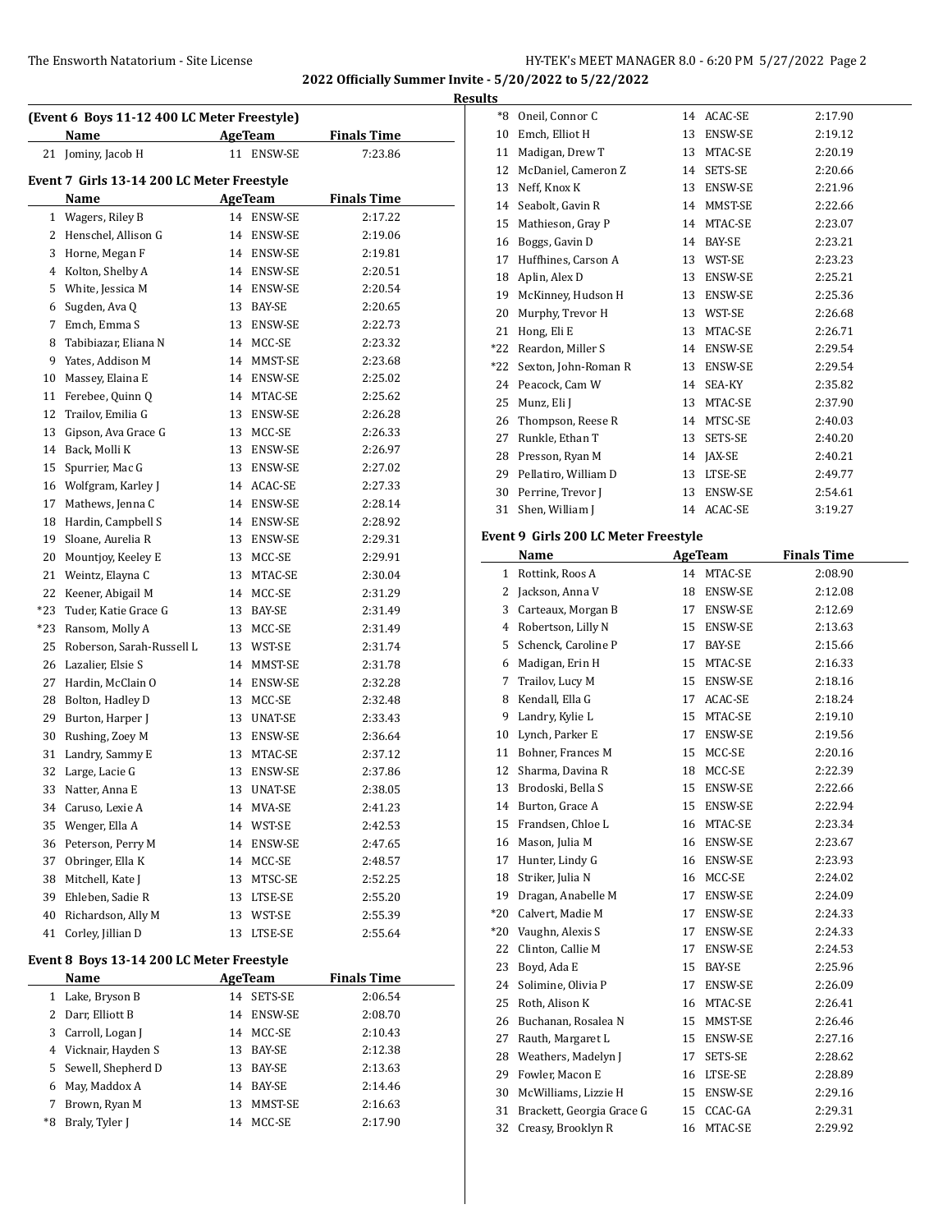2022 Officially Summer Invite - 5/20/2022 to 5/22/2022

Results

(Event 6 Boys 11-12 400 LC Meter Freestyle)

| | Name | Age | Team | Finals Time |
|---|---|---|---|---|
| 21 | Jominy, Jacob H | 11 | ENSW-SE | 7:23.86 |

### Event 7 Girls 13-14 200 LC Meter Freestyle

| | Name | Age | Team | Finals Time |
|---|---|---|---|---|
| 1 | Wagers, Riley B | 14 | ENSW-SE | 2:17.22 |
| 2 | Henschel, Allison G | 14 | ENSW-SE | 2:19.06 |
| 3 | Horne, Megan F | 14 | ENSW-SE | 2:19.81 |
| 4 | Kolton, Shelby A | 14 | ENSW-SE | 2:20.51 |
| 5 | White, Jessica M | 14 | ENSW-SE | 2:20.54 |
| 6 | Sugden, Ava Q | 13 | BAY-SE | 2:20.65 |
| 7 | Emch, Emma S | 13 | ENSW-SE | 2:22.73 |
| 8 | Tabibiazar, Eliana N | 14 | MCC-SE | 2:23.32 |
| 9 | Yates, Addison M | 14 | MMST-SE | 2:23.68 |
| 10 | Massey, Elaina E | 14 | ENSW-SE | 2:25.02 |
| 11 | Ferebee, Quinn Q | 14 | MTAC-SE | 2:25.62 |
| 12 | Trailov, Emilia G | 13 | ENSW-SE | 2:26.28 |
| 13 | Gipson, Ava Grace G | 13 | MCC-SE | 2:26.33 |
| 14 | Back, Molli K | 13 | ENSW-SE | 2:26.97 |
| 15 | Spurrier, Mac G | 13 | ENSW-SE | 2:27.02 |
| 16 | Wolfgram, Karley J | 14 | ACAC-SE | 2:27.33 |
| 17 | Mathews, Jenna C | 14 | ENSW-SE | 2:28.14 |
| 18 | Hardin, Campbell S | 14 | ENSW-SE | 2:28.92 |
| 19 | Sloane, Aurelia R | 13 | ENSW-SE | 2:29.31 |
| 20 | Mountjoy, Keeley E | 13 | MCC-SE | 2:29.91 |
| 21 | Weintz, Elayna C | 13 | MTAC-SE | 2:30.04 |
| 22 | Keener, Abigail M | 14 | MCC-SE | 2:31.29 |
| *23 | Tuder, Katie Grace G | 13 | BAY-SE | 2:31.49 |
| *23 | Ransom, Molly A | 13 | MCC-SE | 2:31.49 |
| 25 | Roberson, Sarah-Russell L | 13 | WST-SE | 2:31.74 |
| 26 | Lazalier, Elsie S | 14 | MMST-SE | 2:31.78 |
| 27 | Hardin, McClain O | 14 | ENSW-SE | 2:32.28 |
| 28 | Bolton, Hadley D | 13 | MCC-SE | 2:32.48 |
| 29 | Burton, Harper J | 13 | UNAT-SE | 2:33.43 |
| 30 | Rushing, Zoey M | 13 | ENSW-SE | 2:36.64 |
| 31 | Landry, Sammy E | 13 | MTAC-SE | 2:37.12 |
| 32 | Large, Lacie G | 13 | ENSW-SE | 2:37.86 |
| 33 | Natter, Anna E | 13 | UNAT-SE | 2:38.05 |
| 34 | Caruso, Lexie A | 14 | MVA-SE | 2:41.23 |
| 35 | Wenger, Ella A | 14 | WST-SE | 2:42.53 |
| 36 | Peterson, Perry M | 14 | ENSW-SE | 2:47.65 |
| 37 | Obringer, Ella K | 14 | MCC-SE | 2:48.57 |
| 38 | Mitchell, Kate J | 13 | MTSC-SE | 2:52.25 |
| 39 | Ehleben, Sadie R | 13 | LTSE-SE | 2:55.20 |
| 40 | Richardson, Ally M | 13 | WST-SE | 2:55.39 |
| 41 | Corley, Jillian D | 13 | LTSE-SE | 2:55.64 |

### Event 8 Boys 13-14 200 LC Meter Freestyle

| | Name | Age | Team | Finals Time |
|---|---|---|---|---|
| 1 | Lake, Bryson B | 14 | SETS-SE | 2:06.54 |
| 2 | Darr, Elliott B | 14 | ENSW-SE | 2:08.70 |
| 3 | Carroll, Logan J | 14 | MCC-SE | 2:10.43 |
| 4 | Vicknair, Hayden S | 13 | BAY-SE | 2:12.38 |
| 5 | Sewell, Shepherd D | 13 | BAY-SE | 2:13.63 |
| 6 | May, Maddox A | 14 | BAY-SE | 2:14.46 |
| 7 | Brown, Ryan M | 13 | MMST-SE | 2:16.63 |
| *8 | Braly, Tyler J | 14 | MCC-SE | 2:17.90 |
| *8 | Oneil, Connor C | 14 | ACAC-SE | 2:17.90 |
| 10 | Emch, Elliot H | 13 | ENSW-SE | 2:19.12 |
| 11 | Madigan, Drew T | 13 | MTAC-SE | 2:20.19 |
| 12 | McDaniel, Cameron Z | 14 | SETS-SE | 2:20.66 |
| 13 | Neff, Knox K | 13 | ENSW-SE | 2:21.96 |
| 14 | Seabolt, Gavin R | 14 | MMST-SE | 2:22.66 |
| 15 | Mathieson, Gray P | 14 | MTAC-SE | 2:23.07 |
| 16 | Boggs, Gavin D | 14 | BAY-SE | 2:23.21 |
| 17 | Huffhines, Carson A | 13 | WST-SE | 2:23.23 |
| 18 | Aplin, Alex D | 13 | ENSW-SE | 2:25.21 |
| 19 | McKinney, Hudson H | 13 | ENSW-SE | 2:25.36 |
| 20 | Murphy, Trevor H | 13 | WST-SE | 2:26.68 |
| 21 | Hong, Eli E | 13 | MTAC-SE | 2:26.71 |
| *22 | Reardon, Miller S | 14 | ENSW-SE | 2:29.54 |
| *22 | Sexton, John-Roman R | 13 | ENSW-SE | 2:29.54 |
| 24 | Peacock, Cam W | 14 | SEA-KY | 2:35.82 |
| 25 | Munz, Eli J | 13 | MTAC-SE | 2:37.90 |
| 26 | Thompson, Reese R | 14 | MTSC-SE | 2:40.03 |
| 27 | Runkle, Ethan T | 13 | SETS-SE | 2:40.20 |
| 28 | Presson, Ryan M | 14 | JAX-SE | 2:40.21 |
| 29 | Pellatiro, William D | 13 | LTSE-SE | 2:49.77 |
| 30 | Perrine, Trevor J | 13 | ENSW-SE | 2:54.61 |
| 31 | Shen, William J | 14 | ACAC-SE | 3:19.27 |

### Event 9 Girls 200 LC Meter Freestyle

| | Name | Age | Team | Finals Time |
|---|---|---|---|---|
| 1 | Rottink, Roos A | 14 | MTAC-SE | 2:08.90 |
| 2 | Jackson, Anna V | 18 | ENSW-SE | 2:12.08 |
| 3 | Carteaux, Morgan B | 17 | ENSW-SE | 2:12.69 |
| 4 | Robertson, Lilly N | 15 | ENSW-SE | 2:13.63 |
| 5 | Schenck, Caroline P | 17 | BAY-SE | 2:15.66 |
| 6 | Madigan, Erin H | 15 | MTAC-SE | 2:16.33 |
| 7 | Trailov, Lucy M | 15 | ENSW-SE | 2:18.16 |
| 8 | Kendall, Ella G | 17 | ACAC-SE | 2:18.24 |
| 9 | Landry, Kylie L | 15 | MTAC-SE | 2:19.10 |
| 10 | Lynch, Parker E | 17 | ENSW-SE | 2:19.56 |
| 11 | Bohner, Frances M | 15 | MCC-SE | 2:20.16 |
| 12 | Sharma, Davina R | 18 | MCC-SE | 2:22.39 |
| 13 | Brodoski, Bella S | 15 | ENSW-SE | 2:22.66 |
| 14 | Burton, Grace A | 15 | ENSW-SE | 2:22.94 |
| 15 | Frandsen, Chloe L | 16 | MTAC-SE | 2:23.34 |
| 16 | Mason, Julia M | 16 | ENSW-SE | 2:23.67 |
| 17 | Hunter, Lindy G | 16 | ENSW-SE | 2:23.93 |
| 18 | Striker, Julia N | 16 | MCC-SE | 2:24.02 |
| 19 | Dragan, Anabelle M | 17 | ENSW-SE | 2:24.09 |
| *20 | Calvert, Madie M | 17 | ENSW-SE | 2:24.33 |
| *20 | Vaughn, Alexis S | 17 | ENSW-SE | 2:24.33 |
| 22 | Clinton, Callie M | 17 | ENSW-SE | 2:24.53 |
| 23 | Boyd, Ada E | 15 | BAY-SE | 2:25.96 |
| 24 | Solimine, Olivia P | 17 | ENSW-SE | 2:26.09 |
| 25 | Roth, Alison K | 16 | MTAC-SE | 2:26.41 |
| 26 | Buchanan, Rosalea N | 15 | MMST-SE | 2:26.46 |
| 27 | Rauth, Margaret L | 15 | ENSW-SE | 2:27.16 |
| 28 | Weathers, Madelyn J | 17 | SETS-SE | 2:28.62 |
| 29 | Fowler, Macon E | 16 | LTSE-SE | 2:28.89 |
| 30 | McWilliams, Lizzie H | 15 | ENSW-SE | 2:29.16 |
| 31 | Brackett, Georgia Grace G | 15 | CCAC-GA | 2:29.31 |
| 32 | Creasy, Brooklyn R | 16 | MTAC-SE | 2:29.92 |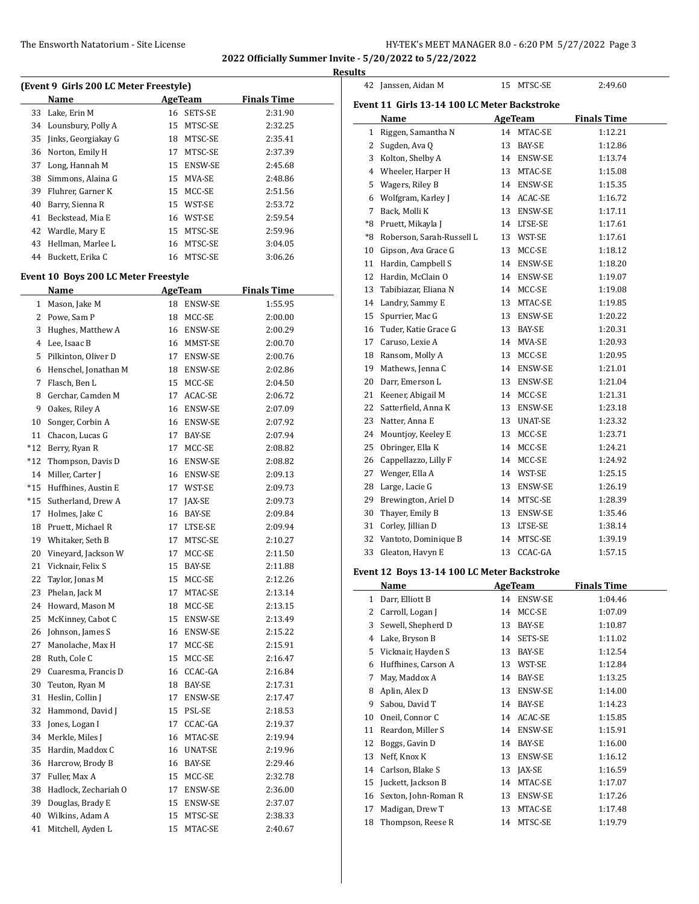## 2022 Officially Summer Invite - 5/20/2022 to 5/22/2022

### Results

#### (Event 9 Girls 200 LC Meter Freestyle)

| | Name | Age | Team | Finals Time |
|---|---|---|---|---|
| 33 | Lake, Erin M | 16 | SETS-SE | 2:31.90 |
| 34 | Lounsbury, Polly A | 15 | MTSC-SE | 2:32.25 |
| 35 | Jinks, Georgiakay G | 18 | MTSC-SE | 2:35.41 |
| 36 | Norton, Emily H | 17 | MTSC-SE | 2:37.39 |
| 37 | Long, Hannah M | 15 | ENSW-SE | 2:45.68 |
| 38 | Simmons, Alaina G | 15 | MVA-SE | 2:48.86 |
| 39 | Fluhrer, Garner K | 15 | MCC-SE | 2:51.56 |
| 40 | Barry, Sienna R | 15 | WST-SE | 2:53.72 |
| 41 | Beckstead, Mia E | 16 | WST-SE | 2:59.54 |
| 42 | Wardle, Mary E | 15 | MTSC-SE | 2:59.96 |
| 43 | Hellman, Marlee L | 16 | MTSC-SE | 3:04.05 |
| 44 | Buckett, Erika C | 16 | MTSC-SE | 3:06.26 |

#### Event 10 Boys 200 LC Meter Freestyle

| | Name | Age | Team | Finals Time |
|---|---|---|---|---|
| 1 | Mason, Jake M | 18 | ENSW-SE | 1:55.95 |
| 2 | Powe, Sam P | 18 | MCC-SE | 2:00.00 |
| 3 | Hughes, Matthew A | 16 | ENSW-SE | 2:00.29 |
| 4 | Lee, Isaac B | 16 | MMST-SE | 2:00.70 |
| 5 | Pilkinton, Oliver D | 17 | ENSW-SE | 2:00.76 |
| 6 | Henschel, Jonathan M | 18 | ENSW-SE | 2:02.86 |
| 7 | Flasch, Ben L | 15 | MCC-SE | 2:04.50 |
| 8 | Gerchar, Camden M | 17 | ACAC-SE | 2:06.72 |
| 9 | Oakes, Riley A | 16 | ENSW-SE | 2:07.09 |
| 10 | Songer, Corbin A | 16 | ENSW-SE | 2:07.92 |
| 11 | Chacon, Lucas G | 17 | BAY-SE | 2:07.94 |
| *12 | Berry, Ryan R | 17 | MCC-SE | 2:08.82 |
| *12 | Thompson, Davis D | 16 | ENSW-SE | 2:08.82 |
| 14 | Miller, Carter J | 16 | ENSW-SE | 2:09.13 |
| *15 | Huffhines, Austin E | 17 | WST-SE | 2:09.73 |
| *15 | Sutherland, Drew A | 17 | JAX-SE | 2:09.73 |
| 17 | Holmes, Jake C | 16 | BAY-SE | 2:09.84 |
| 18 | Pruett, Michael R | 17 | LTSE-SE | 2:09.94 |
| 19 | Whitaker, Seth B | 17 | MTSC-SE | 2:10.27 |
| 20 | Vineyard, Jackson W | 17 | MCC-SE | 2:11.50 |
| 21 | Vicknair, Felix S | 15 | BAY-SE | 2:11.88 |
| 22 | Taylor, Jonas M | 15 | MCC-SE | 2:12.26 |
| 23 | Phelan, Jack M | 17 | MTAC-SE | 2:13.14 |
| 24 | Howard, Mason M | 18 | MCC-SE | 2:13.15 |
| 25 | McKinney, Cabot C | 15 | ENSW-SE | 2:13.49 |
| 26 | Johnson, James S | 16 | ENSW-SE | 2:15.22 |
| 27 | Manolache, Max H | 17 | MCC-SE | 2:15.91 |
| 28 | Ruth, Cole C | 15 | MCC-SE | 2:16.47 |
| 29 | Cuaresma, Francis D | 16 | CCAC-GA | 2:16.84 |
| 30 | Teuton, Ryan M | 18 | BAY-SE | 2:17.31 |
| 31 | Heslin, Collin J | 17 | ENSW-SE | 2:17.47 |
| 32 | Hammond, David J | 15 | PSL-SE | 2:18.53 |
| 33 | Jones, Logan I | 17 | CCAC-GA | 2:19.37 |
| 34 | Merkle, Miles J | 16 | MTAC-SE | 2:19.94 |
| 35 | Hardin, Maddox C | 16 | UNAT-SE | 2:19.96 |
| 36 | Harcrow, Brody B | 16 | BAY-SE | 2:29.46 |
| 37 | Fuller, Max A | 15 | MCC-SE | 2:32.78 |
| 38 | Hadlock, Zechariah O | 17 | ENSW-SE | 2:36.00 |
| 39 | Douglas, Brady E | 15 | ENSW-SE | 2:37.07 |
| 40 | Wilkins, Adam A | 15 | MTSC-SE | 2:38.33 |
| 41 | Mitchell, Ayden L | 15 | MTAC-SE | 2:40.67 |
| 42 | Janssen, Aidan M | 15 | MTSC-SE | 2:49.60 |

#### Event 11 Girls 13-14 100 LC Meter Backstroke

| | Name | Age | Team | Finals Time |
|---|---|---|---|---|
| 1 | Riggen, Samantha N | 14 | MTAC-SE | 1:12.21 |
| 2 | Sugden, Ava Q | 13 | BAY-SE | 1:12.86 |
| 3 | Kolton, Shelby A | 14 | ENSW-SE | 1:13.74 |
| 4 | Wheeler, Harper H | 13 | MTAC-SE | 1:15.08 |
| 5 | Wagers, Riley B | 14 | ENSW-SE | 1:15.35 |
| 6 | Wolfgram, Karley J | 14 | ACAC-SE | 1:16.72 |
| 7 | Back, Molli K | 13 | ENSW-SE | 1:17.11 |
| *8 | Pruett, Mikayla J | 14 | LTSE-SE | 1:17.61 |
| *8 | Roberson, Sarah-Russell L | 13 | WST-SE | 1:17.61 |
| 10 | Gipson, Ava Grace G | 13 | MCC-SE | 1:18.12 |
| 11 | Hardin, Campbell S | 14 | ENSW-SE | 1:18.20 |
| 12 | Hardin, McClain O | 14 | ENSW-SE | 1:19.07 |
| 13 | Tabibiazar, Eliana N | 14 | MCC-SE | 1:19.08 |
| 14 | Landry, Sammy E | 13 | MTAC-SE | 1:19.85 |
| 15 | Spurrier, Mac G | 13 | ENSW-SE | 1:20.22 |
| 16 | Tuder, Katie Grace G | 13 | BAY-SE | 1:20.31 |
| 17 | Caruso, Lexie A | 14 | MVA-SE | 1:20.93 |
| 18 | Ransom, Molly A | 13 | MCC-SE | 1:20.95 |
| 19 | Mathews, Jenna C | 14 | ENSW-SE | 1:21.01 |
| 20 | Darr, Emerson L | 13 | ENSW-SE | 1:21.04 |
| 21 | Keener, Abigail M | 14 | MCC-SE | 1:21.31 |
| 22 | Satterfield, Anna K | 13 | ENSW-SE | 1:23.18 |
| 23 | Natter, Anna E | 13 | UNAT-SE | 1:23.32 |
| 24 | Mountjoy, Keeley E | 13 | MCC-SE | 1:23.71 |
| 25 | Obringer, Ella K | 14 | MCC-SE | 1:24.21 |
| 26 | Cappellazzo, Lilly F | 14 | MCC-SE | 1:24.92 |
| 27 | Wenger, Ella A | 14 | WST-SE | 1:25.15 |
| 28 | Large, Lacie G | 13 | ENSW-SE | 1:26.19 |
| 29 | Brewington, Ariel D | 14 | MTSC-SE | 1:28.39 |
| 30 | Thayer, Emily B | 13 | ENSW-SE | 1:35.46 |
| 31 | Corley, Jillian D | 13 | LTSE-SE | 1:38.14 |
| 32 | Vantoto, Dominique B | 14 | MTSC-SE | 1:39.19 |
| 33 | Gleaton, Havyn E | 13 | CCAC-GA | 1:57.15 |

#### Event 12 Boys 13-14 100 LC Meter Backstroke

| | Name | Age | Team | Finals Time |
|---|---|---|---|---|
| 1 | Darr, Elliott B | 14 | ENSW-SE | 1:04.46 |
| 2 | Carroll, Logan J | 14 | MCC-SE | 1:07.09 |
| 3 | Sewell, Shepherd D | 13 | BAY-SE | 1:10.87 |
| 4 | Lake, Bryson B | 14 | SETS-SE | 1:11.02 |
| 5 | Vicknair, Hayden S | 13 | BAY-SE | 1:12.54 |
| 6 | Huffhines, Carson A | 13 | WST-SE | 1:12.84 |
| 7 | May, Maddox A | 14 | BAY-SE | 1:13.25 |
| 8 | Aplin, Alex D | 13 | ENSW-SE | 1:14.00 |
| 9 | Sabou, David T | 14 | BAY-SE | 1:14.23 |
| 10 | Oneil, Connor C | 14 | ACAC-SE | 1:15.85 |
| 11 | Reardon, Miller S | 14 | ENSW-SE | 1:15.91 |
| 12 | Boggs, Gavin D | 14 | BAY-SE | 1:16.00 |
| 13 | Neff, Knox K | 13 | ENSW-SE | 1:16.12 |
| 14 | Carlson, Blake S | 13 | JAX-SE | 1:16.59 |
| 15 | Juckett, Jackson B | 14 | MTAC-SE | 1:17.07 |
| 16 | Sexton, John-Roman R | 13 | ENSW-SE | 1:17.26 |
| 17 | Madigan, Drew T | 13 | MTAC-SE | 1:17.48 |
| 18 | Thompson, Reese R | 14 | MTSC-SE | 1:19.79 |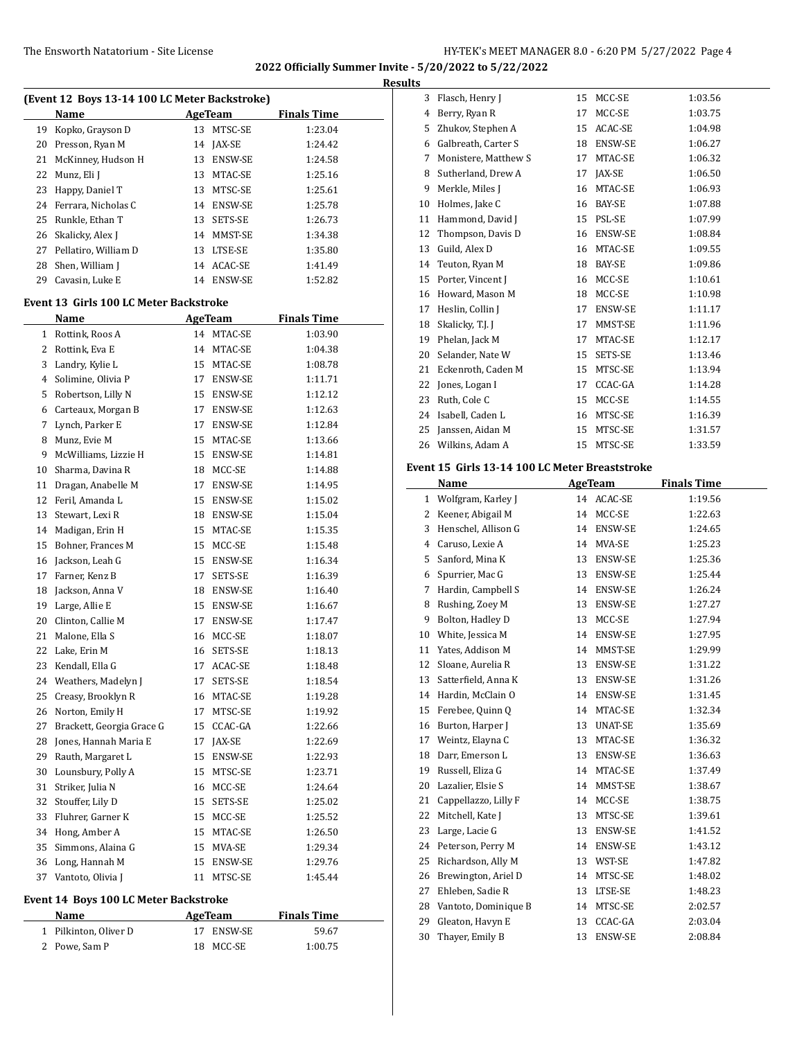## 2022 Officially Summer Invite - 5/20/2022 to 5/22/2022

### Results

**(Event 12 Boys 13-14 100 LC Meter Backstroke)**

| | Name | Age | Team | Finals Time |
|---|---|---|---|---|
| 19 | Kopko, Grayson D | 13 | MTSC-SE | 1:23.04 |
| 20 | Presson, Ryan M | 14 | JAX-SE | 1:24.42 |
| 21 | McKinney, Hudson H | 13 | ENSW-SE | 1:24.58 |
| 22 | Munz, Eli J | 13 | MTAC-SE | 1:25.16 |
| 23 | Happy, Daniel T | 13 | MTSC-SE | 1:25.61 |
| 24 | Ferrara, Nicholas C | 14 | ENSW-SE | 1:25.78 |
| 25 | Runkle, Ethan T | 13 | SETS-SE | 1:26.73 |
| 26 | Skalicky, Alex J | 14 | MMST-SE | 1:34.38 |
| 27 | Pellatiro, William D | 13 | LTSE-SE | 1:35.80 |
| 28 | Shen, William J | 14 | ACAC-SE | 1:41.49 |
| 29 | Cavasin, Luke E | 14 | ENSW-SE | 1:52.82 |

**Event 13 Girls 100 LC Meter Backstroke**

| | Name | Age | Team | Finals Time |
|---|---|---|---|---|
| 1 | Rottink, Roos A | 14 | MTAC-SE | 1:03.90 |
| 2 | Rottink, Eva E | 14 | MTAC-SE | 1:04.38 |
| 3 | Landry, Kylie L | 15 | MTAC-SE | 1:08.78 |
| 4 | Solimine, Olivia P | 17 | ENSW-SE | 1:11.71 |
| 5 | Robertson, Lilly N | 15 | ENSW-SE | 1:12.12 |
| 6 | Carteaux, Morgan B | 17 | ENSW-SE | 1:12.63 |
| 7 | Lynch, Parker E | 17 | ENSW-SE | 1:12.84 |
| 8 | Munz, Evie M | 15 | MTAC-SE | 1:13.66 |
| 9 | McWilliams, Lizzie H | 15 | ENSW-SE | 1:14.81 |
| 10 | Sharma, Davina R | 18 | MCC-SE | 1:14.88 |
| 11 | Dragan, Anabelle M | 17 | ENSW-SE | 1:14.95 |
| 12 | Feril, Amanda L | 15 | ENSW-SE | 1:15.02 |
| 13 | Stewart, Lexi R | 18 | ENSW-SE | 1:15.04 |
| 14 | Madigan, Erin H | 15 | MTAC-SE | 1:15.35 |
| 15 | Bohner, Frances M | 15 | MCC-SE | 1:15.48 |
| 16 | Jackson, Leah G | 15 | ENSW-SE | 1:16.34 |
| 17 | Farner, Kenz B | 17 | SETS-SE | 1:16.39 |
| 18 | Jackson, Anna V | 18 | ENSW-SE | 1:16.40 |
| 19 | Large, Allie E | 15 | ENSW-SE | 1:16.67 |
| 20 | Clinton, Callie M | 17 | ENSW-SE | 1:17.47 |
| 21 | Malone, Ella S | 16 | MCC-SE | 1:18.07 |
| 22 | Lake, Erin M | 16 | SETS-SE | 1:18.13 |
| 23 | Kendall, Ella G | 17 | ACAC-SE | 1:18.48 |
| 24 | Weathers, Madelyn J | 17 | SETS-SE | 1:18.54 |
| 25 | Creasy, Brooklyn R | 16 | MTAC-SE | 1:19.28 |
| 26 | Norton, Emily H | 17 | MTSC-SE | 1:19.92 |
| 27 | Brackett, Georgia Grace G | 15 | CCAC-GA | 1:22.66 |
| 28 | Jones, Hannah Maria E | 17 | JAX-SE | 1:22.69 |
| 29 | Rauth, Margaret L | 15 | ENSW-SE | 1:22.93 |
| 30 | Lounsbury, Polly A | 15 | MTSC-SE | 1:23.71 |
| 31 | Striker, Julia N | 16 | MCC-SE | 1:24.64 |
| 32 | Stouffer, Lily D | 15 | SETS-SE | 1:25.02 |
| 33 | Fluhrer, Garner K | 15 | MCC-SE | 1:25.52 |
| 34 | Hong, Amber A | 15 | MTAC-SE | 1:26.50 |
| 35 | Simmons, Alaina G | 15 | MVA-SE | 1:29.34 |
| 36 | Long, Hannah M | 15 | ENSW-SE | 1:29.76 |
| 37 | Vantoto, Olivia J | 11 | MTSC-SE | 1:45.44 |

**Event 14 Boys 100 LC Meter Backstroke**

| | Name | Age | Team | Finals Time |
|---|---|---|---|---|
| 1 | Pilkinton, Oliver D | 17 | ENSW-SE | 59.67 |
| 2 | Powe, Sam P | 18 | MCC-SE | 1:00.75 |
| 3 | Flasch, Henry J | 15 | MCC-SE | 1:03.56 |
| 4 | Berry, Ryan R | 17 | MCC-SE | 1:03.75 |
| 5 | Zhukov, Stephen A | 15 | ACAC-SE | 1:04.98 |
| 6 | Galbreath, Carter S | 18 | ENSW-SE | 1:06.27 |
| 7 | Monistere, Matthew S | 17 | MTAC-SE | 1:06.32 |
| 8 | Sutherland, Drew A | 17 | JAX-SE | 1:06.50 |
| 9 | Merkle, Miles J | 16 | MTAC-SE | 1:06.93 |
| 10 | Holmes, Jake C | 16 | BAY-SE | 1:07.88 |
| 11 | Hammond, David J | 15 | PSL-SE | 1:07.99 |
| 12 | Thompson, Davis D | 16 | ENSW-SE | 1:08.84 |
| 13 | Guild, Alex D | 16 | MTAC-SE | 1:09.55 |
| 14 | Teuton, Ryan M | 18 | BAY-SE | 1:09.86 |
| 15 | Porter, Vincent J | 16 | MCC-SE | 1:10.61 |
| 16 | Howard, Mason M | 18 | MCC-SE | 1:10.98 |
| 17 | Heslin, Collin J | 17 | ENSW-SE | 1:11.17 |
| 18 | Skalicky, T.J. J | 17 | MMST-SE | 1:11.96 |
| 19 | Phelan, Jack M | 17 | MTAC-SE | 1:12.17 |
| 20 | Selander, Nate W | 15 | SETS-SE | 1:13.46 |
| 21 | Eckenroth, Caden M | 15 | MTSC-SE | 1:13.94 |
| 22 | Jones, Logan I | 17 | CCAC-GA | 1:14.28 |
| 23 | Ruth, Cole C | 15 | MCC-SE | 1:14.55 |
| 24 | Isabell, Caden L | 16 | MTSC-SE | 1:16.39 |
| 25 | Janssen, Aidan M | 15 | MTSC-SE | 1:31.57 |
| 26 | Wilkins, Adam A | 15 | MTSC-SE | 1:33.59 |

**Event 15 Girls 13-14 100 LC Meter Breaststroke**

| | Name | Age | Team | Finals Time |
|---|---|---|---|---|
| 1 | Wolfgram, Karley J | 14 | ACAC-SE | 1:19.56 |
| 2 | Keener, Abigail M | 14 | MCC-SE | 1:22.63 |
| 3 | Henschel, Allison G | 14 | ENSW-SE | 1:24.65 |
| 4 | Caruso, Lexie A | 14 | MVA-SE | 1:25.23 |
| 5 | Sanford, Mina K | 13 | ENSW-SE | 1:25.36 |
| 6 | Spurrier, Mac G | 13 | ENSW-SE | 1:25.44 |
| 7 | Hardin, Campbell S | 14 | ENSW-SE | 1:26.24 |
| 8 | Rushing, Zoey M | 13 | ENSW-SE | 1:27.27 |
| 9 | Bolton, Hadley D | 13 | MCC-SE | 1:27.94 |
| 10 | White, Jessica M | 14 | ENSW-SE | 1:27.95 |
| 11 | Yates, Addison M | 14 | MMST-SE | 1:29.99 |
| 12 | Sloane, Aurelia R | 13 | ENSW-SE | 1:31.22 |
| 13 | Satterfield, Anna K | 13 | ENSW-SE | 1:31.26 |
| 14 | Hardin, McClain O | 14 | ENSW-SE | 1:31.45 |
| 15 | Ferebee, Quinn Q | 14 | MTAC-SE | 1:32.34 |
| 16 | Burton, Harper J | 13 | UNAT-SE | 1:35.69 |
| 17 | Weintz, Elayna C | 13 | MTAC-SE | 1:36.32 |
| 18 | Darr, Emerson L | 13 | ENSW-SE | 1:36.63 |
| 19 | Russell, Eliza G | 14 | MTAC-SE | 1:37.49 |
| 20 | Lazalier, Elsie S | 14 | MMST-SE | 1:38.67 |
| 21 | Cappellazzo, Lilly F | 14 | MCC-SE | 1:38.75 |
| 22 | Mitchell, Kate J | 13 | MTSC-SE | 1:39.61 |
| 23 | Large, Lacie G | 13 | ENSW-SE | 1:41.52 |
| 24 | Peterson, Perry M | 14 | ENSW-SE | 1:43.12 |
| 25 | Richardson, Ally M | 13 | WST-SE | 1:47.82 |
| 26 | Brewington, Ariel D | 14 | MTSC-SE | 1:48.02 |
| 27 | Ehleben, Sadie R | 13 | LTSE-SE | 1:48.23 |
| 28 | Vantoto, Dominique B | 14 | MTSC-SE | 2:02.57 |
| 29 | Gleaton, Havyn E | 13 | CCAC-GA | 2:03.04 |
| 30 | Thayer, Emily B | 13 | ENSW-SE | 2:08.84 |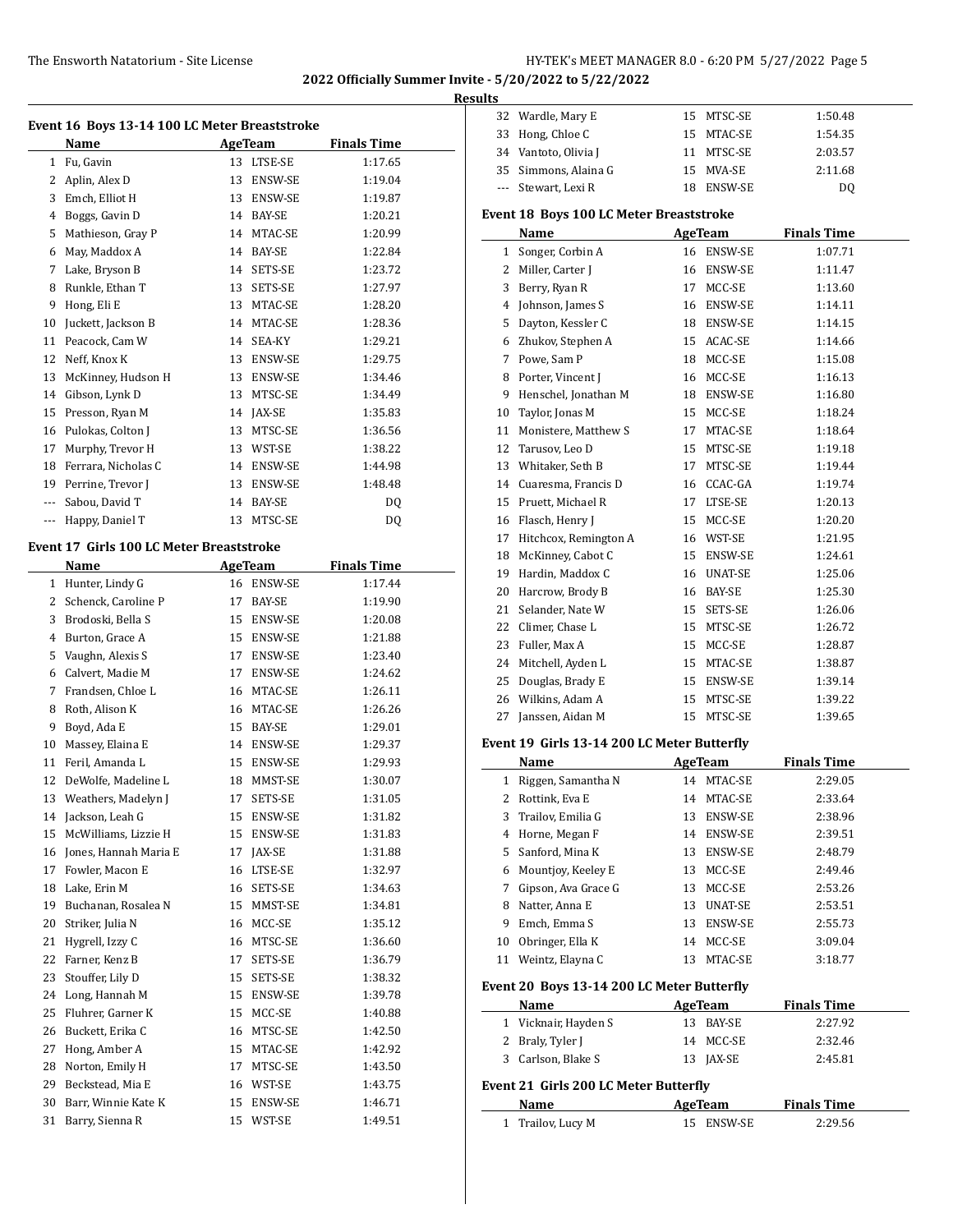2022 Officially Summer Invite - 5/20/2022 to 5/22/2022

Results

### Event 16 Boys 13-14 100 LC Meter Breaststroke

| | Name | Age | Team | Finals Time |
|---|---|---|---|---|
| 1 | Fu, Gavin | 13 | LTSE-SE | 1:17.65 |
| 2 | Aplin, Alex D | 13 | ENSW-SE | 1:19.04 |
| 3 | Emch, Elliot H | 13 | ENSW-SE | 1:19.87 |
| 4 | Boggs, Gavin D | 14 | BAY-SE | 1:20.21 |
| 5 | Mathieson, Gray P | 14 | MTAC-SE | 1:20.99 |
| 6 | May, Maddox A | 14 | BAY-SE | 1:22.84 |
| 7 | Lake, Bryson B | 14 | SETS-SE | 1:23.72 |
| 8 | Runkle, Ethan T | 13 | SETS-SE | 1:27.97 |
| 9 | Hong, Eli E | 13 | MTAC-SE | 1:28.20 |
| 10 | Juckett, Jackson B | 14 | MTAC-SE | 1:28.36 |
| 11 | Peacock, Cam W | 14 | SEA-KY | 1:29.21 |
| 12 | Neff, Knox K | 13 | ENSW-SE | 1:29.75 |
| 13 | McKinney, Hudson H | 13 | ENSW-SE | 1:34.46 |
| 14 | Gibson, Lynk D | 13 | MTSC-SE | 1:34.49 |
| 15 | Presson, Ryan M | 14 | JAX-SE | 1:35.83 |
| 16 | Pulokas, Colton J | 13 | MTSC-SE | 1:36.56 |
| 17 | Murphy, Trevor H | 13 | WST-SE | 1:38.22 |
| 18 | Ferrara, Nicholas C | 14 | ENSW-SE | 1:44.98 |
| 19 | Perrine, Trevor J | 13 | ENSW-SE | 1:48.48 |
| --- | Sabou, David T | 14 | BAY-SE | DQ |
| --- | Happy, Daniel T | 13 | MTSC-SE | DQ |

### Event 17 Girls 100 LC Meter Breaststroke

| | Name | Age | Team | Finals Time |
|---|---|---|---|---|
| 1 | Hunter, Lindy G | 16 | ENSW-SE | 1:17.44 |
| 2 | Schenck, Caroline P | 17 | BAY-SE | 1:19.90 |
| 3 | Brodoski, Bella S | 15 | ENSW-SE | 1:20.08 |
| 4 | Burton, Grace A | 15 | ENSW-SE | 1:21.88 |
| 5 | Vaughn, Alexis S | 17 | ENSW-SE | 1:23.40 |
| 6 | Calvert, Madie M | 17 | ENSW-SE | 1:24.62 |
| 7 | Frandsen, Chloe L | 16 | MTAC-SE | 1:26.11 |
| 8 | Roth, Alison K | 16 | MTAC-SE | 1:26.26 |
| 9 | Boyd, Ada E | 15 | BAY-SE | 1:29.01 |
| 10 | Massey, Elaina E | 14 | ENSW-SE | 1:29.37 |
| 11 | Feril, Amanda L | 15 | ENSW-SE | 1:29.93 |
| 12 | DeWolfe, Madeline L | 18 | MMST-SE | 1:30.07 |
| 13 | Weathers, Madelyn J | 17 | SETS-SE | 1:31.05 |
| 14 | Jackson, Leah G | 15 | ENSW-SE | 1:31.82 |
| 15 | McWilliams, Lizzie H | 15 | ENSW-SE | 1:31.83 |
| 16 | Jones, Hannah Maria E | 17 | JAX-SE | 1:31.88 |
| 17 | Fowler, Macon E | 16 | LTSE-SE | 1:32.97 |
| 18 | Lake, Erin M | 16 | SETS-SE | 1:34.63 |
| 19 | Buchanan, Rosalea N | 15 | MMST-SE | 1:34.81 |
| 20 | Striker, Julia N | 16 | MCC-SE | 1:35.12 |
| 21 | Hygrell, Izzy C | 16 | MTSC-SE | 1:36.60 |
| 22 | Farner, Kenz B | 17 | SETS-SE | 1:36.79 |
| 23 | Stouffer, Lily D | 15 | SETS-SE | 1:38.32 |
| 24 | Long, Hannah M | 15 | ENSW-SE | 1:39.78 |
| 25 | Fluhrer, Garner K | 15 | MCC-SE | 1:40.88 |
| 26 | Buckett, Erika C | 16 | MTSC-SE | 1:42.50 |
| 27 | Hong, Amber A | 15 | MTAC-SE | 1:42.92 |
| 28 | Norton, Emily H | 17 | MTSC-SE | 1:43.50 |
| 29 | Beckstead, Mia E | 16 | WST-SE | 1:43.75 |
| 30 | Barr, Winnie Kate K | 15 | ENSW-SE | 1:46.71 |
| 31 | Barry, Sienna R | 15 | WST-SE | 1:49.51 |
| 32 | Wardle, Mary E | 15 | MTSC-SE | 1:50.48 |
| 33 | Hong, Chloe C | 15 | MTAC-SE | 1:54.35 |
| 34 | Vantoto, Olivia J | 11 | MTSC-SE | 2:03.57 |
| 35 | Simmons, Alaina G | 15 | MVA-SE | 2:11.68 |
| --- | Stewart, Lexi R | 18 | ENSW-SE | DQ |

### Event 18 Boys 100 LC Meter Breaststroke

| | Name | Age | Team | Finals Time |
|---|---|---|---|---|
| 1 | Songer, Corbin A | 16 | ENSW-SE | 1:07.71 |
| 2 | Miller, Carter J | 16 | ENSW-SE | 1:11.47 |
| 3 | Berry, Ryan R | 17 | MCC-SE | 1:13.60 |
| 4 | Johnson, James S | 16 | ENSW-SE | 1:14.11 |
| 5 | Dayton, Kessler C | 18 | ENSW-SE | 1:14.15 |
| 6 | Zhukov, Stephen A | 15 | ACAC-SE | 1:14.66 |
| 7 | Powe, Sam P | 18 | MCC-SE | 1:15.08 |
| 8 | Porter, Vincent J | 16 | MCC-SE | 1:16.13 |
| 9 | Henschel, Jonathan M | 18 | ENSW-SE | 1:16.80 |
| 10 | Taylor, Jonas M | 15 | MCC-SE | 1:18.24 |
| 11 | Monistere, Matthew S | 17 | MTAC-SE | 1:18.64 |
| 12 | Tarusov, Leo D | 15 | MTSC-SE | 1:19.18 |
| 13 | Whitaker, Seth B | 17 | MTSC-SE | 1:19.44 |
| 14 | Cuaresma, Francis D | 16 | CCAC-GA | 1:19.74 |
| 15 | Pruett, Michael R | 17 | LTSE-SE | 1:20.13 |
| 16 | Flasch, Henry J | 15 | MCC-SE | 1:20.20 |
| 17 | Hitchcox, Remington A | 16 | WST-SE | 1:21.95 |
| 18 | McKinney, Cabot C | 15 | ENSW-SE | 1:24.61 |
| 19 | Hardin, Maddox C | 16 | UNAT-SE | 1:25.06 |
| 20 | Harcrow, Brody B | 16 | BAY-SE | 1:25.30 |
| 21 | Selander, Nate W | 15 | SETS-SE | 1:26.06 |
| 22 | Climer, Chase L | 15 | MTSC-SE | 1:26.72 |
| 23 | Fuller, Max A | 15 | MCC-SE | 1:28.87 |
| 24 | Mitchell, Ayden L | 15 | MTAC-SE | 1:38.87 |
| 25 | Douglas, Brady E | 15 | ENSW-SE | 1:39.14 |
| 26 | Wilkins, Adam A | 15 | MTSC-SE | 1:39.22 |
| 27 | Janssen, Aidan M | 15 | MTSC-SE | 1:39.65 |

### Event 19 Girls 13-14 200 LC Meter Butterfly

| | Name | Age | Team | Finals Time |
|---|---|---|---|---|
| 1 | Riggen, Samantha N | 14 | MTAC-SE | 2:29.05 |
| 2 | Rottink, Eva E | 14 | MTAC-SE | 2:33.64 |
| 3 | Trailov, Emilia G | 13 | ENSW-SE | 2:38.96 |
| 4 | Horne, Megan F | 14 | ENSW-SE | 2:39.51 |
| 5 | Sanford, Mina K | 13 | ENSW-SE | 2:48.79 |
| 6 | Mountjoy, Keeley E | 13 | MCC-SE | 2:49.46 |
| 7 | Gipson, Ava Grace G | 13 | MCC-SE | 2:53.26 |
| 8 | Natter, Anna E | 13 | UNAT-SE | 2:53.51 |
| 9 | Emch, Emma S | 13 | ENSW-SE | 2:55.73 |
| 10 | Obringer, Ella K | 14 | MCC-SE | 3:09.04 |
| 11 | Weintz, Elayna C | 13 | MTAC-SE | 3:18.77 |

### Event 20 Boys 13-14 200 LC Meter Butterfly

| | Name | Age | Team | Finals Time |
|---|---|---|---|---|
| 1 | Vicknair, Hayden S | 13 | BAY-SE | 2:27.92 |
| 2 | Braly, Tyler J | 14 | MCC-SE | 2:32.46 |
| 3 | Carlson, Blake S | 13 | JAX-SE | 2:45.81 |

### Event 21 Girls 200 LC Meter Butterfly

| | Name | Age | Team | Finals Time |
|---|---|---|---|---|
| 1 | Trailov, Lucy M | 15 | ENSW-SE | 2:29.56 |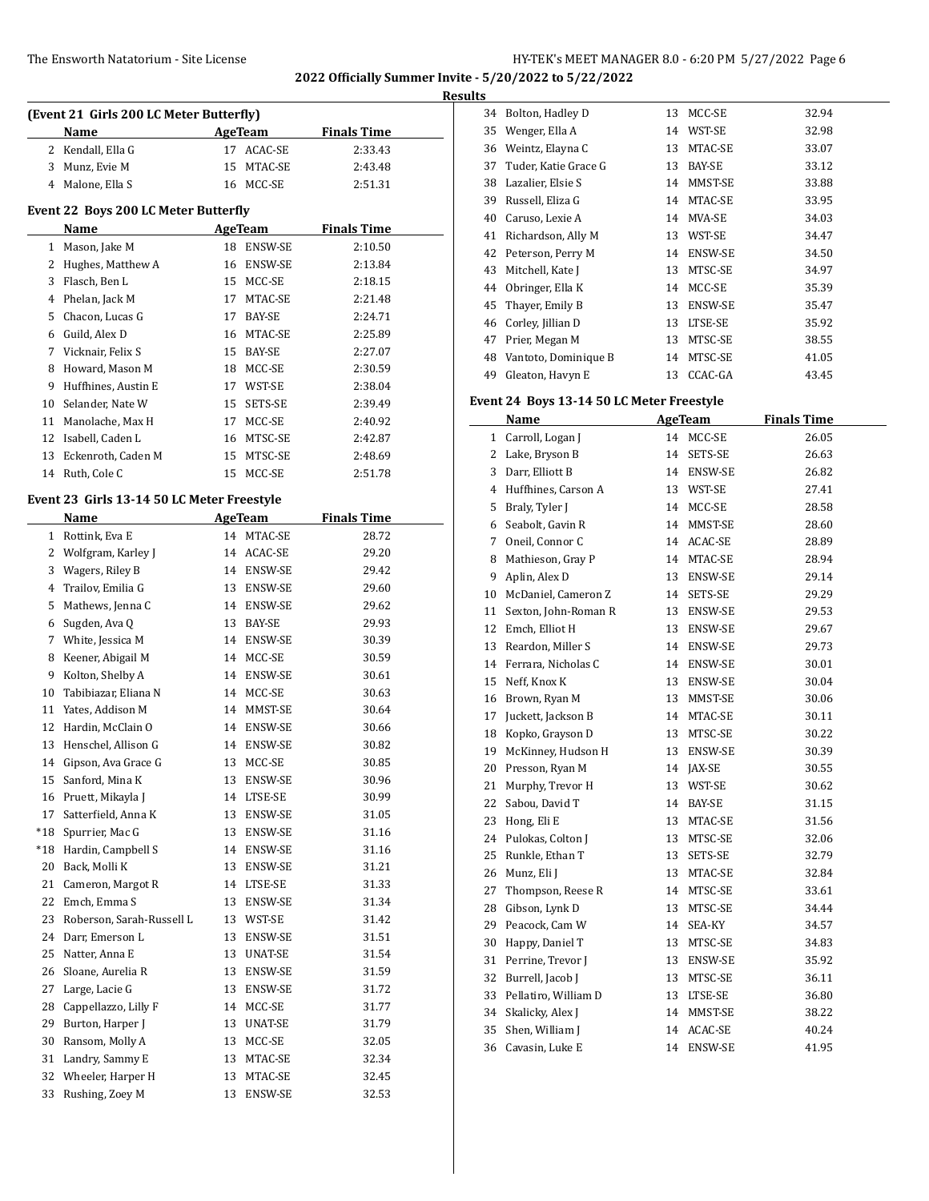## 2022 Officially Summer Invite - 5/20/2022 to 5/22/2022

### Results

#### (Event 21 Girls 200 LC Meter Butterfly)

| | Name | Age | Team | Finals Time |
|---|---|---|---|---|
| 2 | Kendall, Ella G | 17 | ACAC-SE | 2:33.43 |
| 3 | Munz, Evie M | 15 | MTAC-SE | 2:43.48 |
| 4 | Malone, Ella S | 16 | MCC-SE | 2:51.31 |

#### Event 22 Boys 200 LC Meter Butterfly

| | Name | Age | Team | Finals Time |
|---|---|---|---|---|
| 1 | Mason, Jake M | 18 | ENSW-SE | 2:10.50 |
| 2 | Hughes, Matthew A | 16 | ENSW-SE | 2:13.84 |
| 3 | Flasch, Ben L | 15 | MCC-SE | 2:18.15 |
| 4 | Phelan, Jack M | 17 | MTAC-SE | 2:21.48 |
| 5 | Chacon, Lucas G | 17 | BAY-SE | 2:24.71 |
| 6 | Guild, Alex D | 16 | MTAC-SE | 2:25.89 |
| 7 | Vicknair, Felix S | 15 | BAY-SE | 2:27.07 |
| 8 | Howard, Mason M | 18 | MCC-SE | 2:30.59 |
| 9 | Huffhines, Austin E | 17 | WST-SE | 2:38.04 |
| 10 | Selander, Nate W | 15 | SETS-SE | 2:39.49 |
| 11 | Manolache, Max H | 17 | MCC-SE | 2:40.92 |
| 12 | Isabell, Caden L | 16 | MTSC-SE | 2:42.87 |
| 13 | Eckenroth, Caden M | 15 | MTSC-SE | 2:48.69 |
| 14 | Ruth, Cole C | 15 | MCC-SE | 2:51.78 |

#### Event 23 Girls 13-14 50 LC Meter Freestyle

| | Name | Age | Team | Finals Time |
|---|---|---|---|---|
| 1 | Rottink, Eva E | 14 | MTAC-SE | 28.72 |
| 2 | Wolfgram, Karley J | 14 | ACAC-SE | 29.20 |
| 3 | Wagers, Riley B | 14 | ENSW-SE | 29.42 |
| 4 | Trailov, Emilia G | 13 | ENSW-SE | 29.60 |
| 5 | Mathews, Jenna C | 14 | ENSW-SE | 29.62 |
| 6 | Sugden, Ava Q | 13 | BAY-SE | 29.93 |
| 7 | White, Jessica M | 14 | ENSW-SE | 30.39 |
| 8 | Keener, Abigail M | 14 | MCC-SE | 30.59 |
| 9 | Kolton, Shelby A | 14 | ENSW-SE | 30.61 |
| 10 | Tabibiazar, Eliana N | 14 | MCC-SE | 30.63 |
| 11 | Yates, Addison M | 14 | MMST-SE | 30.64 |
| 12 | Hardin, McClain O | 14 | ENSW-SE | 30.66 |
| 13 | Henschel, Allison G | 14 | ENSW-SE | 30.82 |
| 14 | Gipson, Ava Grace G | 13 | MCC-SE | 30.85 |
| 15 | Sanford, Mina K | 13 | ENSW-SE | 30.96 |
| 16 | Pruett, Mikayla J | 14 | LTSE-SE | 30.99 |
| 17 | Satterfield, Anna K | 13 | ENSW-SE | 31.05 |
| *18 | Spurrier, Mac G | 13 | ENSW-SE | 31.16 |
| *18 | Hardin, Campbell S | 14 | ENSW-SE | 31.16 |
| 20 | Back, Molli K | 13 | ENSW-SE | 31.21 |
| 21 | Cameron, Margot R | 14 | LTSE-SE | 31.33 |
| 22 | Emch, Emma S | 13 | ENSW-SE | 31.34 |
| 23 | Roberson, Sarah-Russell L | 13 | WST-SE | 31.42 |
| 24 | Darr, Emerson L | 13 | ENSW-SE | 31.51 |
| 25 | Natter, Anna E | 13 | UNAT-SE | 31.54 |
| 26 | Sloane, Aurelia R | 13 | ENSW-SE | 31.59 |
| 27 | Large, Lacie G | 13 | ENSW-SE | 31.72 |
| 28 | Cappellazzo, Lilly F | 14 | MCC-SE | 31.77 |
| 29 | Burton, Harper J | 13 | UNAT-SE | 31.79 |
| 30 | Ransom, Molly A | 13 | MCC-SE | 32.05 |
| 31 | Landry, Sammy E | 13 | MTAC-SE | 32.34 |
| 32 | Wheeler, Harper H | 13 | MTAC-SE | 32.45 |
| 33 | Rushing, Zoey M | 13 | ENSW-SE | 32.53 |
| 34 | Bolton, Hadley D | 13 | MCC-SE | 32.94 |
| 35 | Wenger, Ella A | 14 | WST-SE | 32.98 |
| 36 | Weintz, Elayna C | 13 | MTAC-SE | 33.07 |
| 37 | Tuder, Katie Grace G | 13 | BAY-SE | 33.12 |
| 38 | Lazalier, Elsie S | 14 | MMST-SE | 33.88 |
| 39 | Russell, Eliza G | 14 | MTAC-SE | 33.95 |
| 40 | Caruso, Lexie A | 14 | MVA-SE | 34.03 |
| 41 | Richardson, Ally M | 13 | WST-SE | 34.47 |
| 42 | Peterson, Perry M | 14 | ENSW-SE | 34.50 |
| 43 | Mitchell, Kate J | 13 | MTSC-SE | 34.97 |
| 44 | Obringer, Ella K | 14 | MCC-SE | 35.39 |
| 45 | Thayer, Emily B | 13 | ENSW-SE | 35.47 |
| 46 | Corley, Jillian D | 13 | LTSE-SE | 35.92 |
| 47 | Prier, Megan M | 13 | MTSC-SE | 38.55 |
| 48 | Vantoto, Dominique B | 14 | MTSC-SE | 41.05 |
| 49 | Gleaton, Havyn E | 13 | CCAC-GA | 43.45 |

#### Event 24 Boys 13-14 50 LC Meter Freestyle

| | Name | Age | Team | Finals Time |
|---|---|---|---|---|
| 1 | Carroll, Logan J | 14 | MCC-SE | 26.05 |
| 2 | Lake, Bryson B | 14 | SETS-SE | 26.63 |
| 3 | Darr, Elliott B | 14 | ENSW-SE | 26.82 |
| 4 | Huffhines, Carson A | 13 | WST-SE | 27.41 |
| 5 | Braly, Tyler J | 14 | MCC-SE | 28.58 |
| 6 | Seabolt, Gavin R | 14 | MMST-SE | 28.60 |
| 7 | Oneil, Connor C | 14 | ACAC-SE | 28.89 |
| 8 | Mathieson, Gray P | 14 | MTAC-SE | 28.94 |
| 9 | Aplin, Alex D | 13 | ENSW-SE | 29.14 |
| 10 | McDaniel, Cameron Z | 14 | SETS-SE | 29.29 |
| 11 | Sexton, John-Roman R | 13 | ENSW-SE | 29.53 |
| 12 | Emch, Elliot H | 13 | ENSW-SE | 29.67 |
| 13 | Reardon, Miller S | 14 | ENSW-SE | 29.73 |
| 14 | Ferrara, Nicholas C | 14 | ENSW-SE | 30.01 |
| 15 | Neff, Knox K | 13 | ENSW-SE | 30.04 |
| 16 | Brown, Ryan M | 13 | MMST-SE | 30.06 |
| 17 | Juckett, Jackson B | 14 | MTAC-SE | 30.11 |
| 18 | Kopko, Grayson D | 13 | MTSC-SE | 30.22 |
| 19 | McKinney, Hudson H | 13 | ENSW-SE | 30.39 |
| 20 | Presson, Ryan M | 14 | JAX-SE | 30.55 |
| 21 | Murphy, Trevor H | 13 | WST-SE | 30.62 |
| 22 | Sabou, David T | 14 | BAY-SE | 31.15 |
| 23 | Hong, Eli E | 13 | MTAC-SE | 31.56 |
| 24 | Pulokas, Colton J | 13 | MTSC-SE | 32.06 |
| 25 | Runkle, Ethan T | 13 | SETS-SE | 32.79 |
| 26 | Munz, Eli J | 13 | MTAC-SE | 32.84 |
| 27 | Thompson, Reese R | 14 | MTSC-SE | 33.61 |
| 28 | Gibson, Lynk D | 13 | MTSC-SE | 34.44 |
| 29 | Peacock, Cam W | 14 | SEA-KY | 34.57 |
| 30 | Happy, Daniel T | 13 | MTSC-SE | 34.83 |
| 31 | Perrine, Trevor J | 13 | ENSW-SE | 35.92 |
| 32 | Burrell, Jacob J | 13 | MTSC-SE | 36.11 |
| 33 | Pellatiro, William D | 13 | LTSE-SE | 36.80 |
| 34 | Skalicky, Alex J | 14 | MMST-SE | 38.22 |
| 35 | Shen, William J | 14 | ACAC-SE | 40.24 |
| 36 | Cavasin, Luke E | 14 | ENSW-SE | 41.95 |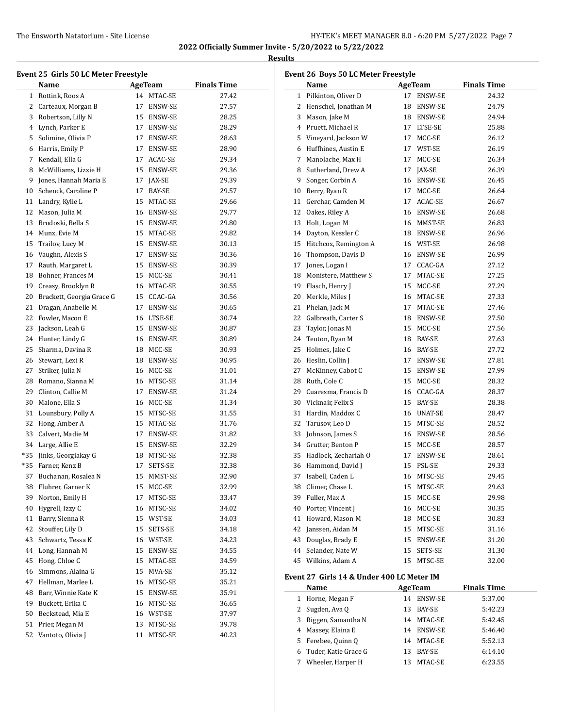**2022 Officially Summer Invite - 5/20/2022 to 5/22/2022**

**Results**

### Event 25 Girls 50 LC Meter Freestyle

| | Name | Age | Team | Finals Time |
|---|---|---|---|---|
| 1 | Rottink, Roos A | 14 | MTAC-SE | 27.42 |
| 2 | Carteaux, Morgan B | 17 | ENSW-SE | 27.57 |
| 3 | Robertson, Lilly N | 15 | ENSW-SE | 28.25 |
| 4 | Lynch, Parker E | 17 | ENSW-SE | 28.29 |
| 5 | Solimine, Olivia P | 17 | ENSW-SE | 28.63 |
| 6 | Harris, Emily P | 17 | ENSW-SE | 28.90 |
| 7 | Kendall, Ella G | 17 | ACAC-SE | 29.34 |
| 8 | McWilliams, Lizzie H | 15 | ENSW-SE | 29.36 |
| 9 | Jones, Hannah Maria E | 17 | JAX-SE | 29.39 |
| 10 | Schenck, Caroline P | 17 | BAY-SE | 29.57 |
| 11 | Landry, Kylie L | 15 | MTAC-SE | 29.66 |
| 12 | Mason, Julia M | 16 | ENSW-SE | 29.77 |
| 13 | Brodoski, Bella S | 15 | ENSW-SE | 29.80 |
| 14 | Munz, Evie M | 15 | MTAC-SE | 29.82 |
| 15 | Trailov, Lucy M | 15 | ENSW-SE | 30.13 |
| 16 | Vaughn, Alexis S | 17 | ENSW-SE | 30.36 |
| 17 | Rauth, Margaret L | 15 | ENSW-SE | 30.39 |
| 18 | Bohner, Frances M | 15 | MCC-SE | 30.41 |
| 19 | Creasy, Brooklyn R | 16 | MTAC-SE | 30.55 |
| 20 | Brackett, Georgia Grace G | 15 | CCAC-GA | 30.56 |
| 21 | Dragan, Anabelle M | 17 | ENSW-SE | 30.65 |
| 22 | Fowler, Macon E | 16 | LTSE-SE | 30.74 |
| 23 | Jackson, Leah G | 15 | ENSW-SE | 30.87 |
| 24 | Hunter, Lindy G | 16 | ENSW-SE | 30.89 |
| 25 | Sharma, Davina R | 18 | MCC-SE | 30.93 |
| 26 | Stewart, Lexi R | 18 | ENSW-SE | 30.95 |
| 27 | Striker, Julia N | 16 | MCC-SE | 31.01 |
| 28 | Romano, Sianna M | 16 | MTSC-SE | 31.14 |
| 29 | Clinton, Callie M | 17 | ENSW-SE | 31.24 |
| 30 | Malone, Ella S | 16 | MCC-SE | 31.34 |
| 31 | Lounsbury, Polly A | 15 | MTSC-SE | 31.55 |
| 32 | Hong, Amber A | 15 | MTAC-SE | 31.76 |
| 33 | Calvert, Madie M | 17 | ENSW-SE | 31.82 |
| 34 | Large, Allie E | 15 | ENSW-SE | 32.29 |
| *35 | Jinks, Georgiakay G | 18 | MTSC-SE | 32.38 |
| *35 | Farner, Kenz B | 17 | SETS-SE | 32.38 |
| 37 | Buchanan, Rosalea N | 15 | MMST-SE | 32.90 |
| 38 | Fluhrer, Garner K | 15 | MCC-SE | 32.99 |
| 39 | Norton, Emily H | 17 | MTSC-SE | 33.47 |
| 40 | Hygrell, Izzy C | 16 | MTSC-SE | 34.02 |
| 41 | Barry, Sienna R | 15 | WST-SE | 34.03 |
| 42 | Stouffer, Lily D | 15 | SETS-SE | 34.18 |
| 43 | Schwartz, Tessa K | 16 | WST-SE | 34.23 |
| 44 | Long, Hannah M | 15 | ENSW-SE | 34.55 |
| 45 | Hong, Chloe C | 15 | MTAC-SE | 34.59 |
| 46 | Simmons, Alaina G | 15 | MVA-SE | 35.12 |
| 47 | Hellman, Marlee L | 16 | MTSC-SE | 35.21 |
| 48 | Barr, Winnie Kate K | 15 | ENSW-SE | 35.91 |
| 49 | Buckett, Erika C | 16 | MTSC-SE | 36.65 |
| 50 | Beckstead, Mia E | 16 | WST-SE | 37.97 |
| 51 | Prier, Megan M | 13 | MTSC-SE | 39.78 |
| 52 | Vantoto, Olivia J | 11 | MTSC-SE | 40.23 |

### Event 26 Boys 50 LC Meter Freestyle

| | Name | Age | Team | Finals Time |
|---|---|---|---|---|
| 1 | Pilkinton, Oliver D | 17 | ENSW-SE | 24.32 |
| 2 | Henschel, Jonathan M | 18 | ENSW-SE | 24.79 |
| 3 | Mason, Jake M | 18 | ENSW-SE | 24.94 |
| 4 | Pruett, Michael R | 17 | LTSE-SE | 25.88 |
| 5 | Vineyard, Jackson W | 17 | MCC-SE | 26.12 |
| 6 | Huffhines, Austin E | 17 | WST-SE | 26.19 |
| 7 | Manolache, Max H | 17 | MCC-SE | 26.34 |
| 8 | Sutherland, Drew A | 17 | JAX-SE | 26.39 |
| 9 | Songer, Corbin A | 16 | ENSW-SE | 26.45 |
| 10 | Berry, Ryan R | 17 | MCC-SE | 26.64 |
| 11 | Gerchar, Camden M | 17 | ACAC-SE | 26.67 |
| 12 | Oakes, Riley A | 16 | ENSW-SE | 26.68 |
| 13 | Holt, Logan M | 16 | MMST-SE | 26.83 |
| 14 | Dayton, Kessler C | 18 | ENSW-SE | 26.96 |
| 15 | Hitchcox, Remington A | 16 | WST-SE | 26.98 |
| 16 | Thompson, Davis D | 16 | ENSW-SE | 26.99 |
| 17 | Jones, Logan I | 17 | CCAC-GA | 27.12 |
| 18 | Monistere, Matthew S | 17 | MTAC-SE | 27.25 |
| 19 | Flasch, Henry J | 15 | MCC-SE | 27.29 |
| 20 | Merkle, Miles J | 16 | MTAC-SE | 27.33 |
| 21 | Phelan, Jack M | 17 | MTAC-SE | 27.46 |
| 22 | Galbreath, Carter S | 18 | ENSW-SE | 27.50 |
| 23 | Taylor, Jonas M | 15 | MCC-SE | 27.56 |
| 24 | Teuton, Ryan M | 18 | BAY-SE | 27.63 |
| 25 | Holmes, Jake C | 16 | BAY-SE | 27.72 |
| 26 | Heslin, Collin J | 17 | ENSW-SE | 27.81 |
| 27 | McKinney, Cabot C | 15 | ENSW-SE | 27.99 |
| 28 | Ruth, Cole C | 15 | MCC-SE | 28.32 |
| 29 | Cuaresma, Francis D | 16 | CCAC-GA | 28.37 |
| 30 | Vicknair, Felix S | 15 | BAY-SE | 28.38 |
| 31 | Hardin, Maddox C | 16 | UNAT-SE | 28.47 |
| 32 | Tarusov, Leo D | 15 | MTSC-SE | 28.52 |
| 33 | Johnson, James S | 16 | ENSW-SE | 28.56 |
| 34 | Grutter, Benton P | 15 | MCC-SE | 28.57 |
| 35 | Hadlock, Zechariah O | 17 | ENSW-SE | 28.61 |
| 36 | Hammond, David J | 15 | PSL-SE | 29.33 |
| 37 | Isabell, Caden L | 16 | MTSC-SE | 29.45 |
| 38 | Climer, Chase L | 15 | MTSC-SE | 29.63 |
| 39 | Fuller, Max A | 15 | MCC-SE | 29.98 |
| 40 | Porter, Vincent J | 16 | MCC-SE | 30.35 |
| 41 | Howard, Mason M | 18 | MCC-SE | 30.83 |
| 42 | Janssen, Aidan M | 15 | MTSC-SE | 31.16 |
| 43 | Douglas, Brady E | 15 | ENSW-SE | 31.20 |
| 44 | Selander, Nate W | 15 | SETS-SE | 31.30 |
| 45 | Wilkins, Adam A | 15 | MTSC-SE | 32.00 |

### Event 27 Girls 14 & Under 400 LC Meter IM

| | Name | Age | Team | Finals Time |
|---|---|---|---|---|
| 1 | Horne, Megan F | 14 | ENSW-SE | 5:37.00 |
| 2 | Sugden, Ava Q | 13 | BAY-SE | 5:42.23 |
| 3 | Riggen, Samantha N | 14 | MTAC-SE | 5:42.45 |
| 4 | Massey, Elaina E | 14 | ENSW-SE | 5:46.40 |
| 5 | Ferebee, Quinn Q | 14 | MTAC-SE | 5:52.13 |
| 6 | Tuder, Katie Grace G | 13 | BAY-SE | 6:14.10 |
| 7 | Wheeler, Harper H | 13 | MTAC-SE | 6:23.55 |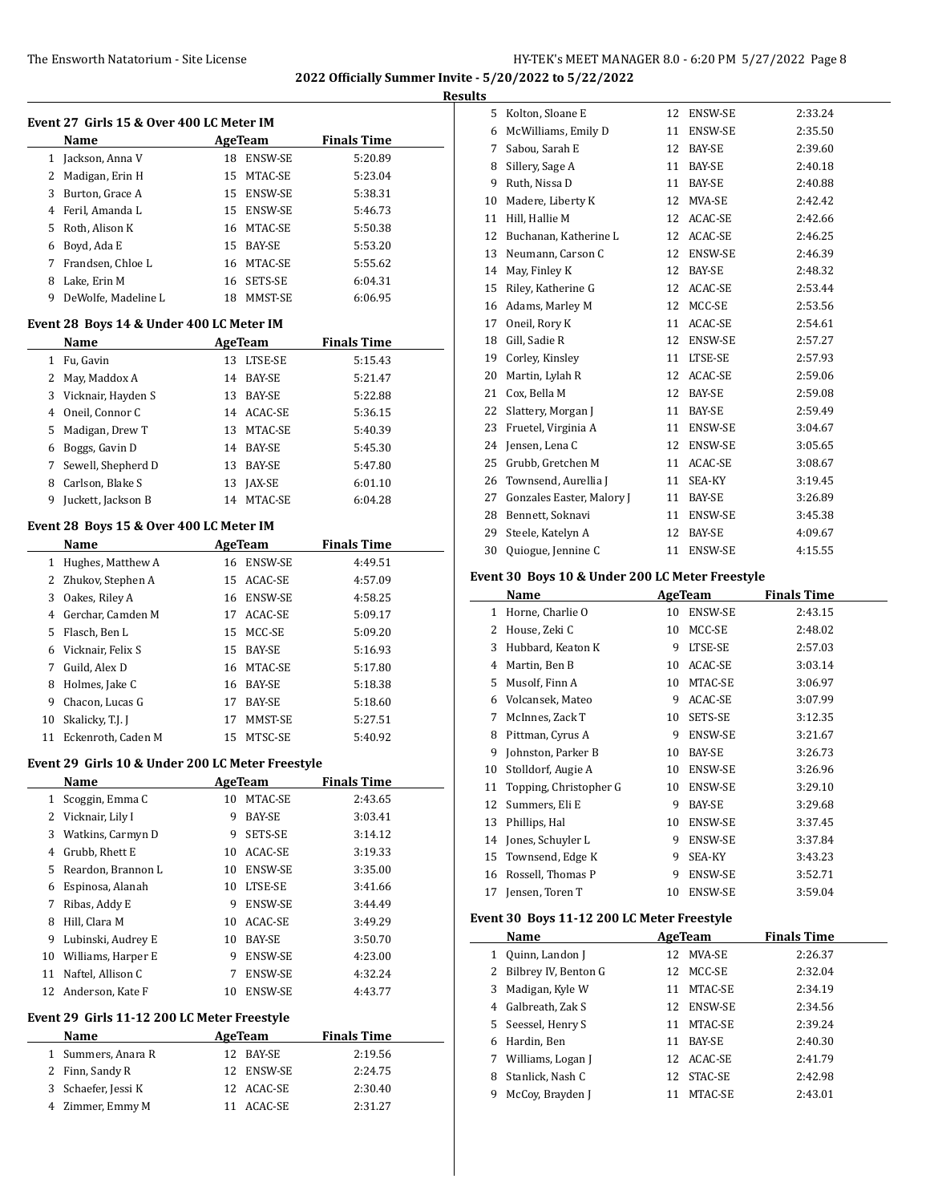## 2022 Officially Summer Invite - 5/20/2022 to 5/22/2022

### Results

#### Event 27 Girls 15 & Over 400 LC Meter IM

| | Name | Age | Team | Finals Time |
|---|---|---|---|---|
| 1 | Jackson, Anna V | 18 | ENSW-SE | 5:20.89 |
| 2 | Madigan, Erin H | 15 | MTAC-SE | 5:23.04 |
| 3 | Burton, Grace A | 15 | ENSW-SE | 5:38.31 |
| 4 | Feril, Amanda L | 15 | ENSW-SE | 5:46.73 |
| 5 | Roth, Alison K | 16 | MTAC-SE | 5:50.38 |
| 6 | Boyd, Ada E | 15 | BAY-SE | 5:53.20 |
| 7 | Frandsen, Chloe L | 16 | MTAC-SE | 5:55.62 |
| 8 | Lake, Erin M | 16 | SETS-SE | 6:04.31 |
| 9 | DeWolfe, Madeline L | 18 | MMST-SE | 6:06.95 |

#### Event 28 Boys 14 & Under 400 LC Meter IM

| | Name | Age | Team | Finals Time |
|---|---|---|---|---|
| 1 | Fu, Gavin | 13 | LTSE-SE | 5:15.43 |
| 2 | May, Maddox A | 14 | BAY-SE | 5:21.47 |
| 3 | Vicknair, Hayden S | 13 | BAY-SE | 5:22.88 |
| 4 | Oneil, Connor C | 14 | ACAC-SE | 5:36.15 |
| 5 | Madigan, Drew T | 13 | MTAC-SE | 5:40.39 |
| 6 | Boggs, Gavin D | 14 | BAY-SE | 5:45.30 |
| 7 | Sewell, Shepherd D | 13 | BAY-SE | 5:47.80 |
| 8 | Carlson, Blake S | 13 | JAX-SE | 6:01.10 |
| 9 | Juckett, Jackson B | 14 | MTAC-SE | 6:04.28 |

#### Event 28 Boys 15 & Over 400 LC Meter IM

| | Name | Age | Team | Finals Time |
|---|---|---|---|---|
| 1 | Hughes, Matthew A | 16 | ENSW-SE | 4:49.51 |
| 2 | Zhukov, Stephen A | 15 | ACAC-SE | 4:57.09 |
| 3 | Oakes, Riley A | 16 | ENSW-SE | 4:58.25 |
| 4 | Gerchar, Camden M | 17 | ACAC-SE | 5:09.17 |
| 5 | Flasch, Ben L | 15 | MCC-SE | 5:09.20 |
| 6 | Vicknair, Felix S | 15 | BAY-SE | 5:16.93 |
| 7 | Guild, Alex D | 16 | MTAC-SE | 5:17.80 |
| 8 | Holmes, Jake C | 16 | BAY-SE | 5:18.38 |
| 9 | Chacon, Lucas G | 17 | BAY-SE | 5:18.60 |
| 10 | Skalicky, T.J. J | 17 | MMST-SE | 5:27.51 |
| 11 | Eckenroth, Caden M | 15 | MTSC-SE | 5:40.92 |

#### Event 29 Girls 10 & Under 200 LC Meter Freestyle

| | Name | Age | Team | Finals Time |
|---|---|---|---|---|
| 1 | Scoggin, Emma C | 10 | MTAC-SE | 2:43.65 |
| 2 | Vicknair, Lily I | 9 | BAY-SE | 3:03.41 |
| 3 | Watkins, Carmyn D | 9 | SETS-SE | 3:14.12 |
| 4 | Grubb, Rhett E | 10 | ACAC-SE | 3:19.33 |
| 5 | Reardon, Brannon L | 10 | ENSW-SE | 3:35.00 |
| 6 | Espinosa, Alanah | 10 | LTSE-SE | 3:41.66 |
| 7 | Ribas, Addy E | 9 | ENSW-SE | 3:44.49 |
| 8 | Hill, Clara M | 10 | ACAC-SE | 3:49.29 |
| 9 | Lubinski, Audrey E | 10 | BAY-SE | 3:50.70 |
| 10 | Williams, Harper E | 9 | ENSW-SE | 4:23.00 |
| 11 | Naftel, Allison C | 7 | ENSW-SE | 4:32.24 |
| 12 | Anderson, Kate F | 10 | ENSW-SE | 4:43.77 |

#### Event 29 Girls 11-12 200 LC Meter Freestyle

| | Name | Age | Team | Finals Time |
|---|---|---|---|---|
| 1 | Summers, Anara R | 12 | BAY-SE | 2:19.56 |
| 2 | Finn, Sandy R | 12 | ENSW-SE | 2:24.75 |
| 3 | Schaefer, Jessi K | 12 | ACAC-SE | 2:30.40 |
| 4 | Zimmer, Emmy M | 11 | ACAC-SE | 2:31.27 |
| 5 | Kolton, Sloane E | 12 | ENSW-SE | 2:33.24 |
| 6 | McWilliams, Emily D | 11 | ENSW-SE | 2:35.50 |
| 7 | Sabou, Sarah E | 12 | BAY-SE | 2:39.60 |
| 8 | Sillery, Sage A | 11 | BAY-SE | 2:40.18 |
| 9 | Ruth, Nissa D | 11 | BAY-SE | 2:40.88 |
| 10 | Madere, Liberty K | 12 | MVA-SE | 2:42.42 |
| 11 | Hill, Hallie M | 12 | ACAC-SE | 2:42.66 |
| 12 | Buchanan, Katherine L | 12 | ACAC-SE | 2:46.25 |
| 13 | Neumann, Carson C | 12 | ENSW-SE | 2:46.39 |
| 14 | May, Finley K | 12 | BAY-SE | 2:48.32 |
| 15 | Riley, Katherine G | 12 | ACAC-SE | 2:53.44 |
| 16 | Adams, Marley M | 12 | MCC-SE | 2:53.56 |
| 17 | Oneil, Rory K | 11 | ACAC-SE | 2:54.61 |
| 18 | Gill, Sadie R | 12 | ENSW-SE | 2:57.27 |
| 19 | Corley, Kinsley | 11 | LTSE-SE | 2:57.93 |
| 20 | Martin, Lylah R | 12 | ACAC-SE | 2:59.06 |
| 21 | Cox, Bella M | 12 | BAY-SE | 2:59.08 |
| 22 | Slattery, Morgan J | 11 | BAY-SE | 2:59.49 |
| 23 | Fruetel, Virginia A | 11 | ENSW-SE | 3:04.67 |
| 24 | Jensen, Lena C | 12 | ENSW-SE | 3:05.65 |
| 25 | Grubb, Gretchen M | 11 | ACAC-SE | 3:08.67 |
| 26 | Townsend, Aurellia J | 11 | SEA-KY | 3:19.45 |
| 27 | Gonzales Easter, Malory J | 11 | BAY-SE | 3:26.89 |
| 28 | Bennett, Soknavi | 11 | ENSW-SE | 3:45.38 |
| 29 | Steele, Katelyn A | 12 | BAY-SE | 4:09.67 |
| 30 | Quiogue, Jennine C | 11 | ENSW-SE | 4:15.55 |

#### Event 30 Boys 10 & Under 200 LC Meter Freestyle

| | Name | Age | Team | Finals Time |
|---|---|---|---|---|
| 1 | Horne, Charlie O | 10 | ENSW-SE | 2:43.15 |
| 2 | House, Zeki C | 10 | MCC-SE | 2:48.02 |
| 3 | Hubbard, Keaton K | 9 | LTSE-SE | 2:57.03 |
| 4 | Martin, Ben B | 10 | ACAC-SE | 3:03.14 |
| 5 | Musolf, Finn A | 10 | MTAC-SE | 3:06.97 |
| 6 | Volcansek, Mateo | 9 | ACAC-SE | 3:07.99 |
| 7 | McInnes, Zack T | 10 | SETS-SE | 3:12.35 |
| 8 | Pittman, Cyrus A | 9 | ENSW-SE | 3:21.67 |
| 9 | Johnston, Parker B | 10 | BAY-SE | 3:26.73 |
| 10 | Stolldorf, Augie A | 10 | ENSW-SE | 3:26.96 |
| 11 | Topping, Christopher G | 10 | ENSW-SE | 3:29.10 |
| 12 | Summers, Eli E | 9 | BAY-SE | 3:29.68 |
| 13 | Phillips, Hal | 10 | ENSW-SE | 3:37.45 |
| 14 | Jones, Schuyler L | 9 | ENSW-SE | 3:37.84 |
| 15 | Townsend, Edge K | 9 | SEA-KY | 3:43.23 |
| 16 | Rossell, Thomas P | 9 | ENSW-SE | 3:52.71 |
| 17 | Jensen, Toren T | 10 | ENSW-SE | 3:59.04 |

#### Event 30 Boys 11-12 200 LC Meter Freestyle

| | Name | Age | Team | Finals Time |
|---|---|---|---|---|
| 1 | Quinn, Landon J | 12 | MVA-SE | 2:26.37 |
| 2 | Bilbrey IV, Benton G | 12 | MCC-SE | 2:32.04 |
| 3 | Madigan, Kyle W | 11 | MTAC-SE | 2:34.19 |
| 4 | Galbreath, Zak S | 12 | ENSW-SE | 2:34.56 |
| 5 | Seessel, Henry S | 11 | MTAC-SE | 2:39.24 |
| 6 | Hardin, Ben | 11 | BAY-SE | 2:40.30 |
| 7 | Williams, Logan J | 12 | ACAC-SE | 2:41.79 |
| 8 | Stanlick, Nash C | 12 | STAC-SE | 2:42.98 |
| 9 | McCoy, Brayden J | 11 | MTAC-SE | 2:43.01 |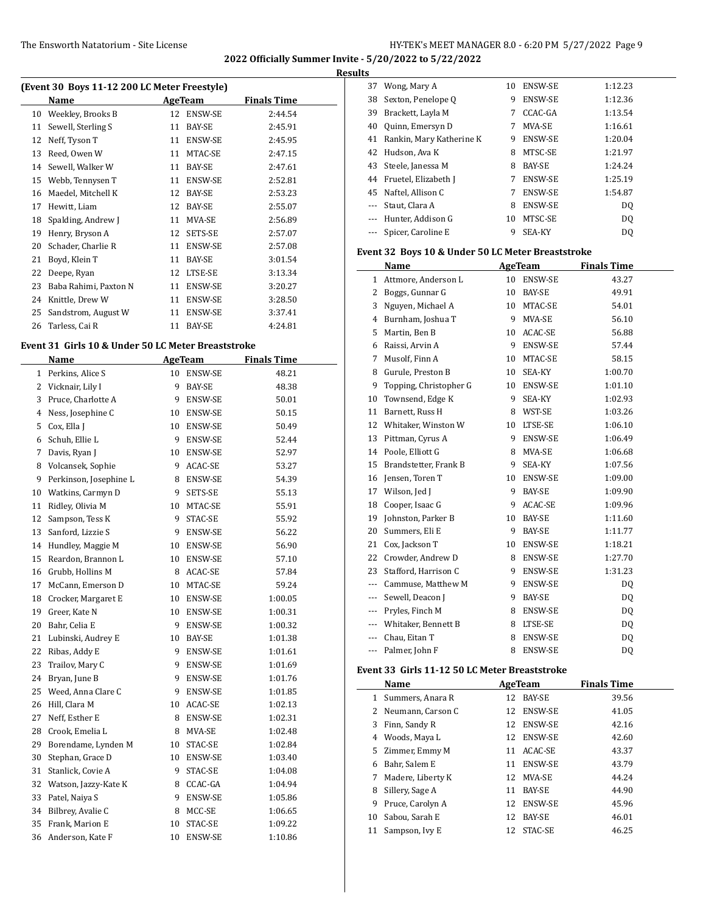## 2022 Officially Summer Invite - 5/20/2022 to 5/22/2022

### Results

**(Event 30 Boys 11-12 200 LC Meter Freestyle)**

| | Name | Age | Team | Finals Time |
|---|---|---|---|---|
| 10 | Weekley, Brooks B | 12 | ENSW-SE | 2:44.54 |
| 11 | Sewell, Sterling S | 11 | BAY-SE | 2:45.91 |
| 12 | Neff, Tyson T | 11 | ENSW-SE | 2:45.95 |
| 13 | Reed, Owen W | 11 | MTAC-SE | 2:47.15 |
| 14 | Sewell, Walker W | 11 | BAY-SE | 2:47.61 |
| 15 | Webb, Tennysen T | 11 | ENSW-SE | 2:52.81 |
| 16 | Maedel, Mitchell K | 12 | BAY-SE | 2:53.23 |
| 17 | Hewitt, Liam | 12 | BAY-SE | 2:55.07 |
| 18 | Spalding, Andrew J | 11 | MVA-SE | 2:56.89 |
| 19 | Henry, Bryson A | 12 | SETS-SE | 2:57.07 |
| 20 | Schader, Charlie R | 11 | ENSW-SE | 2:57.08 |
| 21 | Boyd, Klein T | 11 | BAY-SE | 3:01.54 |
| 22 | Deepe, Ryan | 12 | LTSE-SE | 3:13.34 |
| 23 | Baba Rahimi, Paxton N | 11 | ENSW-SE | 3:20.27 |
| 24 | Knittle, Drew W | 11 | ENSW-SE | 3:28.50 |
| 25 | Sandstrom, August W | 11 | ENSW-SE | 3:37.41 |
| 26 | Tarless, Cai R | 11 | BAY-SE | 4:24.81 |

**Event 31 Girls 10 & Under 50 LC Meter Breaststroke**

| | Name | Age | Team | Finals Time |
|---|---|---|---|---|
| 1 | Perkins, Alice S | 10 | ENSW-SE | 48.21 |
| 2 | Vicknair, Lily I | 9 | BAY-SE | 48.38 |
| 3 | Pruce, Charlotte A | 9 | ENSW-SE | 50.01 |
| 4 | Ness, Josephine C | 10 | ENSW-SE | 50.15 |
| 5 | Cox, Ella J | 10 | ENSW-SE | 50.49 |
| 6 | Schuh, Ellie L | 9 | ENSW-SE | 52.44 |
| 7 | Davis, Ryan J | 10 | ENSW-SE | 52.97 |
| 8 | Volcansek, Sophie | 9 | ACAC-SE | 53.27 |
| 9 | Perkinson, Josephine L | 8 | ENSW-SE | 54.39 |
| 10 | Watkins, Carmyn D | 9 | SETS-SE | 55.13 |
| 11 | Ridley, Olivia M | 10 | MTAC-SE | 55.91 |
| 12 | Sampson, Tess K | 9 | STAC-SE | 55.92 |
| 13 | Sanford, Lizzie S | 9 | ENSW-SE | 56.22 |
| 14 | Hundley, Maggie M | 10 | ENSW-SE | 56.90 |
| 15 | Reardon, Brannon L | 10 | ENSW-SE | 57.10 |
| 16 | Grubb, Hollins M | 8 | ACAC-SE | 57.84 |
| 17 | McCann, Emerson D | 10 | MTAC-SE | 59.24 |
| 18 | Crocker, Margaret E | 10 | ENSW-SE | 1:00.05 |
| 19 | Greer, Kate N | 10 | ENSW-SE | 1:00.31 |
| 20 | Bahr, Celia E | 9 | ENSW-SE | 1:00.32 |
| 21 | Lubinski, Audrey E | 10 | BAY-SE | 1:01.38 |
| 22 | Ribas, Addy E | 9 | ENSW-SE | 1:01.61 |
| 23 | Trailov, Mary C | 9 | ENSW-SE | 1:01.69 |
| 24 | Bryan, June B | 9 | ENSW-SE | 1:01.76 |
| 25 | Weed, Anna Clare C | 9 | ENSW-SE | 1:01.85 |
| 26 | Hill, Clara M | 10 | ACAC-SE | 1:02.13 |
| 27 | Neff, Esther E | 8 | ENSW-SE | 1:02.31 |
| 28 | Crook, Emelia L | 8 | MVA-SE | 1:02.48 |
| 29 | Borendame, Lynden M | 10 | STAC-SE | 1:02.84 |
| 30 | Stephan, Grace D | 10 | ENSW-SE | 1:03.40 |
| 31 | Stanlick, Covie A | 9 | STAC-SE | 1:04.08 |
| 32 | Watson, Jazzy-Kate K | 8 | CCAC-GA | 1:04.94 |
| 33 | Patel, Naiya S | 9 | ENSW-SE | 1:05.86 |
| 34 | Bilbrey, Avalie C | 8 | MCC-SE | 1:06.65 |
| 35 | Frank, Marion E | 10 | STAC-SE | 1:09.22 |
| 36 | Anderson, Kate F | 10 | ENSW-SE | 1:10.86 |
| 37 | Wong, Mary A | 10 | ENSW-SE | 1:12.23 |
| 38 | Sexton, Penelope Q | 9 | ENSW-SE | 1:12.36 |
| 39 | Brackett, Layla M | 7 | CCAC-GA | 1:13.54 |
| 40 | Quinn, Emersyn D | 7 | MVA-SE | 1:16.61 |
| 41 | Rankin, Mary Katherine K | 9 | ENSW-SE | 1:20.04 |
| 42 | Hudson, Ava K | 8 | MTSC-SE | 1:21.97 |
| 43 | Steele, Janessa M | 8 | BAY-SE | 1:24.24 |
| 44 | Fruetel, Elizabeth J | 7 | ENSW-SE | 1:25.19 |
| 45 | Naftel, Allison C | 7 | ENSW-SE | 1:54.87 |
| --- | Staut, Clara A | 8 | ENSW-SE | DQ |
| --- | Hunter, Addison G | 10 | MTSC-SE | DQ |
| --- | Spicer, Caroline E | 9 | SEA-KY | DQ |

**Event 32 Boys 10 & Under 50 LC Meter Breaststroke**

| | Name | Age | Team | Finals Time |
|---|---|---|---|---|
| 1 | Attmore, Anderson L | 10 | ENSW-SE | 43.27 |
| 2 | Boggs, Gunnar G | 10 | BAY-SE | 49.91 |
| 3 | Nguyen, Michael A | 10 | MTAC-SE | 54.01 |
| 4 | Burnham, Joshua T | 9 | MVA-SE | 56.10 |
| 5 | Martin, Ben B | 10 | ACAC-SE | 56.88 |
| 6 | Raissi, Arvin A | 9 | ENSW-SE | 57.44 |
| 7 | Musolf, Finn A | 10 | MTAC-SE | 58.15 |
| 8 | Gurule, Preston B | 10 | SEA-KY | 1:00.70 |
| 9 | Topping, Christopher G | 10 | ENSW-SE | 1:01.10 |
| 10 | Townsend, Edge K | 9 | SEA-KY | 1:02.93 |
| 11 | Barnett, Russ H | 8 | WST-SE | 1:03.26 |
| 12 | Whitaker, Winston W | 10 | LTSE-SE | 1:06.10 |
| 13 | Pittman, Cyrus A | 9 | ENSW-SE | 1:06.49 |
| 14 | Poole, Elliott G | 8 | MVA-SE | 1:06.68 |
| 15 | Brandstetter, Frank B | 9 | SEA-KY | 1:07.56 |
| 16 | Jensen, Toren T | 10 | ENSW-SE | 1:09.00 |
| 17 | Wilson, Jed J | 9 | BAY-SE | 1:09.90 |
| 18 | Cooper, Isaac G | 9 | ACAC-SE | 1:09.96 |
| 19 | Johnston, Parker B | 10 | BAY-SE | 1:11.60 |
| 20 | Summers, Eli E | 9 | BAY-SE | 1:11.77 |
| 21 | Cox, Jackson T | 10 | ENSW-SE | 1:18.21 |
| 22 | Crowder, Andrew D | 8 | ENSW-SE | 1:27.70 |
| 23 | Stafford, Harrison C | 9 | ENSW-SE | 1:31.23 |
| --- | Cammuse, Matthew M | 9 | ENSW-SE | DQ |
| --- | Sewell, Deacon J | 9 | BAY-SE | DQ |
| --- | Pryles, Finch M | 8 | ENSW-SE | DQ |
| --- | Whitaker, Bennett B | 8 | LTSE-SE | DQ |
| --- | Chau, Eitan T | 8 | ENSW-SE | DQ |
| --- | Palmer, John F | 8 | ENSW-SE | DQ |

**Event 33 Girls 11-12 50 LC Meter Breaststroke**

| | Name | Age | Team | Finals Time |
|---|---|---|---|---|
| 1 | Summers, Anara R | 12 | BAY-SE | 39.56 |
| 2 | Neumann, Carson C | 12 | ENSW-SE | 41.05 |
| 3 | Finn, Sandy R | 12 | ENSW-SE | 42.16 |
| 4 | Woods, Maya L | 12 | ENSW-SE | 42.60 |
| 5 | Zimmer, Emmy M | 11 | ACAC-SE | 43.37 |
| 6 | Bahr, Salem E | 11 | ENSW-SE | 43.79 |
| 7 | Madere, Liberty K | 12 | MVA-SE | 44.24 |
| 8 | Sillery, Sage A | 11 | BAY-SE | 44.90 |
| 9 | Pruce, Carolyn A | 12 | ENSW-SE | 45.96 |
| 10 | Sabou, Sarah E | 12 | BAY-SE | 46.01 |
| 11 | Sampson, Ivy E | 12 | STAC-SE | 46.25 |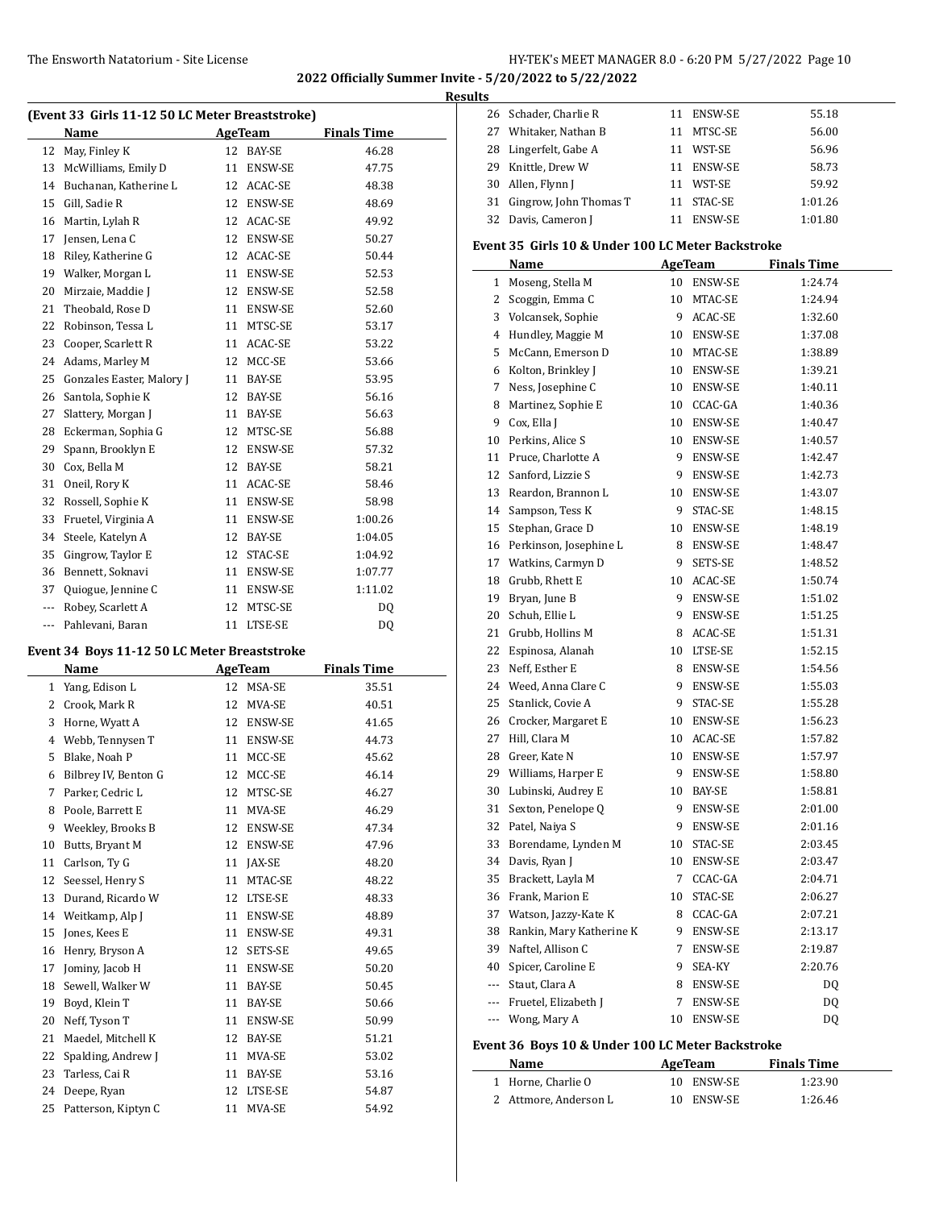**2022 Officially Summer Invite - 5/20/2022 to 5/22/2022**

**Results**

### (Event 33 Girls 11-12 50 LC Meter Breaststroke)

| | Name | Age | Team | Finals Time |
|---|---|---|---|---|
| 12 | May, Finley K | 12 | BAY-SE | 46.28 |
| 13 | McWilliams, Emily D | 11 | ENSW-SE | 47.75 |
| 14 | Buchanan, Katherine L | 12 | ACAC-SE | 48.38 |
| 15 | Gill, Sadie R | 12 | ENSW-SE | 48.69 |
| 16 | Martin, Lylah R | 12 | ACAC-SE | 49.92 |
| 17 | Jensen, Lena C | 12 | ENSW-SE | 50.27 |
| 18 | Riley, Katherine G | 12 | ACAC-SE | 50.44 |
| 19 | Walker, Morgan L | 11 | ENSW-SE | 52.53 |
| 20 | Mirzaie, Maddie J | 12 | ENSW-SE | 52.58 |
| 21 | Theobald, Rose D | 11 | ENSW-SE | 52.60 |
| 22 | Robinson, Tessa L | 11 | MTSC-SE | 53.17 |
| 23 | Cooper, Scarlett R | 11 | ACAC-SE | 53.22 |
| 24 | Adams, Marley M | 12 | MCC-SE | 53.66 |
| 25 | Gonzales Easter, Malory J | 11 | BAY-SE | 53.95 |
| 26 | Santola, Sophie K | 12 | BAY-SE | 56.16 |
| 27 | Slattery, Morgan J | 11 | BAY-SE | 56.63 |
| 28 | Eckerman, Sophia G | 12 | MTSC-SE | 56.88 |
| 29 | Spann, Brooklyn E | 12 | ENSW-SE | 57.32 |
| 30 | Cox, Bella M | 12 | BAY-SE | 58.21 |
| 31 | Oneil, Rory K | 11 | ACAC-SE | 58.46 |
| 32 | Rossell, Sophie K | 11 | ENSW-SE | 58.98 |
| 33 | Fruetel, Virginia A | 11 | ENSW-SE | 1:00.26 |
| 34 | Steele, Katelyn A | 12 | BAY-SE | 1:04.05 |
| 35 | Gingrow, Taylor E | 12 | STAC-SE | 1:04.92 |
| 36 | Bennett, Soknavi | 11 | ENSW-SE | 1:07.77 |
| 37 | Quiogue, Jennine C | 11 | ENSW-SE | 1:11.02 |
| --- | Robey, Scarlett A | 12 | MTSC-SE | DQ |
| --- | Pahlevani, Baran | 11 | LTSE-SE | DQ |

### Event 34 Boys 11-12 50 LC Meter Breaststroke

| | Name | Age | Team | Finals Time |
|---|---|---|---|---|
| 1 | Yang, Edison L | 12 | MSA-SE | 35.51 |
| 2 | Crook, Mark R | 12 | MVA-SE | 40.51 |
| 3 | Horne, Wyatt A | 12 | ENSW-SE | 41.65 |
| 4 | Webb, Tennysen T | 11 | ENSW-SE | 44.73 |
| 5 | Blake, Noah P | 11 | MCC-SE | 45.62 |
| 6 | Bilbrey IV, Benton G | 12 | MCC-SE | 46.14 |
| 7 | Parker, Cedric L | 12 | MTSC-SE | 46.27 |
| 8 | Poole, Barrett E | 11 | MVA-SE | 46.29 |
| 9 | Weekley, Brooks B | 12 | ENSW-SE | 47.34 |
| 10 | Butts, Bryant M | 12 | ENSW-SE | 47.96 |
| 11 | Carlson, Ty G | 11 | JAX-SE | 48.20 |
| 12 | Seessel, Henry S | 11 | MTAC-SE | 48.22 |
| 13 | Durand, Ricardo W | 12 | LTSE-SE | 48.33 |
| 14 | Weitkamp, Alp J | 11 | ENSW-SE | 48.89 |
| 15 | Jones, Kees E | 11 | ENSW-SE | 49.31 |
| 16 | Henry, Bryson A | 12 | SETS-SE | 49.65 |
| 17 | Jominy, Jacob H | 11 | ENSW-SE | 50.20 |
| 18 | Sewell, Walker W | 11 | BAY-SE | 50.45 |
| 19 | Boyd, Klein T | 11 | BAY-SE | 50.66 |
| 20 | Neff, Tyson T | 11 | ENSW-SE | 50.99 |
| 21 | Maedel, Mitchell K | 12 | BAY-SE | 51.21 |
| 22 | Spalding, Andrew J | 11 | MVA-SE | 53.02 |
| 23 | Tarless, Cai R | 11 | BAY-SE | 53.16 |
| 24 | Deepe, Ryan | 12 | LTSE-SE | 54.87 |
| 25 | Patterson, Kiptyn C | 11 | MVA-SE | 54.92 |
| 26 | Schader, Charlie R | 11 | ENSW-SE | 55.18 |
| 27 | Whitaker, Nathan B | 11 | MTSC-SE | 56.00 |
| 28 | Lingerfelt, Gabe A | 11 | WST-SE | 56.96 |
| 29 | Knittle, Drew W | 11 | ENSW-SE | 58.73 |
| 30 | Allen, Flynn J | 11 | WST-SE | 59.92 |
| 31 | Gingrow, John Thomas T | 11 | STAC-SE | 1:01.26 |
| 32 | Davis, Cameron J | 11 | ENSW-SE | 1:01.80 |

### Event 35 Girls 10 & Under 100 LC Meter Backstroke

| | Name | Age | Team | Finals Time |
|---|---|---|---|---|
| 1 | Moseng, Stella M | 10 | ENSW-SE | 1:24.74 |
| 2 | Scoggin, Emma C | 10 | MTAC-SE | 1:24.94 |
| 3 | Volcansek, Sophie | 9 | ACAC-SE | 1:32.60 |
| 4 | Hundley, Maggie M | 10 | ENSW-SE | 1:37.08 |
| 5 | McCann, Emerson D | 10 | MTAC-SE | 1:38.89 |
| 6 | Kolton, Brinkley J | 10 | ENSW-SE | 1:39.21 |
| 7 | Ness, Josephine C | 10 | ENSW-SE | 1:40.11 |
| 8 | Martinez, Sophie E | 10 | CCAC-GA | 1:40.36 |
| 9 | Cox, Ella J | 10 | ENSW-SE | 1:40.47 |
| 10 | Perkins, Alice S | 10 | ENSW-SE | 1:40.57 |
| 11 | Pruce, Charlotte A | 9 | ENSW-SE | 1:42.47 |
| 12 | Sanford, Lizzie S | 9 | ENSW-SE | 1:42.73 |
| 13 | Reardon, Brannon L | 10 | ENSW-SE | 1:43.07 |
| 14 | Sampson, Tess K | 9 | STAC-SE | 1:48.15 |
| 15 | Stephan, Grace D | 10 | ENSW-SE | 1:48.19 |
| 16 | Perkinson, Josephine L | 8 | ENSW-SE | 1:48.47 |
| 17 | Watkins, Carmyn D | 9 | SETS-SE | 1:48.52 |
| 18 | Grubb, Rhett E | 10 | ACAC-SE | 1:50.74 |
| 19 | Bryan, June B | 9 | ENSW-SE | 1:51.02 |
| 20 | Schuh, Ellie L | 9 | ENSW-SE | 1:51.25 |
| 21 | Grubb, Hollins M | 8 | ACAC-SE | 1:51.31 |
| 22 | Espinosa, Alanah | 10 | LTSE-SE | 1:52.15 |
| 23 | Neff, Esther E | 8 | ENSW-SE | 1:54.56 |
| 24 | Weed, Anna Clare C | 9 | ENSW-SE | 1:55.03 |
| 25 | Stanlick, Covie A | 9 | STAC-SE | 1:55.28 |
| 26 | Crocker, Margaret E | 10 | ENSW-SE | 1:56.23 |
| 27 | Hill, Clara M | 10 | ACAC-SE | 1:57.82 |
| 28 | Greer, Kate N | 10 | ENSW-SE | 1:57.97 |
| 29 | Williams, Harper E | 9 | ENSW-SE | 1:58.80 |
| 30 | Lubinski, Audrey E | 10 | BAY-SE | 1:58.81 |
| 31 | Sexton, Penelope Q | 9 | ENSW-SE | 2:01.00 |
| 32 | Patel, Naiya S | 9 | ENSW-SE | 2:01.16 |
| 33 | Borendame, Lynden M | 10 | STAC-SE | 2:03.45 |
| 34 | Davis, Ryan J | 10 | ENSW-SE | 2:03.47 |
| 35 | Brackett, Layla M | 7 | CCAC-GA | 2:04.71 |
| 36 | Frank, Marion E | 10 | STAC-SE | 2:06.27 |
| 37 | Watson, Jazzy-Kate K | 8 | CCAC-GA | 2:07.21 |
| 38 | Rankin, Mary Katherine K | 9 | ENSW-SE | 2:13.17 |
| 39 | Naftel, Allison C | 7 | ENSW-SE | 2:19.87 |
| 40 | Spicer, Caroline E | 9 | SEA-KY | 2:20.76 |
| --- | Staut, Clara A | 8 | ENSW-SE | DQ |
| --- | Fruetel, Elizabeth J | 7 | ENSW-SE | DQ |
| --- | Wong, Mary A | 10 | ENSW-SE | DQ |

### Event 36 Boys 10 & Under 100 LC Meter Backstroke

| | Name | Age | Team | Finals Time |
|---|---|---|---|---|
| 1 | Horne, Charlie O | 10 | ENSW-SE | 1:23.90 |
| 2 | Attmore, Anderson L | 10 | ENSW-SE | 1:26.46 |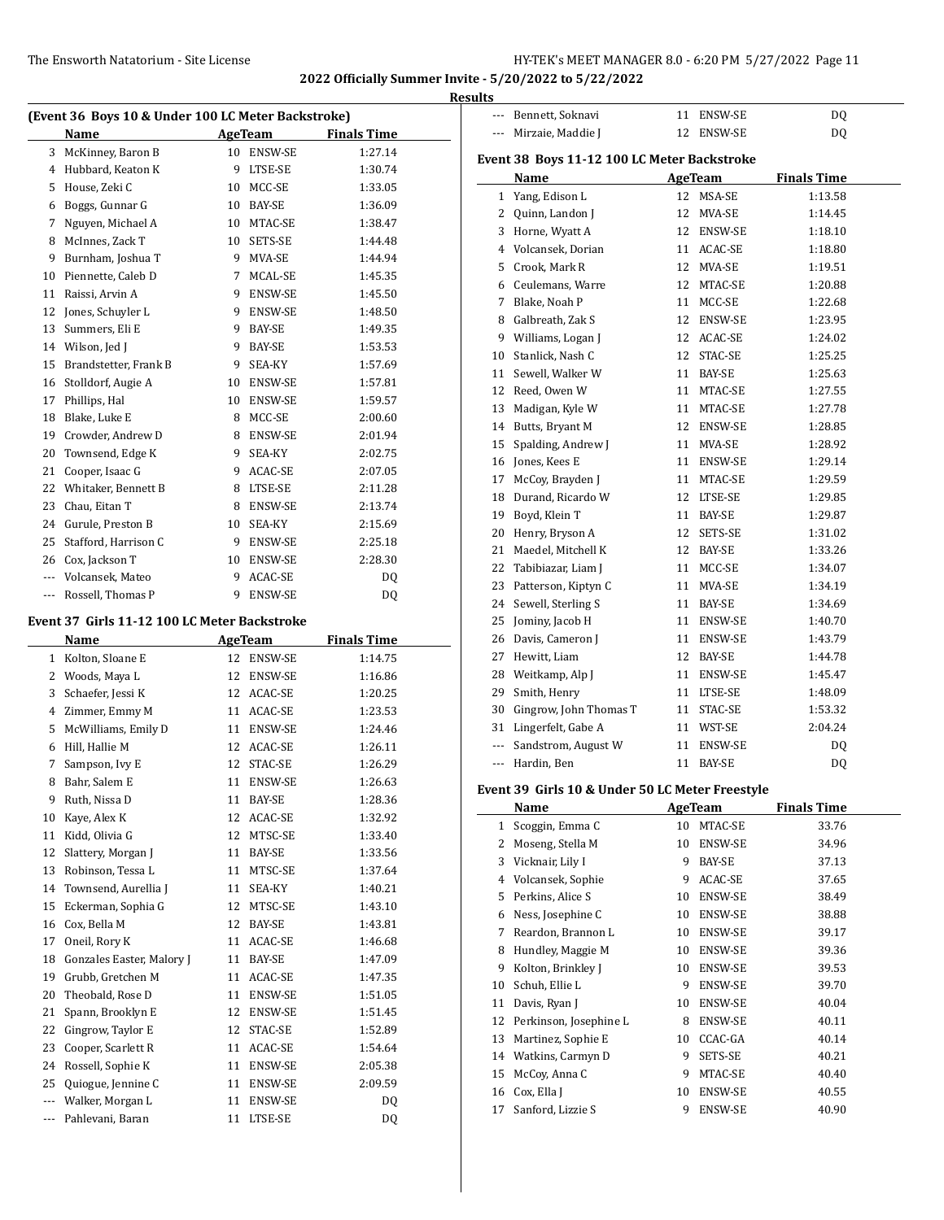2022 Officially Summer Invite - 5/20/2022 to 5/22/2022

Results

### (Event 36 Boys 10 & Under 100 LC Meter Backstroke)

| | Name | Age | Team | Finals Time |
|---|---|---|---|---|
| 3 | McKinney, Baron B | 10 | ENSW-SE | 1:27.14 |
| 4 | Hubbard, Keaton K | 9 | LTSE-SE | 1:30.74 |
| 5 | House, Zeki C | 10 | MCC-SE | 1:33.05 |
| 6 | Boggs, Gunnar G | 10 | BAY-SE | 1:36.09 |
| 7 | Nguyen, Michael A | 10 | MTAC-SE | 1:38.47 |
| 8 | McInnes, Zack T | 10 | SETS-SE | 1:44.48 |
| 9 | Burnham, Joshua T | 9 | MVA-SE | 1:44.94 |
| 10 | Piennette, Caleb D | 7 | MCAL-SE | 1:45.35 |
| 11 | Raissi, Arvin A | 9 | ENSW-SE | 1:45.50 |
| 12 | Jones, Schuyler L | 9 | ENSW-SE | 1:48.50 |
| 13 | Summers, Eli E | 9 | BAY-SE | 1:49.35 |
| 14 | Wilson, Jed J | 9 | BAY-SE | 1:53.53 |
| 15 | Brandstetter, Frank B | 9 | SEA-KY | 1:57.69 |
| 16 | Stolldorf, Augie A | 10 | ENSW-SE | 1:57.81 |
| 17 | Phillips, Hal | 10 | ENSW-SE | 1:59.57 |
| 18 | Blake, Luke E | 8 | MCC-SE | 2:00.60 |
| 19 | Crowder, Andrew D | 8 | ENSW-SE | 2:01.94 |
| 20 | Townsend, Edge K | 9 | SEA-KY | 2:02.75 |
| 21 | Cooper, Isaac G | 9 | ACAC-SE | 2:07.05 |
| 22 | Whitaker, Bennett B | 8 | LTSE-SE | 2:11.28 |
| 23 | Chau, Eitan T | 8 | ENSW-SE | 2:13.74 |
| 24 | Gurule, Preston B | 10 | SEA-KY | 2:15.69 |
| 25 | Stafford, Harrison C | 9 | ENSW-SE | 2:25.18 |
| 26 | Cox, Jackson T | 10 | ENSW-SE | 2:28.30 |
| --- | Volcansek, Mateo | 9 | ACAC-SE | DQ |
| --- | Rossell, Thomas P | 9 | ENSW-SE | DQ |

### Event 37 Girls 11-12 100 LC Meter Backstroke

| | Name | Age | Team | Finals Time |
|---|---|---|---|---|
| 1 | Kolton, Sloane E | 12 | ENSW-SE | 1:14.75 |
| 2 | Woods, Maya L | 12 | ENSW-SE | 1:16.86 |
| 3 | Schaefer, Jessi K | 12 | ACAC-SE | 1:20.25 |
| 4 | Zimmer, Emmy M | 11 | ACAC-SE | 1:23.53 |
| 5 | McWilliams, Emily D | 11 | ENSW-SE | 1:24.46 |
| 6 | Hill, Hallie M | 12 | ACAC-SE | 1:26.11 |
| 7 | Sampson, Ivy E | 12 | STAC-SE | 1:26.29 |
| 8 | Bahr, Salem E | 11 | ENSW-SE | 1:26.63 |
| 9 | Ruth, Nissa D | 11 | BAY-SE | 1:28.36 |
| 10 | Kaye, Alex K | 12 | ACAC-SE | 1:32.92 |
| 11 | Kidd, Olivia G | 12 | MTSC-SE | 1:33.40 |
| 12 | Slattery, Morgan J | 11 | BAY-SE | 1:33.56 |
| 13 | Robinson, Tessa L | 11 | MTSC-SE | 1:37.64 |
| 14 | Townsend, Aurellia J | 11 | SEA-KY | 1:40.21 |
| 15 | Eckerman, Sophia G | 12 | MTSC-SE | 1:43.10 |
| 16 | Cox, Bella M | 12 | BAY-SE | 1:43.81 |
| 17 | Oneil, Rory K | 11 | ACAC-SE | 1:46.68 |
| 18 | Gonzales Easter, Malory J | 11 | BAY-SE | 1:47.09 |
| 19 | Grubb, Gretchen M | 11 | ACAC-SE | 1:47.35 |
| 20 | Theobald, Rose D | 11 | ENSW-SE | 1:51.05 |
| 21 | Spann, Brooklyn E | 12 | ENSW-SE | 1:51.45 |
| 22 | Gingrow, Taylor E | 12 | STAC-SE | 1:52.89 |
| 23 | Cooper, Scarlett R | 11 | ACAC-SE | 1:54.64 |
| 24 | Rossell, Sophie K | 11 | ENSW-SE | 2:05.38 |
| 25 | Quiogue, Jennine C | 11 | ENSW-SE | 2:09.59 |
| --- | Walker, Morgan L | 11 | ENSW-SE | DQ |
| --- | Pahlevani, Baran | 11 | LTSE-SE | DQ |
| --- | Bennett, Soknavi | 11 | ENSW-SE | DQ |
| --- | Mirzaie, Maddie J | 12 | ENSW-SE | DQ |

### Event 38 Boys 11-12 100 LC Meter Backstroke

| | Name | Age | Team | Finals Time |
|---|---|---|---|---|
| 1 | Yang, Edison L | 12 | MSA-SE | 1:13.58 |
| 2 | Quinn, Landon J | 12 | MVA-SE | 1:14.45 |
| 3 | Horne, Wyatt A | 12 | ENSW-SE | 1:18.10 |
| 4 | Volcansek, Dorian | 11 | ACAC-SE | 1:18.80 |
| 5 | Crook, Mark R | 12 | MVA-SE | 1:19.51 |
| 6 | Ceulemans, Warre | 12 | MTAC-SE | 1:20.88 |
| 7 | Blake, Noah P | 11 | MCC-SE | 1:22.68 |
| 8 | Galbreath, Zak S | 12 | ENSW-SE | 1:23.95 |
| 9 | Williams, Logan J | 12 | ACAC-SE | 1:24.02 |
| 10 | Stanlick, Nash C | 12 | STAC-SE | 1:25.25 |
| 11 | Sewell, Walker W | 11 | BAY-SE | 1:25.63 |
| 12 | Reed, Owen W | 11 | MTAC-SE | 1:27.55 |
| 13 | Madigan, Kyle W | 11 | MTAC-SE | 1:27.78 |
| 14 | Butts, Bryant M | 12 | ENSW-SE | 1:28.85 |
| 15 | Spalding, Andrew J | 11 | MVA-SE | 1:28.92 |
| 16 | Jones, Kees E | 11 | ENSW-SE | 1:29.14 |
| 17 | McCoy, Brayden J | 11 | MTAC-SE | 1:29.59 |
| 18 | Durand, Ricardo W | 12 | LTSE-SE | 1:29.85 |
| 19 | Boyd, Klein T | 11 | BAY-SE | 1:29.87 |
| 20 | Henry, Bryson A | 12 | SETS-SE | 1:31.02 |
| 21 | Maedel, Mitchell K | 12 | BAY-SE | 1:33.26 |
| 22 | Tabibiazar, Liam J | 11 | MCC-SE | 1:34.07 |
| 23 | Patterson, Kiptyn C | 11 | MVA-SE | 1:34.19 |
| 24 | Sewell, Sterling S | 11 | BAY-SE | 1:34.69 |
| 25 | Jominy, Jacob H | 11 | ENSW-SE | 1:40.70 |
| 26 | Davis, Cameron J | 11 | ENSW-SE | 1:43.79 |
| 27 | Hewitt, Liam | 12 | BAY-SE | 1:44.78 |
| 28 | Weitkamp, Alp J | 11 | ENSW-SE | 1:45.47 |
| 29 | Smith, Henry | 11 | LTSE-SE | 1:48.09 |
| 30 | Gingrow, John Thomas T | 11 | STAC-SE | 1:53.32 |
| 31 | Lingerfelt, Gabe A | 11 | WST-SE | 2:04.24 |
| --- | Sandstrom, August W | 11 | ENSW-SE | DQ |
| --- | Hardin, Ben | 11 | BAY-SE | DQ |

### Event 39 Girls 10 & Under 50 LC Meter Freestyle

| | Name | Age | Team | Finals Time |
|---|---|---|---|---|
| 1 | Scoggin, Emma C | 10 | MTAC-SE | 33.76 |
| 2 | Moseng, Stella M | 10 | ENSW-SE | 34.96 |
| 3 | Vicknair, Lily I | 9 | BAY-SE | 37.13 |
| 4 | Volcansek, Sophie | 9 | ACAC-SE | 37.65 |
| 5 | Perkins, Alice S | 10 | ENSW-SE | 38.49 |
| 6 | Ness, Josephine C | 10 | ENSW-SE | 38.88 |
| 7 | Reardon, Brannon L | 10 | ENSW-SE | 39.17 |
| 8 | Hundley, Maggie M | 10 | ENSW-SE | 39.36 |
| 9 | Kolton, Brinkley J | 10 | ENSW-SE | 39.53 |
| 10 | Schuh, Ellie L | 9 | ENSW-SE | 39.70 |
| 11 | Davis, Ryan J | 10 | ENSW-SE | 40.04 |
| 12 | Perkinson, Josephine L | 8 | ENSW-SE | 40.11 |
| 13 | Martinez, Sophie E | 10 | CCAC-GA | 40.14 |
| 14 | Watkins, Carmyn D | 9 | SETS-SE | 40.21 |
| 15 | McCoy, Anna C | 9 | MTAC-SE | 40.40 |
| 16 | Cox, Ella J | 10 | ENSW-SE | 40.55 |
| 17 | Sanford, Lizzie S | 9 | ENSW-SE | 40.90 |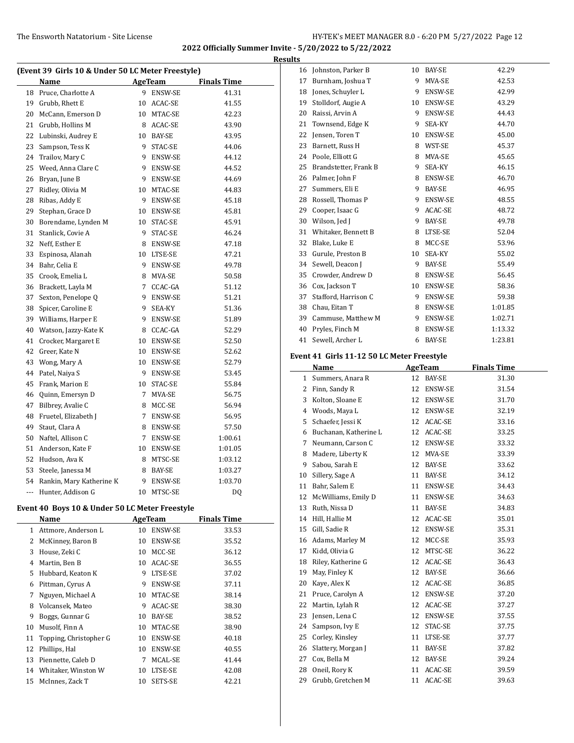## 2022 Officially Summer Invite - 5/20/2022 to 5/22/2022

### Results

#### (Event 39 Girls 10 & Under 50 LC Meter Freestyle)

| | Name | Age | Team | Finals Time |
|---|---|---|---|---|
| 18 | Pruce, Charlotte A | 9 | ENSW-SE | 41.31 |
| 19 | Grubb, Rhett E | 10 | ACAC-SE | 41.55 |
| 20 | McCann, Emerson D | 10 | MTAC-SE | 42.23 |
| 21 | Grubb, Hollins M | 8 | ACAC-SE | 43.90 |
| 22 | Lubinski, Audrey E | 10 | BAY-SE | 43.95 |
| 23 | Sampson, Tess K | 9 | STAC-SE | 44.06 |
| 24 | Trailov, Mary C | 9 | ENSW-SE | 44.12 |
| 25 | Weed, Anna Clare C | 9 | ENSW-SE | 44.52 |
| 26 | Bryan, June B | 9 | ENSW-SE | 44.69 |
| 27 | Ridley, Olivia M | 10 | MTAC-SE | 44.83 |
| 28 | Ribas, Addy E | 9 | ENSW-SE | 45.18 |
| 29 | Stephan, Grace D | 10 | ENSW-SE | 45.81 |
| 30 | Borendame, Lynden M | 10 | STAC-SE | 45.91 |
| 31 | Stanlick, Covie A | 9 | STAC-SE | 46.24 |
| 32 | Neff, Esther E | 8 | ENSW-SE | 47.18 |
| 33 | Espinosa, Alanah | 10 | LTSE-SE | 47.21 |
| 34 | Bahr, Celia E | 9 | ENSW-SE | 49.78 |
| 35 | Crook, Emelia L | 8 | MVA-SE | 50.58 |
| 36 | Brackett, Layla M | 7 | CCAC-GA | 51.12 |
| 37 | Sexton, Penelope Q | 9 | ENSW-SE | 51.21 |
| 38 | Spicer, Caroline E | 9 | SEA-KY | 51.36 |
| 39 | Williams, Harper E | 9 | ENSW-SE | 51.89 |
| 40 | Watson, Jazzy-Kate K | 8 | CCAC-GA | 52.29 |
| 41 | Crocker, Margaret E | 10 | ENSW-SE | 52.50 |
| 42 | Greer, Kate N | 10 | ENSW-SE | 52.62 |
| 43 | Wong, Mary A | 10 | ENSW-SE | 52.79 |
| 44 | Patel, Naiya S | 9 | ENSW-SE | 53.45 |
| 45 | Frank, Marion E | 10 | STAC-SE | 55.84 |
| 46 | Quinn, Emersyn D | 7 | MVA-SE | 56.75 |
| 47 | Bilbrey, Avalie C | 8 | MCC-SE | 56.94 |
| 48 | Fruetel, Elizabeth J | 7 | ENSW-SE | 56.95 |
| 49 | Staut, Clara A | 8 | ENSW-SE | 57.50 |
| 50 | Naftel, Allison C | 7 | ENSW-SE | 1:00.61 |
| 51 | Anderson, Kate F | 10 | ENSW-SE | 1:01.05 |
| 52 | Hudson, Ava K | 8 | MTSC-SE | 1:03.12 |
| 53 | Steele, Janessa M | 8 | BAY-SE | 1:03.27 |
| 54 | Rankin, Mary Katherine K | 9 | ENSW-SE | 1:03.70 |
| --- | Hunter, Addison G | 10 | MTSC-SE | DQ |

#### Event 40 Boys 10 & Under 50 LC Meter Freestyle

| | Name | Age | Team | Finals Time |
|---|---|---|---|---|
| 1 | Attmore, Anderson L | 10 | ENSW-SE | 33.53 |
| 2 | McKinney, Baron B | 10 | ENSW-SE | 35.52 |
| 3 | House, Zeki C | 10 | MCC-SE | 36.12 |
| 4 | Martin, Ben B | 10 | ACAC-SE | 36.55 |
| 5 | Hubbard, Keaton K | 9 | LTSE-SE | 37.02 |
| 6 | Pittman, Cyrus A | 9 | ENSW-SE | 37.11 |
| 7 | Nguyen, Michael A | 10 | MTAC-SE | 38.14 |
| 8 | Volcansek, Mateo | 9 | ACAC-SE | 38.30 |
| 9 | Boggs, Gunnar G | 10 | BAY-SE | 38.52 |
| 10 | Musolf, Finn A | 10 | MTAC-SE | 38.90 |
| 11 | Topping, Christopher G | 10 | ENSW-SE | 40.18 |
| 12 | Phillips, Hal | 10 | ENSW-SE | 40.55 |
| 13 | Piennette, Caleb D | 7 | MCAL-SE | 41.44 |
| 14 | Whitaker, Winston W | 10 | LTSE-SE | 42.08 |
| 15 | McInnes, Zack T | 10 | SETS-SE | 42.21 |
| 16 | Johnston, Parker B | 10 | BAY-SE | 42.29 |
| 17 | Burnham, Joshua T | 9 | MVA-SE | 42.53 |
| 18 | Jones, Schuyler L | 9 | ENSW-SE | 42.99 |
| 19 | Stolldorf, Augie A | 10 | ENSW-SE | 43.29 |
| 20 | Raissi, Arvin A | 9 | ENSW-SE | 44.43 |
| 21 | Townsend, Edge K | 9 | SEA-KY | 44.70 |
| 22 | Jensen, Toren T | 10 | ENSW-SE | 45.00 |
| 23 | Barnett, Russ H | 8 | WST-SE | 45.37 |
| 24 | Poole, Elliott G | 8 | MVA-SE | 45.65 |
| 25 | Brandstetter, Frank B | 9 | SEA-KY | 46.15 |
| 26 | Palmer, John F | 8 | ENSW-SE | 46.70 |
| 27 | Summers, Eli E | 9 | BAY-SE | 46.95 |
| 28 | Rossell, Thomas P | 9 | ENSW-SE | 48.55 |
| 29 | Cooper, Isaac G | 9 | ACAC-SE | 48.72 |
| 30 | Wilson, Jed J | 9 | BAY-SE | 49.78 |
| 31 | Whitaker, Bennett B | 8 | LTSE-SE | 52.04 |
| 32 | Blake, Luke E | 8 | MCC-SE | 53.96 |
| 33 | Gurule, Preston B | 10 | SEA-KY | 55.02 |
| 34 | Sewell, Deacon J | 9 | BAY-SE | 55.49 |
| 35 | Crowder, Andrew D | 8 | ENSW-SE | 56.45 |
| 36 | Cox, Jackson T | 10 | ENSW-SE | 58.36 |
| 37 | Stafford, Harrison C | 9 | ENSW-SE | 59.38 |
| 38 | Chau, Eitan T | 8 | ENSW-SE | 1:01.85 |
| 39 | Cammuse, Matthew M | 9 | ENSW-SE | 1:02.71 |
| 40 | Pryles, Finch M | 8 | ENSW-SE | 1:13.32 |
| 41 | Sewell, Archer L | 6 | BAY-SE | 1:23.81 |

#### Event 41 Girls 11-12 50 LC Meter Freestyle

| | Name | Age | Team | Finals Time |
|---|---|---|---|---|
| 1 | Summers, Anara R | 12 | BAY-SE | 31.30 |
| 2 | Finn, Sandy R | 12 | ENSW-SE | 31.54 |
| 3 | Kolton, Sloane E | 12 | ENSW-SE | 31.70 |
| 4 | Woods, Maya L | 12 | ENSW-SE | 32.19 |
| 5 | Schaefer, Jessi K | 12 | ACAC-SE | 33.16 |
| 6 | Buchanan, Katherine L | 12 | ACAC-SE | 33.25 |
| 7 | Neumann, Carson C | 12 | ENSW-SE | 33.32 |
| 8 | Madere, Liberty K | 12 | MVA-SE | 33.39 |
| 9 | Sabou, Sarah E | 12 | BAY-SE | 33.62 |
| 10 | Sillery, Sage A | 11 | BAY-SE | 34.12 |
| 11 | Bahr, Salem E | 11 | ENSW-SE | 34.43 |
| 12 | McWilliams, Emily D | 11 | ENSW-SE | 34.63 |
| 13 | Ruth, Nissa D | 11 | BAY-SE | 34.83 |
| 14 | Hill, Hallie M | 12 | ACAC-SE | 35.01 |
| 15 | Gill, Sadie R | 12 | ENSW-SE | 35.31 |
| 16 | Adams, Marley M | 12 | MCC-SE | 35.93 |
| 17 | Kidd, Olivia G | 12 | MTSC-SE | 36.22 |
| 18 | Riley, Katherine G | 12 | ACAC-SE | 36.43 |
| 19 | May, Finley K | 12 | BAY-SE | 36.66 |
| 20 | Kaye, Alex K | 12 | ACAC-SE | 36.85 |
| 21 | Pruce, Carolyn A | 12 | ENSW-SE | 37.20 |
| 22 | Martin, Lylah R | 12 | ACAC-SE | 37.27 |
| 23 | Jensen, Lena C | 12 | ENSW-SE | 37.55 |
| 24 | Sampson, Ivy E | 12 | STAC-SE | 37.75 |
| 25 | Corley, Kinsley | 11 | LTSE-SE | 37.77 |
| 26 | Slattery, Morgan J | 11 | BAY-SE | 37.82 |
| 27 | Cox, Bella M | 12 | BAY-SE | 39.24 |
| 28 | Oneil, Rory K | 11 | ACAC-SE | 39.59 |
| 29 | Grubb, Gretchen M | 11 | ACAC-SE | 39.63 |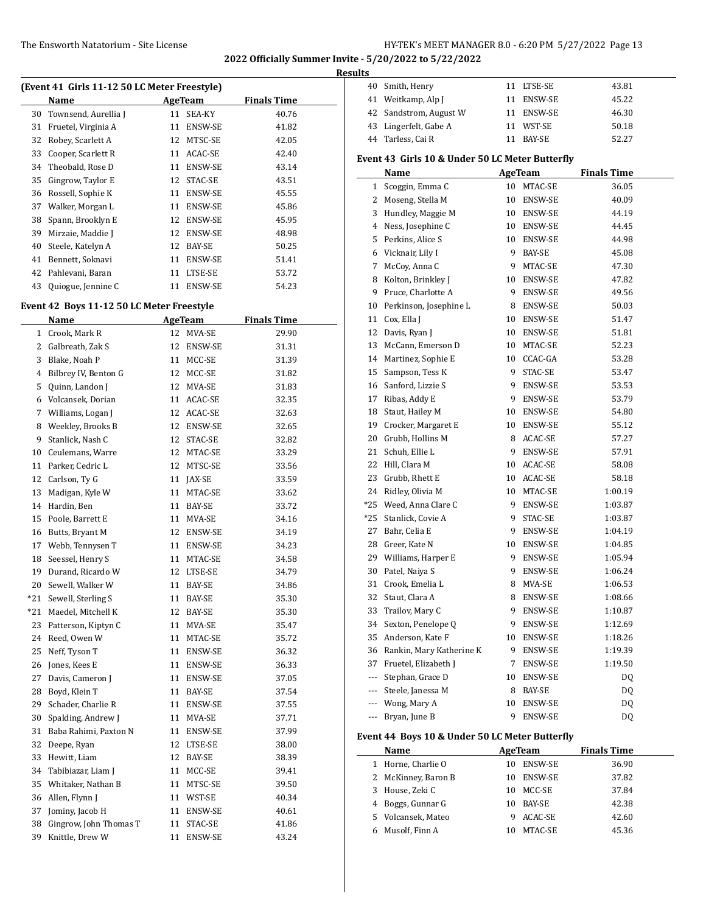## 2022 Officially Summer Invite - 5/20/2022 to 5/22/2022

### Results

**(Event 41 Girls 11-12 50 LC Meter Freestyle)**

| | Name | Age | Team | Finals Time |
|---|---|---|---|---|
| 30 | Townsend, Aurellia J | 11 | SEA-KY | 40.76 |
| 31 | Fruetel, Virginia A | 11 | ENSW-SE | 41.82 |
| 32 | Robey, Scarlett A | 12 | MTSC-SE | 42.05 |
| 33 | Cooper, Scarlett R | 11 | ACAC-SE | 42.40 |
| 34 | Theobald, Rose D | 11 | ENSW-SE | 43.14 |
| 35 | Gingrow, Taylor E | 12 | STAC-SE | 43.51 |
| 36 | Rossell, Sophie K | 11 | ENSW-SE | 45.55 |
| 37 | Walker, Morgan L | 11 | ENSW-SE | 45.86 |
| 38 | Spann, Brooklyn E | 12 | ENSW-SE | 45.95 |
| 39 | Mirzaie, Maddie J | 12 | ENSW-SE | 48.98 |
| 40 | Steele, Katelyn A | 12 | BAY-SE | 50.25 |
| 41 | Bennett, Soknavi | 11 | ENSW-SE | 51.41 |
| 42 | Pahlevani, Baran | 11 | LTSE-SE | 53.72 |
| 43 | Quiogue, Jennine C | 11 | ENSW-SE | 54.23 |

**Event 42 Boys 11-12 50 LC Meter Freestyle**

| | Name | Age | Team | Finals Time |
|---|---|---|---|---|
| 1 | Crook, Mark R | 12 | MVA-SE | 29.90 |
| 2 | Galbreath, Zak S | 12 | ENSW-SE | 31.31 |
| 3 | Blake, Noah P | 11 | MCC-SE | 31.39 |
| 4 | Bilbrey IV, Benton G | 12 | MCC-SE | 31.82 |
| 5 | Quinn, Landon J | 12 | MVA-SE | 31.83 |
| 6 | Volcansek, Dorian | 11 | ACAC-SE | 32.35 |
| 7 | Williams, Logan J | 12 | ACAC-SE | 32.63 |
| 8 | Weekley, Brooks B | 12 | ENSW-SE | 32.65 |
| 9 | Stanlick, Nash C | 12 | STAC-SE | 32.82 |
| 10 | Ceulemans, Warre | 12 | MTAC-SE | 33.29 |
| 11 | Parker, Cedric L | 12 | MTSC-SE | 33.56 |
| 12 | Carlson, Ty G | 11 | JAX-SE | 33.59 |
| 13 | Madigan, Kyle W | 11 | MTAC-SE | 33.62 |
| 14 | Hardin, Ben | 11 | BAY-SE | 33.72 |
| 15 | Poole, Barrett E | 11 | MVA-SE | 34.16 |
| 16 | Butts, Bryant M | 12 | ENSW-SE | 34.19 |
| 17 | Webb, Tennysen T | 11 | ENSW-SE | 34.23 |
| 18 | Seessel, Henry S | 11 | MTAC-SE | 34.58 |
| 19 | Durand, Ricardo W | 12 | LTSE-SE | 34.79 |
| 20 | Sewell, Walker W | 11 | BAY-SE | 34.86 |
| *21 | Sewell, Sterling S | 11 | BAY-SE | 35.30 |
| *21 | Maedel, Mitchell K | 12 | BAY-SE | 35.30 |
| 23 | Patterson, Kiptyn C | 11 | MVA-SE | 35.47 |
| 24 | Reed, Owen W | 11 | MTAC-SE | 35.72 |
| 25 | Neff, Tyson T | 11 | ENSW-SE | 36.32 |
| 26 | Jones, Kees E | 11 | ENSW-SE | 36.33 |
| 27 | Davis, Cameron J | 11 | ENSW-SE | 37.05 |
| 28 | Boyd, Klein T | 11 | BAY-SE | 37.54 |
| 29 | Schader, Charlie R | 11 | ENSW-SE | 37.55 |
| 30 | Spalding, Andrew J | 11 | MVA-SE | 37.71 |
| 31 | Baba Rahimi, Paxton N | 11 | ENSW-SE | 37.99 |
| 32 | Deepe, Ryan | 12 | LTSE-SE | 38.00 |
| 33 | Hewitt, Liam | 12 | BAY-SE | 38.39 |
| 34 | Tabibiazar, Liam J | 11 | MCC-SE | 39.41 |
| 35 | Whitaker, Nathan B | 11 | MTSC-SE | 39.50 |
| 36 | Allen, Flynn J | 11 | WST-SE | 40.34 |
| 37 | Jominy, Jacob H | 11 | ENSW-SE | 40.61 |
| 38 | Gingrow, John Thomas T | 11 | STAC-SE | 41.86 |
| 39 | Knittle, Drew W | 11 | ENSW-SE | 43.24 |
| 40 | Smith, Henry | 11 | LTSE-SE | 43.81 |
| 41 | Weitkamp, Alp J | 11 | ENSW-SE | 45.22 |
| 42 | Sandstrom, August W | 11 | ENSW-SE | 46.30 |
| 43 | Lingerfelt, Gabe A | 11 | WST-SE | 50.18 |
| 44 | Tarless, Cai R | 11 | BAY-SE | 52.27 |

**Event 43 Girls 10 & Under 50 LC Meter Butterfly**

| | Name | Age | Team | Finals Time |
|---|---|---|---|---|
| 1 | Scoggin, Emma C | 10 | MTAC-SE | 36.05 |
| 2 | Moseng, Stella M | 10 | ENSW-SE | 40.09 |
| 3 | Hundley, Maggie M | 10 | ENSW-SE | 44.19 |
| 4 | Ness, Josephine C | 10 | ENSW-SE | 44.45 |
| 5 | Perkins, Alice S | 10 | ENSW-SE | 44.98 |
| 6 | Vicknair, Lily I | 9 | BAY-SE | 45.08 |
| 7 | McCoy, Anna C | 9 | MTAC-SE | 47.30 |
| 8 | Kolton, Brinkley J | 10 | ENSW-SE | 47.82 |
| 9 | Pruce, Charlotte A | 9 | ENSW-SE | 49.56 |
| 10 | Perkinson, Josephine L | 8 | ENSW-SE | 50.03 |
| 11 | Cox, Ella J | 10 | ENSW-SE | 51.47 |
| 12 | Davis, Ryan J | 10 | ENSW-SE | 51.81 |
| 13 | McCann, Emerson D | 10 | MTAC-SE | 52.23 |
| 14 | Martinez, Sophie E | 10 | CCAC-GA | 53.28 |
| 15 | Sampson, Tess K | 9 | STAC-SE | 53.47 |
| 16 | Sanford, Lizzie S | 9 | ENSW-SE | 53.53 |
| 17 | Ribas, Addy E | 9 | ENSW-SE | 53.79 |
| 18 | Staut, Hailey M | 10 | ENSW-SE | 54.80 |
| 19 | Crocker, Margaret E | 10 | ENSW-SE | 55.12 |
| 20 | Grubb, Hollins M | 8 | ACAC-SE | 57.27 |
| 21 | Schuh, Ellie L | 9 | ENSW-SE | 57.91 |
| 22 | Hill, Clara M | 10 | ACAC-SE | 58.08 |
| 23 | Grubb, Rhett E | 10 | ACAC-SE | 58.18 |
| 24 | Ridley, Olivia M | 10 | MTAC-SE | 1:00.19 |
| *25 | Weed, Anna Clare C | 9 | ENSW-SE | 1:03.87 |
| *25 | Stanlick, Covie A | 9 | STAC-SE | 1:03.87 |
| 27 | Bahr, Celia E | 9 | ENSW-SE | 1:04.19 |
| 28 | Greer, Kate N | 10 | ENSW-SE | 1:04.85 |
| 29 | Williams, Harper E | 9 | ENSW-SE | 1:05.94 |
| 30 | Patel, Naiya S | 9 | ENSW-SE | 1:06.24 |
| 31 | Crook, Emelia L | 8 | MVA-SE | 1:06.53 |
| 32 | Staut, Clara A | 8 | ENSW-SE | 1:08.66 |
| 33 | Trailov, Mary C | 9 | ENSW-SE | 1:10.87 |
| 34 | Sexton, Penelope Q | 9 | ENSW-SE | 1:12.69 |
| 35 | Anderson, Kate F | 10 | ENSW-SE | 1:18.26 |
| 36 | Rankin, Mary Katherine K | 9 | ENSW-SE | 1:19.39 |
| 37 | Fruetel, Elizabeth J | 7 | ENSW-SE | 1:19.50 |
| --- | Stephan, Grace D | 10 | ENSW-SE | DQ |
| --- | Steele, Janessa M | 8 | BAY-SE | DQ |
| --- | Wong, Mary A | 10 | ENSW-SE | DQ |
| --- | Bryan, June B | 9 | ENSW-SE | DQ |

**Event 44 Boys 10 & Under 50 LC Meter Butterfly**

| | Name | Age | Team | Finals Time |
|---|---|---|---|---|
| 1 | Horne, Charlie O | 10 | ENSW-SE | 36.90 |
| 2 | McKinney, Baron B | 10 | ENSW-SE | 37.82 |
| 3 | House, Zeki C | 10 | MCC-SE | 37.84 |
| 4 | Boggs, Gunnar G | 10 | BAY-SE | 42.38 |
| 5 | Volcansek, Mateo | 9 | ACAC-SE | 42.60 |
| 6 | Musolf, Finn A | 10 | MTAC-SE | 45.36 |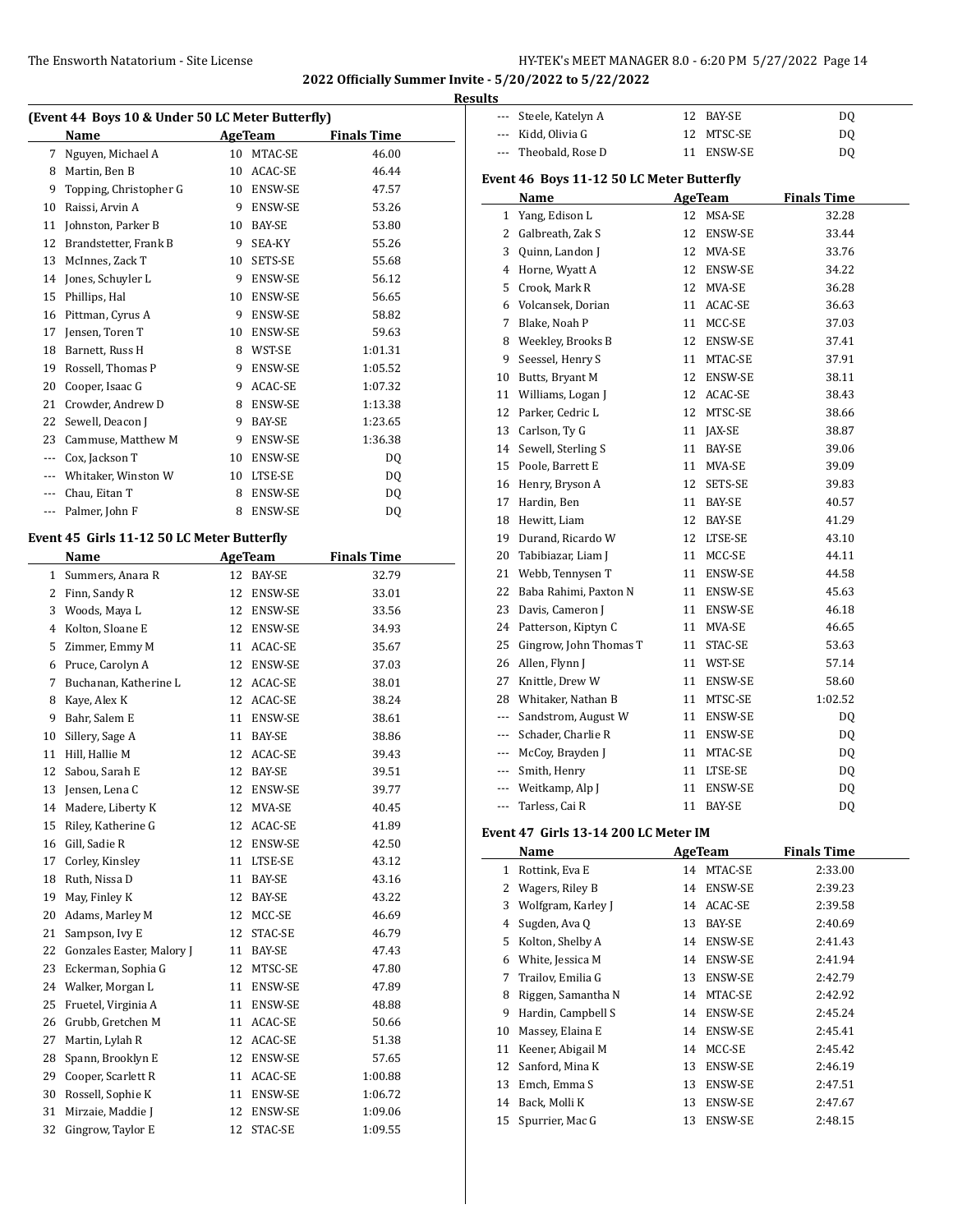## 2022 Officially Summer Invite - 5/20/2022 to 5/22/2022

**Results**

### (Event 44 Boys 10 & Under 50 LC Meter Butterfly)

| | Name | Age | Team | Finals Time |
|---|---|---|---|---|
| 7 | Nguyen, Michael A | 10 | MTAC-SE | 46.00 |
| 8 | Martin, Ben B | 10 | ACAC-SE | 46.44 |
| 9 | Topping, Christopher G | 10 | ENSW-SE | 47.57 |
| 10 | Raissi, Arvin A | 9 | ENSW-SE | 53.26 |
| 11 | Johnston, Parker B | 10 | BAY-SE | 53.80 |
| 12 | Brandstetter, Frank B | 9 | SEA-KY | 55.26 |
| 13 | McInnes, Zack T | 10 | SETS-SE | 55.68 |
| 14 | Jones, Schuyler L | 9 | ENSW-SE | 56.12 |
| 15 | Phillips, Hal | 10 | ENSW-SE | 56.65 |
| 16 | Pittman, Cyrus A | 9 | ENSW-SE | 58.82 |
| 17 | Jensen, Toren T | 10 | ENSW-SE | 59.63 |
| 18 | Barnett, Russ H | 8 | WST-SE | 1:01.31 |
| 19 | Rossell, Thomas P | 9 | ENSW-SE | 1:05.52 |
| 20 | Cooper, Isaac G | 9 | ACAC-SE | 1:07.32 |
| 21 | Crowder, Andrew D | 8 | ENSW-SE | 1:13.38 |
| 22 | Sewell, Deacon J | 9 | BAY-SE | 1:23.65 |
| 23 | Cammuse, Matthew M | 9 | ENSW-SE | 1:36.38 |
| --- | Cox, Jackson T | 10 | ENSW-SE | DQ |
| --- | Whitaker, Winston W | 10 | LTSE-SE | DQ |
| --- | Chau, Eitan T | 8 | ENSW-SE | DQ |
| --- | Palmer, John F | 8 | ENSW-SE | DQ |

### Event 45 Girls 11-12 50 LC Meter Butterfly

| | Name | Age | Team | Finals Time |
|---|---|---|---|---|
| 1 | Summers, Anara R | 12 | BAY-SE | 32.79 |
| 2 | Finn, Sandy R | 12 | ENSW-SE | 33.01 |
| 3 | Woods, Maya L | 12 | ENSW-SE | 33.56 |
| 4 | Kolton, Sloane E | 12 | ENSW-SE | 34.93 |
| 5 | Zimmer, Emmy M | 11 | ACAC-SE | 35.67 |
| 6 | Pruce, Carolyn A | 12 | ENSW-SE | 37.03 |
| 7 | Buchanan, Katherine L | 12 | ACAC-SE | 38.01 |
| 8 | Kaye, Alex K | 12 | ACAC-SE | 38.24 |
| 9 | Bahr, Salem E | 11 | ENSW-SE | 38.61 |
| 10 | Sillery, Sage A | 11 | BAY-SE | 38.86 |
| 11 | Hill, Hallie M | 12 | ACAC-SE | 39.43 |
| 12 | Sabou, Sarah E | 12 | BAY-SE | 39.51 |
| 13 | Jensen, Lena C | 12 | ENSW-SE | 39.77 |
| 14 | Madere, Liberty K | 12 | MVA-SE | 40.45 |
| 15 | Riley, Katherine G | 12 | ACAC-SE | 41.89 |
| 16 | Gill, Sadie R | 12 | ENSW-SE | 42.50 |
| 17 | Corley, Kinsley | 11 | LTSE-SE | 43.12 |
| 18 | Ruth, Nissa D | 11 | BAY-SE | 43.16 |
| 19 | May, Finley K | 12 | BAY-SE | 43.22 |
| 20 | Adams, Marley M | 12 | MCC-SE | 46.69 |
| 21 | Sampson, Ivy E | 12 | STAC-SE | 46.79 |
| 22 | Gonzales Easter, Malory J | 11 | BAY-SE | 47.43 |
| 23 | Eckerman, Sophia G | 12 | MTSC-SE | 47.80 |
| 24 | Walker, Morgan L | 11 | ENSW-SE | 47.89 |
| 25 | Fruetel, Virginia A | 11 | ENSW-SE | 48.88 |
| 26 | Grubb, Gretchen M | 11 | ACAC-SE | 50.66 |
| 27 | Martin, Lylah R | 12 | ACAC-SE | 51.38 |
| 28 | Spann, Brooklyn E | 12 | ENSW-SE | 57.65 |
| 29 | Cooper, Scarlett R | 11 | ACAC-SE | 1:00.88 |
| 30 | Rossell, Sophie K | 11 | ENSW-SE | 1:06.72 |
| 31 | Mirzaie, Maddie J | 12 | ENSW-SE | 1:09.06 |
| 32 | Gingrow, Taylor E | 12 | STAC-SE | 1:09.55 |
| --- | Steele, Katelyn A | 12 | BAY-SE | DQ |
| --- | Kidd, Olivia G | 12 | MTSC-SE | DQ |
| --- | Theobald, Rose D | 11 | ENSW-SE | DQ |

### Event 46 Boys 11-12 50 LC Meter Butterfly

| | Name | Age | Team | Finals Time |
|---|---|---|---|---|
| 1 | Yang, Edison L | 12 | MSA-SE | 32.28 |
| 2 | Galbreath, Zak S | 12 | ENSW-SE | 33.44 |
| 3 | Quinn, Landon J | 12 | MVA-SE | 33.76 |
| 4 | Horne, Wyatt A | 12 | ENSW-SE | 34.22 |
| 5 | Crook, Mark R | 12 | MVA-SE | 36.28 |
| 6 | Volcansek, Dorian | 11 | ACAC-SE | 36.63 |
| 7 | Blake, Noah P | 11 | MCC-SE | 37.03 |
| 8 | Weekley, Brooks B | 12 | ENSW-SE | 37.41 |
| 9 | Seessel, Henry S | 11 | MTAC-SE | 37.91 |
| 10 | Butts, Bryant M | 12 | ENSW-SE | 38.11 |
| 11 | Williams, Logan J | 12 | ACAC-SE | 38.43 |
| 12 | Parker, Cedric L | 12 | MTSC-SE | 38.66 |
| 13 | Carlson, Ty G | 11 | JAX-SE | 38.87 |
| 14 | Sewell, Sterling S | 11 | BAY-SE | 39.06 |
| 15 | Poole, Barrett E | 11 | MVA-SE | 39.09 |
| 16 | Henry, Bryson A | 12 | SETS-SE | 39.83 |
| 17 | Hardin, Ben | 11 | BAY-SE | 40.57 |
| 18 | Hewitt, Liam | 12 | BAY-SE | 41.29 |
| 19 | Durand, Ricardo W | 12 | LTSE-SE | 43.10 |
| 20 | Tabibiazar, Liam J | 11 | MCC-SE | 44.11 |
| 21 | Webb, Tennysen T | 11 | ENSW-SE | 44.58 |
| 22 | Baba Rahimi, Paxton N | 11 | ENSW-SE | 45.63 |
| 23 | Davis, Cameron J | 11 | ENSW-SE | 46.18 |
| 24 | Patterson, Kiptyn C | 11 | MVA-SE | 46.65 |
| 25 | Gingrow, John Thomas T | 11 | STAC-SE | 53.63 |
| 26 | Allen, Flynn J | 11 | WST-SE | 57.14 |
| 27 | Knittle, Drew W | 11 | ENSW-SE | 58.60 |
| 28 | Whitaker, Nathan B | 11 | MTSC-SE | 1:02.52 |
| --- | Sandstrom, August W | 11 | ENSW-SE | DQ |
| --- | Schader, Charlie R | 11 | ENSW-SE | DQ |
| --- | McCoy, Brayden J | 11 | MTAC-SE | DQ |
| --- | Smith, Henry | 11 | LTSE-SE | DQ |
| --- | Weitkamp, Alp J | 11 | ENSW-SE | DQ |
| --- | Tarless, Cai R | 11 | BAY-SE | DQ |

### Event 47 Girls 13-14 200 LC Meter IM

| | Name | Age | Team | Finals Time |
|---|---|---|---|---|
| 1 | Rottink, Eva E | 14 | MTAC-SE | 2:33.00 |
| 2 | Wagers, Riley B | 14 | ENSW-SE | 2:39.23 |
| 3 | Wolfgram, Karley J | 14 | ACAC-SE | 2:39.58 |
| 4 | Sugden, Ava Q | 13 | BAY-SE | 2:40.69 |
| 5 | Kolton, Shelby A | 14 | ENSW-SE | 2:41.43 |
| 6 | White, Jessica M | 14 | ENSW-SE | 2:41.94 |
| 7 | Trailov, Emilia G | 13 | ENSW-SE | 2:42.79 |
| 8 | Riggen, Samantha N | 14 | MTAC-SE | 2:42.92 |
| 9 | Hardin, Campbell S | 14 | ENSW-SE | 2:45.24 |
| 10 | Massey, Elaina E | 14 | ENSW-SE | 2:45.41 |
| 11 | Keener, Abigail M | 14 | MCC-SE | 2:45.42 |
| 12 | Sanford, Mina K | 13 | ENSW-SE | 2:46.19 |
| 13 | Emch, Emma S | 13 | ENSW-SE | 2:47.51 |
| 14 | Back, Molli K | 13 | ENSW-SE | 2:47.67 |
| 15 | Spurrier, Mac G | 13 | ENSW-SE | 2:48.15 |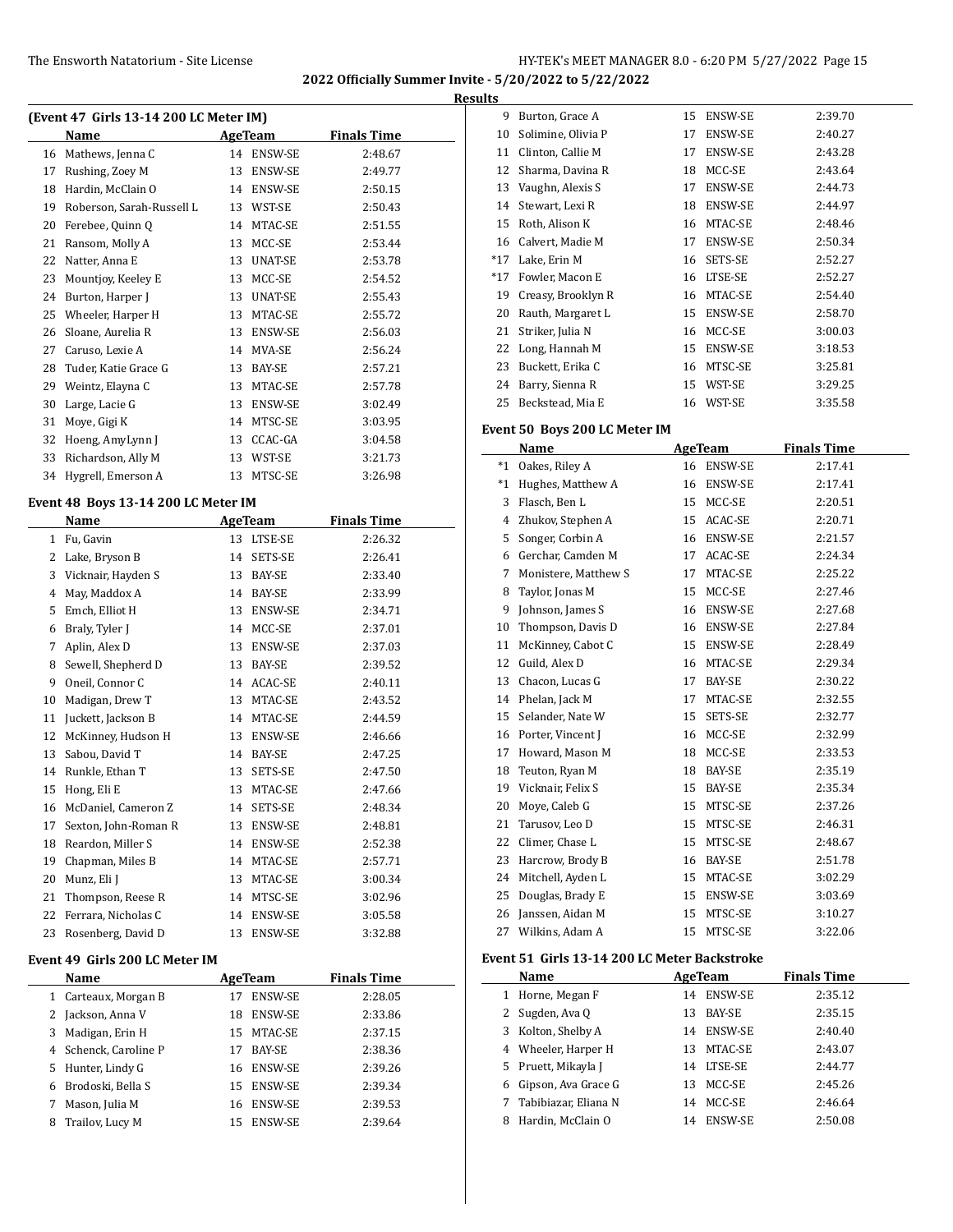## 2022 Officially Summer Invite - 5/20/2022 to 5/22/2022

### Results

### (Event 47 Girls 13-14 200 LC Meter IM)

| | Name | Age | Team | Finals Time |
|---|---|---|---|---|
| 16 | Mathews, Jenna C | 14 | ENSW-SE | 2:48.67 |
| 17 | Rushing, Zoey M | 13 | ENSW-SE | 2:49.77 |
| 18 | Hardin, McClain O | 14 | ENSW-SE | 2:50.15 |
| 19 | Roberson, Sarah-Russell L | 13 | WST-SE | 2:50.43 |
| 20 | Ferebee, Quinn Q | 14 | MTAC-SE | 2:51.55 |
| 21 | Ransom, Molly A | 13 | MCC-SE | 2:53.44 |
| 22 | Natter, Anna E | 13 | UNAT-SE | 2:53.78 |
| 23 | Mountjoy, Keeley E | 13 | MCC-SE | 2:54.52 |
| 24 | Burton, Harper J | 13 | UNAT-SE | 2:55.43 |
| 25 | Wheeler, Harper H | 13 | MTAC-SE | 2:55.72 |
| 26 | Sloane, Aurelia R | 13 | ENSW-SE | 2:56.03 |
| 27 | Caruso, Lexie A | 14 | MVA-SE | 2:56.24 |
| 28 | Tuder, Katie Grace G | 13 | BAY-SE | 2:57.21 |
| 29 | Weintz, Elayna C | 13 | MTAC-SE | 2:57.78 |
| 30 | Large, Lacie G | 13 | ENSW-SE | 3:02.49 |
| 31 | Moye, Gigi K | 14 | MTSC-SE | 3:03.95 |
| 32 | Hoeng, AmyLynn J | 13 | CCAC-GA | 3:04.58 |
| 33 | Richardson, Ally M | 13 | WST-SE | 3:21.73 |
| 34 | Hygrell, Emerson A | 13 | MTSC-SE | 3:26.98 |

### Event 48 Boys 13-14 200 LC Meter IM

| | Name | Age | Team | Finals Time |
|---|---|---|---|---|
| 1 | Fu, Gavin | 13 | LTSE-SE | 2:26.32 |
| 2 | Lake, Bryson B | 14 | SETS-SE | 2:26.41 |
| 3 | Vicknair, Hayden S | 13 | BAY-SE | 2:33.40 |
| 4 | May, Maddox A | 14 | BAY-SE | 2:33.99 |
| 5 | Emch, Elliot H | 13 | ENSW-SE | 2:34.71 |
| 6 | Braly, Tyler J | 14 | MCC-SE | 2:37.01 |
| 7 | Aplin, Alex D | 13 | ENSW-SE | 2:37.03 |
| 8 | Sewell, Shepherd D | 13 | BAY-SE | 2:39.52 |
| 9 | Oneil, Connor C | 14 | ACAC-SE | 2:40.11 |
| 10 | Madigan, Drew T | 13 | MTAC-SE | 2:43.52 |
| 11 | Juckett, Jackson B | 14 | MTAC-SE | 2:44.59 |
| 12 | McKinney, Hudson H | 13 | ENSW-SE | 2:46.66 |
| 13 | Sabou, David T | 14 | BAY-SE | 2:47.25 |
| 14 | Runkle, Ethan T | 13 | SETS-SE | 2:47.50 |
| 15 | Hong, Eli E | 13 | MTAC-SE | 2:47.66 |
| 16 | McDaniel, Cameron Z | 14 | SETS-SE | 2:48.34 |
| 17 | Sexton, John-Roman R | 13 | ENSW-SE | 2:48.81 |
| 18 | Reardon, Miller S | 14 | ENSW-SE | 2:52.38 |
| 19 | Chapman, Miles B | 14 | MTAC-SE | 2:57.71 |
| 20 | Munz, Eli J | 13 | MTAC-SE | 3:00.34 |
| 21 | Thompson, Reese R | 14 | MTSC-SE | 3:02.96 |
| 22 | Ferrara, Nicholas C | 14 | ENSW-SE | 3:05.58 |
| 23 | Rosenberg, David D | 13 | ENSW-SE | 3:32.88 |

### Event 49 Girls 200 LC Meter IM

| | Name | Age | Team | Finals Time |
|---|---|---|---|---|
| 1 | Carteaux, Morgan B | 17 | ENSW-SE | 2:28.05 |
| 2 | Jackson, Anna V | 18 | ENSW-SE | 2:33.86 |
| 3 | Madigan, Erin H | 15 | MTAC-SE | 2:37.15 |
| 4 | Schenck, Caroline P | 17 | BAY-SE | 2:38.36 |
| 5 | Hunter, Lindy G | 16 | ENSW-SE | 2:39.26 |
| 6 | Brodoski, Bella S | 15 | ENSW-SE | 2:39.34 |
| 7 | Mason, Julia M | 16 | ENSW-SE | 2:39.53 |
| 8 | Trailov, Lucy M | 15 | ENSW-SE | 2:39.64 |
| 9 | Burton, Grace A | 15 | ENSW-SE | 2:39.70 |
| 10 | Solimine, Olivia P | 17 | ENSW-SE | 2:40.27 |
| 11 | Clinton, Callie M | 17 | ENSW-SE | 2:43.28 |
| 12 | Sharma, Davina R | 18 | MCC-SE | 2:43.64 |
| 13 | Vaughn, Alexis S | 17 | ENSW-SE | 2:44.73 |
| 14 | Stewart, Lexi R | 18 | ENSW-SE | 2:44.97 |
| 15 | Roth, Alison K | 16 | MTAC-SE | 2:48.46 |
| 16 | Calvert, Madie M | 17 | ENSW-SE | 2:50.34 |
| *17 | Lake, Erin M | 16 | SETS-SE | 2:52.27 |
| *17 | Fowler, Macon E | 16 | LTSE-SE | 2:52.27 |
| 19 | Creasy, Brooklyn R | 16 | MTAC-SE | 2:54.40 |
| 20 | Rauth, Margaret L | 15 | ENSW-SE | 2:58.70 |
| 21 | Striker, Julia N | 16 | MCC-SE | 3:00.03 |
| 22 | Long, Hannah M | 15 | ENSW-SE | 3:18.53 |
| 23 | Buckett, Erika C | 16 | MTSC-SE | 3:25.81 |
| 24 | Barry, Sienna R | 15 | WST-SE | 3:29.25 |
| 25 | Beckstead, Mia E | 16 | WST-SE | 3:35.58 |

### Event 50 Boys 200 LC Meter IM

| | Name | Age | Team | Finals Time |
|---|---|---|---|---|
| *1 | Oakes, Riley A | 16 | ENSW-SE | 2:17.41 |
| *1 | Hughes, Matthew A | 16 | ENSW-SE | 2:17.41 |
| 3 | Flasch, Ben L | 15 | MCC-SE | 2:20.51 |
| 4 | Zhukov, Stephen A | 15 | ACAC-SE | 2:20.71 |
| 5 | Songer, Corbin A | 16 | ENSW-SE | 2:21.57 |
| 6 | Gerchar, Camden M | 17 | ACAC-SE | 2:24.34 |
| 7 | Monistere, Matthew S | 17 | MTAC-SE | 2:25.22 |
| 8 | Taylor, Jonas M | 15 | MCC-SE | 2:27.46 |
| 9 | Johnson, James S | 16 | ENSW-SE | 2:27.68 |
| 10 | Thompson, Davis D | 16 | ENSW-SE | 2:27.84 |
| 11 | McKinney, Cabot C | 15 | ENSW-SE | 2:28.49 |
| 12 | Guild, Alex D | 16 | MTAC-SE | 2:29.34 |
| 13 | Chacon, Lucas G | 17 | BAY-SE | 2:30.22 |
| 14 | Phelan, Jack M | 17 | MTAC-SE | 2:32.55 |
| 15 | Selander, Nate W | 15 | SETS-SE | 2:32.77 |
| 16 | Porter, Vincent J | 16 | MCC-SE | 2:32.99 |
| 17 | Howard, Mason M | 18 | MCC-SE | 2:33.53 |
| 18 | Teuton, Ryan M | 18 | BAY-SE | 2:35.19 |
| 19 | Vicknair, Felix S | 15 | BAY-SE | 2:35.34 |
| 20 | Moye, Caleb G | 15 | MTSC-SE | 2:37.26 |
| 21 | Tarusov, Leo D | 15 | MTSC-SE | 2:46.31 |
| 22 | Climer, Chase L | 15 | MTSC-SE | 2:48.67 |
| 23 | Harcrow, Brody B | 16 | BAY-SE | 2:51.78 |
| 24 | Mitchell, Ayden L | 15 | MTAC-SE | 3:02.29 |
| 25 | Douglas, Brady E | 15 | ENSW-SE | 3:03.69 |
| 26 | Janssen, Aidan M | 15 | MTSC-SE | 3:10.27 |
| 27 | Wilkins, Adam A | 15 | MTSC-SE | 3:22.06 |

### Event 51 Girls 13-14 200 LC Meter Backstroke

| | Name | Age | Team | Finals Time |
|---|---|---|---|---|
| 1 | Horne, Megan F | 14 | ENSW-SE | 2:35.12 |
| 2 | Sugden, Ava Q | 13 | BAY-SE | 2:35.15 |
| 3 | Kolton, Shelby A | 14 | ENSW-SE | 2:40.40 |
| 4 | Wheeler, Harper H | 13 | MTAC-SE | 2:43.07 |
| 5 | Pruett, Mikayla J | 14 | LTSE-SE | 2:44.77 |
| 6 | Gipson, Ava Grace G | 13 | MCC-SE | 2:45.26 |
| 7 | Tabibiazar, Eliana N | 14 | MCC-SE | 2:46.64 |
| 8 | Hardin, McClain O | 14 | ENSW-SE | 2:50.08 |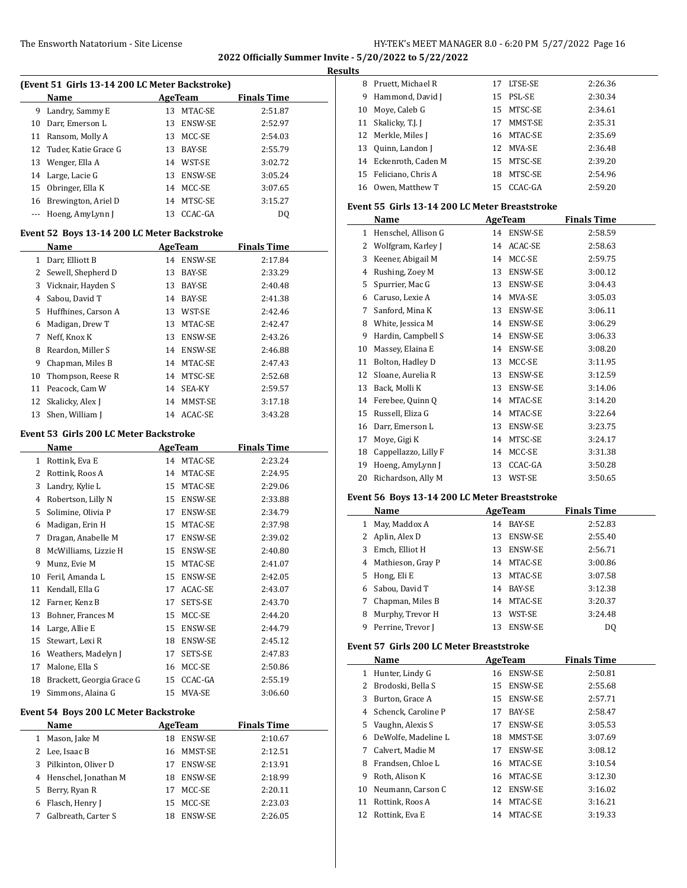## 2022 Officially Summer Invite - 5/20/2022 to 5/22/2022

### Results

#### (Event 51 Girls 13-14 200 LC Meter Backstroke)

| | Name | Age | Team | Finals Time |
|---|---|---|---|---|
| 9 | Landry, Sammy E | 13 | MTAC-SE | 2:51.87 |
| 10 | Darr, Emerson L | 13 | ENSW-SE | 2:52.97 |
| 11 | Ransom, Molly A | 13 | MCC-SE | 2:54.03 |
| 12 | Tuder, Katie Grace G | 13 | BAY-SE | 2:55.79 |
| 13 | Wenger, Ella A | 14 | WST-SE | 3:02.72 |
| 14 | Large, Lacie G | 13 | ENSW-SE | 3:05.24 |
| 15 | Obringer, Ella K | 14 | MCC-SE | 3:07.65 |
| 16 | Brewington, Ariel D | 14 | MTSC-SE | 3:15.27 |
| --- | Hoeng, AmyLynn J | 13 | CCAC-GA | DQ |

#### Event 52 Boys 13-14 200 LC Meter Backstroke

| | Name | Age | Team | Finals Time |
|---|---|---|---|---|
| 1 | Darr, Elliott B | 14 | ENSW-SE | 2:17.84 |
| 2 | Sewell, Shepherd D | 13 | BAY-SE | 2:33.29 |
| 3 | Vicknair, Hayden S | 13 | BAY-SE | 2:40.48 |
| 4 | Sabou, David T | 14 | BAY-SE | 2:41.38 |
| 5 | Huffhines, Carson A | 13 | WST-SE | 2:42.46 |
| 6 | Madigan, Drew T | 13 | MTAC-SE | 2:42.47 |
| 7 | Neff, Knox K | 13 | ENSW-SE | 2:43.26 |
| 8 | Reardon, Miller S | 14 | ENSW-SE | 2:46.88 |
| 9 | Chapman, Miles B | 14 | MTAC-SE | 2:47.43 |
| 10 | Thompson, Reese R | 14 | MTSC-SE | 2:52.68 |
| 11 | Peacock, Cam W | 14 | SEA-KY | 2:59.57 |
| 12 | Skalicky, Alex J | 14 | MMST-SE | 3:17.18 |
| 13 | Shen, William J | 14 | ACAC-SE | 3:43.28 |

#### Event 53 Girls 200 LC Meter Backstroke

| | Name | Age | Team | Finals Time |
|---|---|---|---|---|
| 1 | Rottink, Eva E | 14 | MTAC-SE | 2:23.24 |
| 2 | Rottink, Roos A | 14 | MTAC-SE | 2:24.95 |
| 3 | Landry, Kylie L | 15 | MTAC-SE | 2:29.06 |
| 4 | Robertson, Lilly N | 15 | ENSW-SE | 2:33.88 |
| 5 | Solimine, Olivia P | 17 | ENSW-SE | 2:34.79 |
| 6 | Madigan, Erin H | 15 | MTAC-SE | 2:37.98 |
| 7 | Dragan, Anabelle M | 17 | ENSW-SE | 2:39.02 |
| 8 | McWilliams, Lizzie H | 15 | ENSW-SE | 2:40.80 |
| 9 | Munz, Evie M | 15 | MTAC-SE | 2:41.07 |
| 10 | Feril, Amanda L | 15 | ENSW-SE | 2:42.05 |
| 11 | Kendall, Ella G | 17 | ACAC-SE | 2:43.07 |
| 12 | Farner, Kenz B | 17 | SETS-SE | 2:43.70 |
| 13 | Bohner, Frances M | 15 | MCC-SE | 2:44.20 |
| 14 | Large, Allie E | 15 | ENSW-SE | 2:44.79 |
| 15 | Stewart, Lexi R | 18 | ENSW-SE | 2:45.12 |
| 16 | Weathers, Madelyn J | 17 | SETS-SE | 2:47.83 |
| 17 | Malone, Ella S | 16 | MCC-SE | 2:50.86 |
| 18 | Brackett, Georgia Grace G | 15 | CCAC-GA | 2:55.19 |
| 19 | Simmons, Alaina G | 15 | MVA-SE | 3:06.60 |

#### Event 54 Boys 200 LC Meter Backstroke

| | Name | Age | Team | Finals Time |
|---|---|---|---|---|
| 1 | Mason, Jake M | 18 | ENSW-SE | 2:10.67 |
| 2 | Lee, Isaac B | 16 | MMST-SE | 2:12.51 |
| 3 | Pilkinton, Oliver D | 17 | ENSW-SE | 2:13.91 |
| 4 | Henschel, Jonathan M | 18 | ENSW-SE | 2:18.99 |
| 5 | Berry, Ryan R | 17 | MCC-SE | 2:20.11 |
| 6 | Flasch, Henry J | 15 | MCC-SE | 2:23.03 |
| 7 | Galbreath, Carter S | 18 | ENSW-SE | 2:26.05 |
| 8 | Pruett, Michael R | 17 | LTSE-SE | 2:26.36 |
| 9 | Hammond, David J | 15 | PSL-SE | 2:30.34 |
| 10 | Moye, Caleb G | 15 | MTSC-SE | 2:34.61 |
| 11 | Skalicky, T.J. J | 17 | MMST-SE | 2:35.31 |
| 12 | Merkle, Miles J | 16 | MTAC-SE | 2:35.69 |
| 13 | Quinn, Landon J | 12 | MVA-SE | 2:36.48 |
| 14 | Eckenroth, Caden M | 15 | MTSC-SE | 2:39.20 |
| 15 | Feliciano, Chris A | 18 | MTSC-SE | 2:54.96 |
| 16 | Owen, Matthew T | 15 | CCAC-GA | 2:59.20 |

#### Event 55 Girls 13-14 200 LC Meter Breaststroke

| | Name | Age | Team | Finals Time |
|---|---|---|---|---|
| 1 | Henschel, Allison G | 14 | ENSW-SE | 2:58.59 |
| 2 | Wolfgram, Karley J | 14 | ACAC-SE | 2:58.63 |
| 3 | Keener, Abigail M | 14 | MCC-SE | 2:59.75 |
| 4 | Rushing, Zoey M | 13 | ENSW-SE | 3:00.12 |
| 5 | Spurrier, Mac G | 13 | ENSW-SE | 3:04.43 |
| 6 | Caruso, Lexie A | 14 | MVA-SE | 3:05.03 |
| 7 | Sanford, Mina K | 13 | ENSW-SE | 3:06.11 |
| 8 | White, Jessica M | 14 | ENSW-SE | 3:06.29 |
| 9 | Hardin, Campbell S | 14 | ENSW-SE | 3:06.33 |
| 10 | Massey, Elaina E | 14 | ENSW-SE | 3:08.20 |
| 11 | Bolton, Hadley D | 13 | MCC-SE | 3:11.95 |
| 12 | Sloane, Aurelia R | 13 | ENSW-SE | 3:12.59 |
| 13 | Back, Molli K | 13 | ENSW-SE | 3:14.06 |
| 14 | Ferebee, Quinn Q | 14 | MTAC-SE | 3:14.20 |
| 15 | Russell, Eliza G | 14 | MTAC-SE | 3:22.64 |
| 16 | Darr, Emerson L | 13 | ENSW-SE | 3:23.75 |
| 17 | Moye, Gigi K | 14 | MTSC-SE | 3:24.17 |
| 18 | Cappellazzo, Lilly F | 14 | MCC-SE | 3:31.38 |
| 19 | Hoeng, AmyLynn J | 13 | CCAC-GA | 3:50.28 |
| 20 | Richardson, Ally M | 13 | WST-SE | 3:50.65 |

#### Event 56 Boys 13-14 200 LC Meter Breaststroke

| | Name | Age | Team | Finals Time |
|---|---|---|---|---|
| 1 | May, Maddox A | 14 | BAY-SE | 2:52.83 |
| 2 | Aplin, Alex D | 13 | ENSW-SE | 2:55.40 |
| 3 | Emch, Elliot H | 13 | ENSW-SE | 2:56.71 |
| 4 | Mathieson, Gray P | 14 | MTAC-SE | 3:00.86 |
| 5 | Hong, Eli E | 13 | MTAC-SE | 3:07.58 |
| 6 | Sabou, David T | 14 | BAY-SE | 3:12.38 |
| 7 | Chapman, Miles B | 14 | MTAC-SE | 3:20.37 |
| 8 | Murphy, Trevor H | 13 | WST-SE | 3:24.48 |
| 9 | Perrine, Trevor J | 13 | ENSW-SE | DQ |

#### Event 57 Girls 200 LC Meter Breaststroke

| | Name | Age | Team | Finals Time |
|---|---|---|---|---|
| 1 | Hunter, Lindy G | 16 | ENSW-SE | 2:50.81 |
| 2 | Brodoski, Bella S | 15 | ENSW-SE | 2:55.68 |
| 3 | Burton, Grace A | 15 | ENSW-SE | 2:57.71 |
| 4 | Schenck, Caroline P | 17 | BAY-SE | 2:58.47 |
| 5 | Vaughn, Alexis S | 17 | ENSW-SE | 3:05.53 |
| 6 | DeWolfe, Madeline L | 18 | MMST-SE | 3:07.69 |
| 7 | Calvert, Madie M | 17 | ENSW-SE | 3:08.12 |
| 8 | Frandsen, Chloe L | 16 | MTAC-SE | 3:10.54 |
| 9 | Roth, Alison K | 16 | MTAC-SE | 3:12.30 |
| 10 | Neumann, Carson C | 12 | ENSW-SE | 3:16.02 |
| 11 | Rottink, Roos A | 14 | MTAC-SE | 3:16.21 |
| 12 | Rottink, Eva E | 14 | MTAC-SE | 3:19.33 |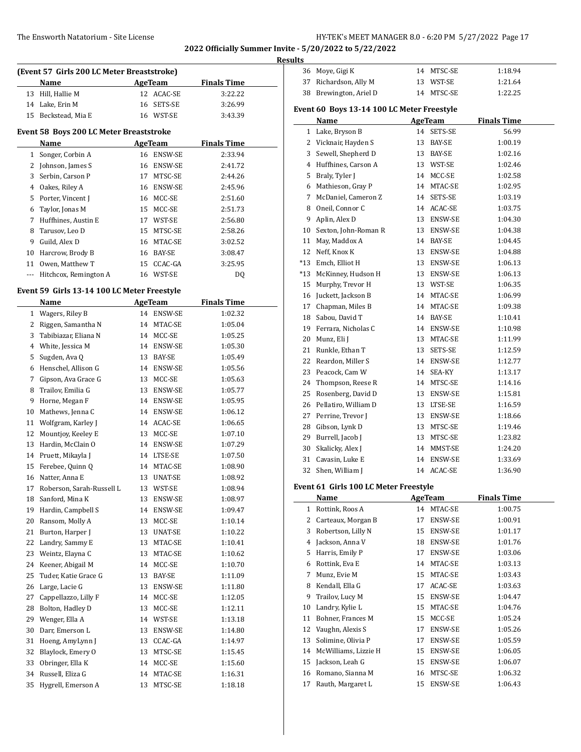2022 Officially Summer Invite - 5/20/2022 to 5/22/2022

Results

### (Event 57 Girls 200 LC Meter Breaststroke)

| | Name | Age | Team | Finals Time |
|---|---|---|---|---|
| 13 | Hill, Hallie M | 12 | ACAC-SE | 3:22.22 |
| 14 | Lake, Erin M | 16 | SETS-SE | 3:26.99 |
| 15 | Beckstead, Mia E | 16 | WST-SE | 3:43.39 |

### Event 58 Boys 200 LC Meter Breaststroke

| | Name | Age | Team | Finals Time |
|---|---|---|---|---|
| 1 | Songer, Corbin A | 16 | ENSW-SE | 2:33.94 |
| 2 | Johnson, James S | 16 | ENSW-SE | 2:41.72 |
| 3 | Serbin, Carson P | 17 | MTSC-SE | 2:44.26 |
| 4 | Oakes, Riley A | 16 | ENSW-SE | 2:45.96 |
| 5 | Porter, Vincent J | 16 | MCC-SE | 2:51.60 |
| 6 | Taylor, Jonas M | 15 | MCC-SE | 2:51.73 |
| 7 | Huffhines, Austin E | 17 | WST-SE | 2:56.80 |
| 8 | Tarusov, Leo D | 15 | MTSC-SE | 2:58.26 |
| 9 | Guild, Alex D | 16 | MTAC-SE | 3:02.52 |
| 10 | Harcrow, Brody B | 16 | BAY-SE | 3:08.47 |
| 11 | Owen, Matthew T | 15 | CCAC-GA | 3:25.95 |
| --- | Hitchcox, Remington A | 16 | WST-SE | DQ |

### Event 59 Girls 13-14 100 LC Meter Freestyle

| | Name | Age | Team | Finals Time |
|---|---|---|---|---|
| 1 | Wagers, Riley B | 14 | ENSW-SE | 1:02.32 |
| 2 | Riggen, Samantha N | 14 | MTAC-SE | 1:05.04 |
| 3 | Tabibiazar, Eliana N | 14 | MCC-SE | 1:05.25 |
| 4 | White, Jessica M | 14 | ENSW-SE | 1:05.30 |
| 5 | Sugden, Ava Q | 13 | BAY-SE | 1:05.49 |
| 6 | Henschel, Allison G | 14 | ENSW-SE | 1:05.56 |
| 7 | Gipson, Ava Grace G | 13 | MCC-SE | 1:05.63 |
| 8 | Trailov, Emilia G | 13 | ENSW-SE | 1:05.77 |
| 9 | Horne, Megan F | 14 | ENSW-SE | 1:05.95 |
| 10 | Mathews, Jenna C | 14 | ENSW-SE | 1:06.12 |
| 11 | Wolfgram, Karley J | 14 | ACAC-SE | 1:06.65 |
| 12 | Mountjoy, Keeley E | 13 | MCC-SE | 1:07.10 |
| 13 | Hardin, McClain O | 14 | ENSW-SE | 1:07.29 |
| 14 | Pruett, Mikayla J | 14 | LTSE-SE | 1:07.50 |
| 15 | Ferebee, Quinn Q | 14 | MTAC-SE | 1:08.90 |
| 16 | Natter, Anna E | 13 | UNAT-SE | 1:08.92 |
| 17 | Roberson, Sarah-Russell L | 13 | WST-SE | 1:08.94 |
| 18 | Sanford, Mina K | 13 | ENSW-SE | 1:08.97 |
| 19 | Hardin, Campbell S | 14 | ENSW-SE | 1:09.47 |
| 20 | Ransom, Molly A | 13 | MCC-SE | 1:10.14 |
| 21 | Burton, Harper J | 13 | UNAT-SE | 1:10.22 |
| 22 | Landry, Sammy E | 13 | MTAC-SE | 1:10.41 |
| 23 | Weintz, Elayna C | 13 | MTAC-SE | 1:10.62 |
| 24 | Keener, Abigail M | 14 | MCC-SE | 1:10.70 |
| 25 | Tuder, Katie Grace G | 13 | BAY-SE | 1:11.09 |
| 26 | Large, Lacie G | 13 | ENSW-SE | 1:11.80 |
| 27 | Cappellazzo, Lilly F | 14 | MCC-SE | 1:12.05 |
| 28 | Bolton, Hadley D | 13 | MCC-SE | 1:12.11 |
| 29 | Wenger, Ella A | 14 | WST-SE | 1:13.18 |
| 30 | Darr, Emerson L | 13 | ENSW-SE | 1:14.80 |
| 31 | Hoeng, AmyLynn J | 13 | CCAC-GA | 1:14.97 |
| 32 | Blaylock, Emery O | 13 | MTSC-SE | 1:15.45 |
| 33 | Obringer, Ella K | 14 | MCC-SE | 1:15.60 |
| 34 | Russell, Eliza G | 14 | MTAC-SE | 1:16.31 |
| 35 | Hygrell, Emerson A | 13 | MTSC-SE | 1:18.18 |
| 36 | Moye, Gigi K | 14 | MTSC-SE | 1:18.94 |
| 37 | Richardson, Ally M | 13 | WST-SE | 1:21.64 |
| 38 | Brewington, Ariel D | 14 | MTSC-SE | 1:22.25 |

### Event 60 Boys 13-14 100 LC Meter Freestyle

| | Name | Age | Team | Finals Time |
|---|---|---|---|---|
| 1 | Lake, Bryson B | 14 | SETS-SE | 56.99 |
| 2 | Vicknair, Hayden S | 13 | BAY-SE | 1:00.19 |
| 3 | Sewell, Shepherd D | 13 | BAY-SE | 1:02.16 |
| 4 | Huffhines, Carson A | 13 | WST-SE | 1:02.46 |
| 5 | Braly, Tyler J | 14 | MCC-SE | 1:02.58 |
| 6 | Mathieson, Gray P | 14 | MTAC-SE | 1:02.95 |
| 7 | McDaniel, Cameron Z | 14 | SETS-SE | 1:03.19 |
| 8 | Oneil, Connor C | 14 | ACAC-SE | 1:03.75 |
| 9 | Aplin, Alex D | 13 | ENSW-SE | 1:04.30 |
| 10 | Sexton, John-Roman R | 13 | ENSW-SE | 1:04.38 |
| 11 | May, Maddox A | 14 | BAY-SE | 1:04.45 |
| 12 | Neff, Knox K | 13 | ENSW-SE | 1:04.88 |
| *13 | Emch, Elliot H | 13 | ENSW-SE | 1:06.13 |
| *13 | McKinney, Hudson H | 13 | ENSW-SE | 1:06.13 |
| 15 | Murphy, Trevor H | 13 | WST-SE | 1:06.35 |
| 16 | Juckett, Jackson B | 14 | MTAC-SE | 1:06.99 |
| 17 | Chapman, Miles B | 14 | MTAC-SE | 1:09.38 |
| 18 | Sabou, David T | 14 | BAY-SE | 1:10.41 |
| 19 | Ferrara, Nicholas C | 14 | ENSW-SE | 1:10.98 |
| 20 | Munz, Eli J | 13 | MTAC-SE | 1:11.99 |
| 21 | Runkle, Ethan T | 13 | SETS-SE | 1:12.59 |
| 22 | Reardon, Miller S | 14 | ENSW-SE | 1:12.77 |
| 23 | Peacock, Cam W | 14 | SEA-KY | 1:13.17 |
| 24 | Thompson, Reese R | 14 | MTSC-SE | 1:14.16 |
| 25 | Rosenberg, David D | 13 | ENSW-SE | 1:15.81 |
| 26 | Pellatiro, William D | 13 | LTSE-SE | 1:16.59 |
| 27 | Perrine, Trevor J | 13 | ENSW-SE | 1:18.66 |
| 28 | Gibson, Lynk D | 13 | MTSC-SE | 1:19.46 |
| 29 | Burrell, Jacob J | 13 | MTSC-SE | 1:23.82 |
| 30 | Skalicky, Alex J | 14 | MMST-SE | 1:24.20 |
| 31 | Cavasin, Luke E | 14 | ENSW-SE | 1:33.69 |
| 32 | Shen, William J | 14 | ACAC-SE | 1:36.90 |

### Event 61 Girls 100 LC Meter Freestyle

| | Name | Age | Team | Finals Time |
|---|---|---|---|---|
| 1 | Rottink, Roos A | 14 | MTAC-SE | 1:00.75 |
| 2 | Carteaux, Morgan B | 17 | ENSW-SE | 1:00.91 |
| 3 | Robertson, Lilly N | 15 | ENSW-SE | 1:01.17 |
| 4 | Jackson, Anna V | 18 | ENSW-SE | 1:01.76 |
| 5 | Harris, Emily P | 17 | ENSW-SE | 1:03.06 |
| 6 | Rottink, Eva E | 14 | MTAC-SE | 1:03.13 |
| 7 | Munz, Evie M | 15 | MTAC-SE | 1:03.43 |
| 8 | Kendall, Ella G | 17 | ACAC-SE | 1:03.63 |
| 9 | Trailov, Lucy M | 15 | ENSW-SE | 1:04.47 |
| 10 | Landry, Kylie L | 15 | MTAC-SE | 1:04.76 |
| 11 | Bohner, Frances M | 15 | MCC-SE | 1:05.24 |
| 12 | Vaughn, Alexis S | 17 | ENSW-SE | 1:05.26 |
| 13 | Solimine, Olivia P | 17 | ENSW-SE | 1:05.59 |
| 14 | McWilliams, Lizzie H | 15 | ENSW-SE | 1:06.05 |
| 15 | Jackson, Leah G | 15 | ENSW-SE | 1:06.07 |
| 16 | Romano, Sianna M | 16 | MTSC-SE | 1:06.32 |
| 17 | Rauth, Margaret L | 15 | ENSW-SE | 1:06.43 |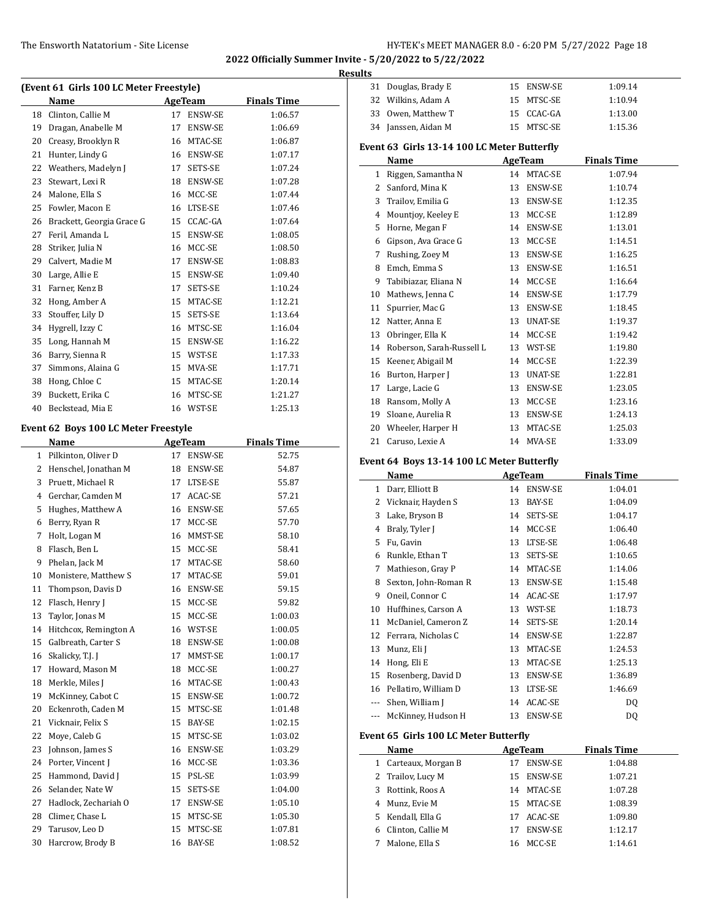2022 Officially Summer Invite - 5/20/2022 to 5/22/2022

Results

### (Event 61 Girls 100 LC Meter Freestyle)

| | Name | Age | Team | Finals Time |
|---|---|---|---|---|
| 18 | Clinton, Callie M | 17 | ENSW-SE | 1:06.57 |
| 19 | Dragan, Anabelle M | 17 | ENSW-SE | 1:06.69 |
| 20 | Creasy, Brooklyn R | 16 | MTAC-SE | 1:06.87 |
| 21 | Hunter, Lindy G | 16 | ENSW-SE | 1:07.17 |
| 22 | Weathers, Madelyn J | 17 | SETS-SE | 1:07.24 |
| 23 | Stewart, Lexi R | 18 | ENSW-SE | 1:07.28 |
| 24 | Malone, Ella S | 16 | MCC-SE | 1:07.44 |
| 25 | Fowler, Macon E | 16 | LTSE-SE | 1:07.46 |
| 26 | Brackett, Georgia Grace G | 15 | CCAC-GA | 1:07.64 |
| 27 | Feril, Amanda L | 15 | ENSW-SE | 1:08.05 |
| 28 | Striker, Julia N | 16 | MCC-SE | 1:08.50 |
| 29 | Calvert, Madie M | 17 | ENSW-SE | 1:08.83 |
| 30 | Large, Allie E | 15 | ENSW-SE | 1:09.40 |
| 31 | Farner, Kenz B | 17 | SETS-SE | 1:10.24 |
| 32 | Hong, Amber A | 15 | MTAC-SE | 1:12.21 |
| 33 | Stouffer, Lily D | 15 | SETS-SE | 1:13.64 |
| 34 | Hygrell, Izzy C | 16 | MTSC-SE | 1:16.04 |
| 35 | Long, Hannah M | 15 | ENSW-SE | 1:16.22 |
| 36 | Barry, Sienna R | 15 | WST-SE | 1:17.33 |
| 37 | Simmons, Alaina G | 15 | MVA-SE | 1:17.71 |
| 38 | Hong, Chloe C | 15 | MTAC-SE | 1:20.14 |
| 39 | Buckett, Erika C | 16 | MTSC-SE | 1:21.27 |
| 40 | Beckstead, Mia E | 16 | WST-SE | 1:25.13 |

### Event 62 Boys 100 LC Meter Freestyle

| | Name | Age | Team | Finals Time |
|---|---|---|---|---|
| 1 | Pilkinton, Oliver D | 17 | ENSW-SE | 52.75 |
| 2 | Henschel, Jonathan M | 18 | ENSW-SE | 54.87 |
| 3 | Pruett, Michael R | 17 | LTSE-SE | 55.87 |
| 4 | Gerchar, Camden M | 17 | ACAC-SE | 57.21 |
| 5 | Hughes, Matthew A | 16 | ENSW-SE | 57.65 |
| 6 | Berry, Ryan R | 17 | MCC-SE | 57.70 |
| 7 | Holt, Logan M | 16 | MMST-SE | 58.10 |
| 8 | Flasch, Ben L | 15 | MCC-SE | 58.41 |
| 9 | Phelan, Jack M | 17 | MTAC-SE | 58.60 |
| 10 | Monistere, Matthew S | 17 | MTAC-SE | 59.01 |
| 11 | Thompson, Davis D | 16 | ENSW-SE | 59.15 |
| 12 | Flasch, Henry J | 15 | MCC-SE | 59.82 |
| 13 | Taylor, Jonas M | 15 | MCC-SE | 1:00.03 |
| 14 | Hitchcox, Remington A | 16 | WST-SE | 1:00.05 |
| 15 | Galbreath, Carter S | 18 | ENSW-SE | 1:00.08 |
| 16 | Skalicky, T.J. J | 17 | MMST-SE | 1:00.17 |
| 17 | Howard, Mason M | 18 | MCC-SE | 1:00.27 |
| 18 | Merkle, Miles J | 16 | MTAC-SE | 1:00.43 |
| 19 | McKinney, Cabot C | 15 | ENSW-SE | 1:00.72 |
| 20 | Eckenroth, Caden M | 15 | MTSC-SE | 1:01.48 |
| 21 | Vicknair, Felix S | 15 | BAY-SE | 1:02.15 |
| 22 | Moye, Caleb G | 15 | MTSC-SE | 1:03.02 |
| 23 | Johnson, James S | 16 | ENSW-SE | 1:03.29 |
| 24 | Porter, Vincent J | 16 | MCC-SE | 1:03.36 |
| 25 | Hammond, David J | 15 | PSL-SE | 1:03.99 |
| 26 | Selander, Nate W | 15 | SETS-SE | 1:04.00 |
| 27 | Hadlock, Zechariah O | 17 | ENSW-SE | 1:05.10 |
| 28 | Climer, Chase L | 15 | MTSC-SE | 1:05.30 |
| 29 | Tarusov, Leo D | 15 | MTSC-SE | 1:07.81 |
| 30 | Harcrow, Brody B | 16 | BAY-SE | 1:08.52 |
| 31 | Douglas, Brady E | 15 | ENSW-SE | 1:09.14 |
| 32 | Wilkins, Adam A | 15 | MTSC-SE | 1:10.94 |
| 33 | Owen, Matthew T | 15 | CCAC-GA | 1:13.00 |
| 34 | Janssen, Aidan M | 15 | MTSC-SE | 1:15.36 |

### Event 63 Girls 13-14 100 LC Meter Butterfly

| | Name | Age | Team | Finals Time |
|---|---|---|---|---|
| 1 | Riggen, Samantha N | 14 | MTAC-SE | 1:07.94 |
| 2 | Sanford, Mina K | 13 | ENSW-SE | 1:10.74 |
| 3 | Trailov, Emilia G | 13 | ENSW-SE | 1:12.35 |
| 4 | Mountjoy, Keeley E | 13 | MCC-SE | 1:12.89 |
| 5 | Horne, Megan F | 14 | ENSW-SE | 1:13.01 |
| 6 | Gipson, Ava Grace G | 13 | MCC-SE | 1:14.51 |
| 7 | Rushing, Zoey M | 13 | ENSW-SE | 1:16.25 |
| 8 | Emch, Emma S | 13 | ENSW-SE | 1:16.51 |
| 9 | Tabibiazar, Eliana N | 14 | MCC-SE | 1:16.64 |
| 10 | Mathews, Jenna C | 14 | ENSW-SE | 1:17.79 |
| 11 | Spurrier, Mac G | 13 | ENSW-SE | 1:18.45 |
| 12 | Natter, Anna E | 13 | UNAT-SE | 1:19.37 |
| 13 | Obringer, Ella K | 14 | MCC-SE | 1:19.42 |
| 14 | Roberson, Sarah-Russell L | 13 | WST-SE | 1:19.80 |
| 15 | Keener, Abigail M | 14 | MCC-SE | 1:22.39 |
| 16 | Burton, Harper J | 13 | UNAT-SE | 1:22.81 |
| 17 | Large, Lacie G | 13 | ENSW-SE | 1:23.05 |
| 18 | Ransom, Molly A | 13 | MCC-SE | 1:23.16 |
| 19 | Sloane, Aurelia R | 13 | ENSW-SE | 1:24.13 |
| 20 | Wheeler, Harper H | 13 | MTAC-SE | 1:25.03 |
| 21 | Caruso, Lexie A | 14 | MVA-SE | 1:33.09 |

### Event 64 Boys 13-14 100 LC Meter Butterfly

| | Name | Age | Team | Finals Time |
|---|---|---|---|---|
| 1 | Darr, Elliott B | 14 | ENSW-SE | 1:04.01 |
| 2 | Vicknair, Hayden S | 13 | BAY-SE | 1:04.09 |
| 3 | Lake, Bryson B | 14 | SETS-SE | 1:04.17 |
| 4 | Braly, Tyler J | 14 | MCC-SE | 1:06.40 |
| 5 | Fu, Gavin | 13 | LTSE-SE | 1:06.48 |
| 6 | Runkle, Ethan T | 13 | SETS-SE | 1:10.65 |
| 7 | Mathieson, Gray P | 14 | MTAC-SE | 1:14.06 |
| 8 | Sexton, John-Roman R | 13 | ENSW-SE | 1:15.48 |
| 9 | Oneil, Connor C | 14 | ACAC-SE | 1:17.97 |
| 10 | Huffhines, Carson A | 13 | WST-SE | 1:18.73 |
| 11 | McDaniel, Cameron Z | 14 | SETS-SE | 1:20.14 |
| 12 | Ferrara, Nicholas C | 14 | ENSW-SE | 1:22.87 |
| 13 | Munz, Eli J | 13 | MTAC-SE | 1:24.53 |
| 14 | Hong, Eli E | 13 | MTAC-SE | 1:25.13 |
| 15 | Rosenberg, David D | 13 | ENSW-SE | 1:36.89 |
| 16 | Pellatiro, William D | 13 | LTSE-SE | 1:46.69 |
| --- | Shen, William J | 14 | ACAC-SE | DQ |
| --- | McKinney, Hudson H | 13 | ENSW-SE | DQ |

### Event 65 Girls 100 LC Meter Butterfly

| | Name | Age | Team | Finals Time |
|---|---|---|---|---|
| 1 | Carteaux, Morgan B | 17 | ENSW-SE | 1:04.88 |
| 2 | Trailov, Lucy M | 15 | ENSW-SE | 1:07.21 |
| 3 | Rottink, Roos A | 14 | MTAC-SE | 1:07.28 |
| 4 | Munz, Evie M | 15 | MTAC-SE | 1:08.39 |
| 5 | Kendall, Ella G | 17 | ACAC-SE | 1:09.80 |
| 6 | Clinton, Callie M | 17 | ENSW-SE | 1:12.17 |
| 7 | Malone, Ella S | 16 | MCC-SE | 1:14.61 |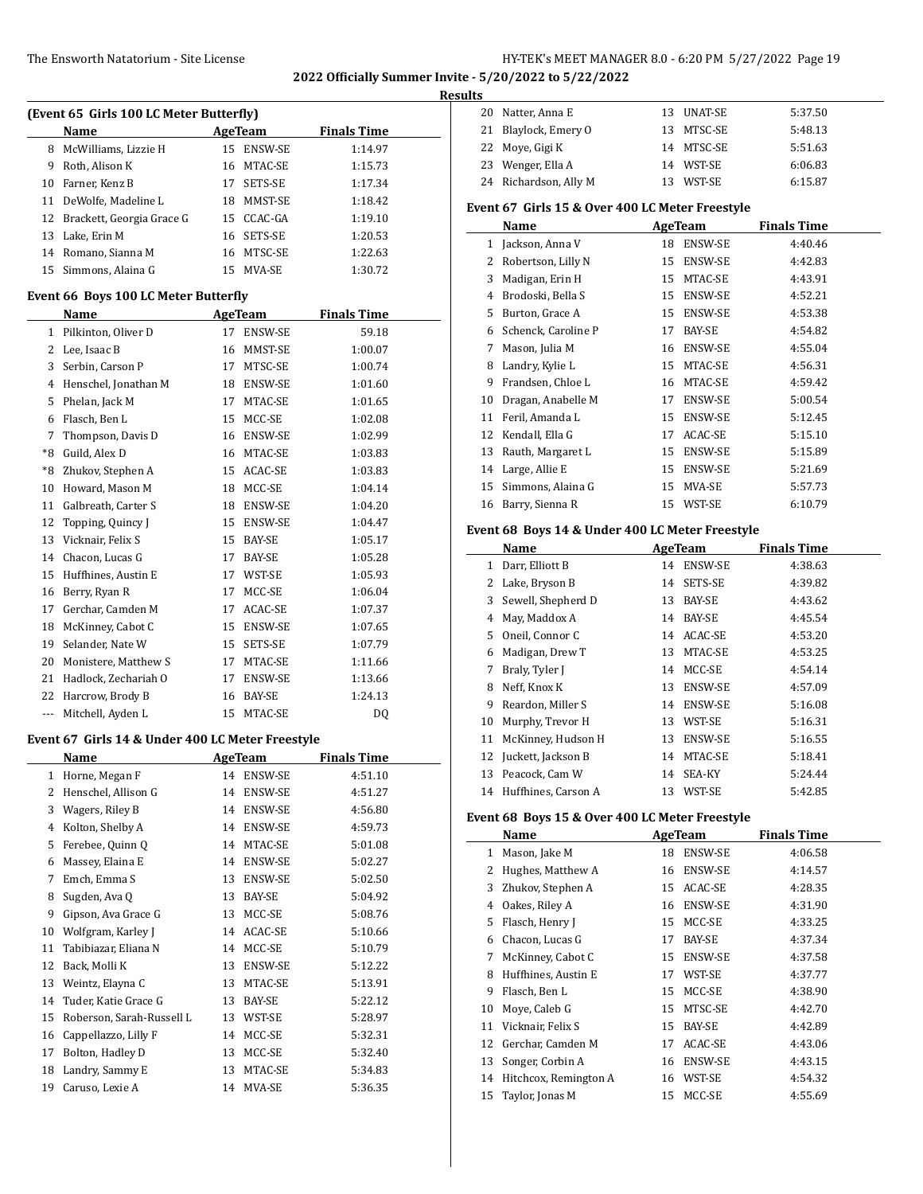2022 Officially Summer Invite - 5/20/2022 to 5/22/2022

Results

### (Event 65 Girls 100 LC Meter Butterfly)

| | Name | Age | Team | Finals Time |
|---|---|---|---|---|
| 8 | McWilliams, Lizzie H | 15 | ENSW-SE | 1:14.97 |
| 9 | Roth, Alison K | 16 | MTAC-SE | 1:15.73 |
| 10 | Farner, Kenz B | 17 | SETS-SE | 1:17.34 |
| 11 | DeWolfe, Madeline L | 18 | MMST-SE | 1:18.42 |
| 12 | Brackett, Georgia Grace G | 15 | CCAC-GA | 1:19.10 |
| 13 | Lake, Erin M | 16 | SETS-SE | 1:20.53 |
| 14 | Romano, Sianna M | 16 | MTSC-SE | 1:22.63 |
| 15 | Simmons, Alaina G | 15 | MVA-SE | 1:30.72 |

### Event 66 Boys 100 LC Meter Butterfly

| | Name | Age | Team | Finals Time |
|---|---|---|---|---|
| 1 | Pilkinton, Oliver D | 17 | ENSW-SE | 59.18 |
| 2 | Lee, Isaac B | 16 | MMST-SE | 1:00.07 |
| 3 | Serbin, Carson P | 17 | MTSC-SE | 1:00.74 |
| 4 | Henschel, Jonathan M | 18 | ENSW-SE | 1:01.60 |
| 5 | Phelan, Jack M | 17 | MTAC-SE | 1:01.65 |
| 6 | Flasch, Ben L | 15 | MCC-SE | 1:02.08 |
| 7 | Thompson, Davis D | 16 | ENSW-SE | 1:02.99 |
| *8 | Guild, Alex D | 16 | MTAC-SE | 1:03.83 |
| *8 | Zhukov, Stephen A | 15 | ACAC-SE | 1:03.83 |
| 10 | Howard, Mason M | 18 | MCC-SE | 1:04.14 |
| 11 | Galbreath, Carter S | 18 | ENSW-SE | 1:04.20 |
| 12 | Topping, Quincy J | 15 | ENSW-SE | 1:04.47 |
| 13 | Vicknair, Felix S | 15 | BAY-SE | 1:05.17 |
| 14 | Chacon, Lucas G | 17 | BAY-SE | 1:05.28 |
| 15 | Huffhines, Austin E | 17 | WST-SE | 1:05.93 |
| 16 | Berry, Ryan R | 17 | MCC-SE | 1:06.04 |
| 17 | Gerchar, Camden M | 17 | ACAC-SE | 1:07.37 |
| 18 | McKinney, Cabot C | 15 | ENSW-SE | 1:07.65 |
| 19 | Selander, Nate W | 15 | SETS-SE | 1:07.79 |
| 20 | Monistere, Matthew S | 17 | MTAC-SE | 1:11.66 |
| 21 | Hadlock, Zechariah O | 17 | ENSW-SE | 1:13.66 |
| 22 | Harcrow, Brody B | 16 | BAY-SE | 1:24.13 |
| --- | Mitchell, Ayden L | 15 | MTAC-SE | DQ |

### Event 67 Girls 14 & Under 400 LC Meter Freestyle

| | Name | Age | Team | Finals Time |
|---|---|---|---|---|
| 1 | Horne, Megan F | 14 | ENSW-SE | 4:51.10 |
| 2 | Henschel, Allison G | 14 | ENSW-SE | 4:51.27 |
| 3 | Wagers, Riley B | 14 | ENSW-SE | 4:56.80 |
| 4 | Kolton, Shelby A | 14 | ENSW-SE | 4:59.73 |
| 5 | Ferebee, Quinn Q | 14 | MTAC-SE | 5:01.08 |
| 6 | Massey, Elaina E | 14 | ENSW-SE | 5:02.27 |
| 7 | Emch, Emma S | 13 | ENSW-SE | 5:02.50 |
| 8 | Sugden, Ava Q | 13 | BAY-SE | 5:04.92 |
| 9 | Gipson, Ava Grace G | 13 | MCC-SE | 5:08.76 |
| 10 | Wolfgram, Karley J | 14 | ACAC-SE | 5:10.66 |
| 11 | Tabibiazar, Eliana N | 14 | MCC-SE | 5:10.79 |
| 12 | Back, Molli K | 13 | ENSW-SE | 5:12.22 |
| 13 | Weintz, Elayna C | 13 | MTAC-SE | 5:13.91 |
| 14 | Tuder, Katie Grace G | 13 | BAY-SE | 5:22.12 |
| 15 | Roberson, Sarah-Russell L | 13 | WST-SE | 5:28.97 |
| 16 | Cappellazzo, Lilly F | 14 | MCC-SE | 5:32.31 |
| 17 | Bolton, Hadley D | 13 | MCC-SE | 5:32.40 |
| 18 | Landry, Sammy E | 13 | MTAC-SE | 5:34.83 |
| 19 | Caruso, Lexie A | 14 | MVA-SE | 5:36.35 |
| 20 | Natter, Anna E | 13 | UNAT-SE | 5:37.50 |
| 21 | Blaylock, Emery O | 13 | MTSC-SE | 5:48.13 |
| 22 | Moye, Gigi K | 14 | MTSC-SE | 5:51.63 |
| 23 | Wenger, Ella A | 14 | WST-SE | 6:06.83 |
| 24 | Richardson, Ally M | 13 | WST-SE | 6:15.87 |

### Event 67 Girls 15 & Over 400 LC Meter Freestyle

| | Name | Age | Team | Finals Time |
|---|---|---|---|---|
| 1 | Jackson, Anna V | 18 | ENSW-SE | 4:40.46 |
| 2 | Robertson, Lilly N | 15 | ENSW-SE | 4:42.83 |
| 3 | Madigan, Erin H | 15 | MTAC-SE | 4:43.91 |
| 4 | Brodoski, Bella S | 15 | ENSW-SE | 4:52.21 |
| 5 | Burton, Grace A | 15 | ENSW-SE | 4:53.38 |
| 6 | Schenck, Caroline P | 17 | BAY-SE | 4:54.82 |
| 7 | Mason, Julia M | 16 | ENSW-SE | 4:55.04 |
| 8 | Landry, Kylie L | 15 | MTAC-SE | 4:56.31 |
| 9 | Frandsen, Chloe L | 16 | MTAC-SE | 4:59.42 |
| 10 | Dragan, Anabelle M | 17 | ENSW-SE | 5:00.54 |
| 11 | Feril, Amanda L | 15 | ENSW-SE | 5:12.45 |
| 12 | Kendall, Ella G | 17 | ACAC-SE | 5:15.10 |
| 13 | Rauth, Margaret L | 15 | ENSW-SE | 5:15.89 |
| 14 | Large, Allie E | 15 | ENSW-SE | 5:21.69 |
| 15 | Simmons, Alaina G | 15 | MVA-SE | 5:57.73 |
| 16 | Barry, Sienna R | 15 | WST-SE | 6:10.79 |

### Event 68 Boys 14 & Under 400 LC Meter Freestyle

| | Name | Age | Team | Finals Time |
|---|---|---|---|---|
| 1 | Darr, Elliott B | 14 | ENSW-SE | 4:38.63 |
| 2 | Lake, Bryson B | 14 | SETS-SE | 4:39.82 |
| 3 | Sewell, Shepherd D | 13 | BAY-SE | 4:43.62 |
| 4 | May, Maddox A | 14 | BAY-SE | 4:45.54 |
| 5 | Oneil, Connor C | 14 | ACAC-SE | 4:53.20 |
| 6 | Madigan, Drew T | 13 | MTAC-SE | 4:53.25 |
| 7 | Braly, Tyler J | 14 | MCC-SE | 4:54.14 |
| 8 | Neff, Knox K | 13 | ENSW-SE | 4:57.09 |
| 9 | Reardon, Miller S | 14 | ENSW-SE | 5:16.08 |
| 10 | Murphy, Trevor H | 13 | WST-SE | 5:16.31 |
| 11 | McKinney, Hudson H | 13 | ENSW-SE | 5:16.55 |
| 12 | Juckett, Jackson B | 14 | MTAC-SE | 5:18.41 |
| 13 | Peacock, Cam W | 14 | SEA-KY | 5:24.44 |
| 14 | Huffhines, Carson A | 13 | WST-SE | 5:42.85 |

### Event 68 Boys 15 & Over 400 LC Meter Freestyle

| | Name | Age | Team | Finals Time |
|---|---|---|---|---|
| 1 | Mason, Jake M | 18 | ENSW-SE | 4:06.58 |
| 2 | Hughes, Matthew A | 16 | ENSW-SE | 4:14.57 |
| 3 | Zhukov, Stephen A | 15 | ACAC-SE | 4:28.35 |
| 4 | Oakes, Riley A | 16 | ENSW-SE | 4:31.90 |
| 5 | Flasch, Henry J | 15 | MCC-SE | 4:33.25 |
| 6 | Chacon, Lucas G | 17 | BAY-SE | 4:37.34 |
| 7 | McKinney, Cabot C | 15 | ENSW-SE | 4:37.58 |
| 8 | Huffhines, Austin E | 17 | WST-SE | 4:37.77 |
| 9 | Flasch, Ben L | 15 | MCC-SE | 4:38.90 |
| 10 | Moye, Caleb G | 15 | MTSC-SE | 4:42.70 |
| 11 | Vicknair, Felix S | 15 | BAY-SE | 4:42.89 |
| 12 | Gerchar, Camden M | 17 | ACAC-SE | 4:43.06 |
| 13 | Songer, Corbin A | 16 | ENSW-SE | 4:43.15 |
| 14 | Hitchcox, Remington A | 16 | WST-SE | 4:54.32 |
| 15 | Taylor, Jonas M | 15 | MCC-SE | 4:55.69 |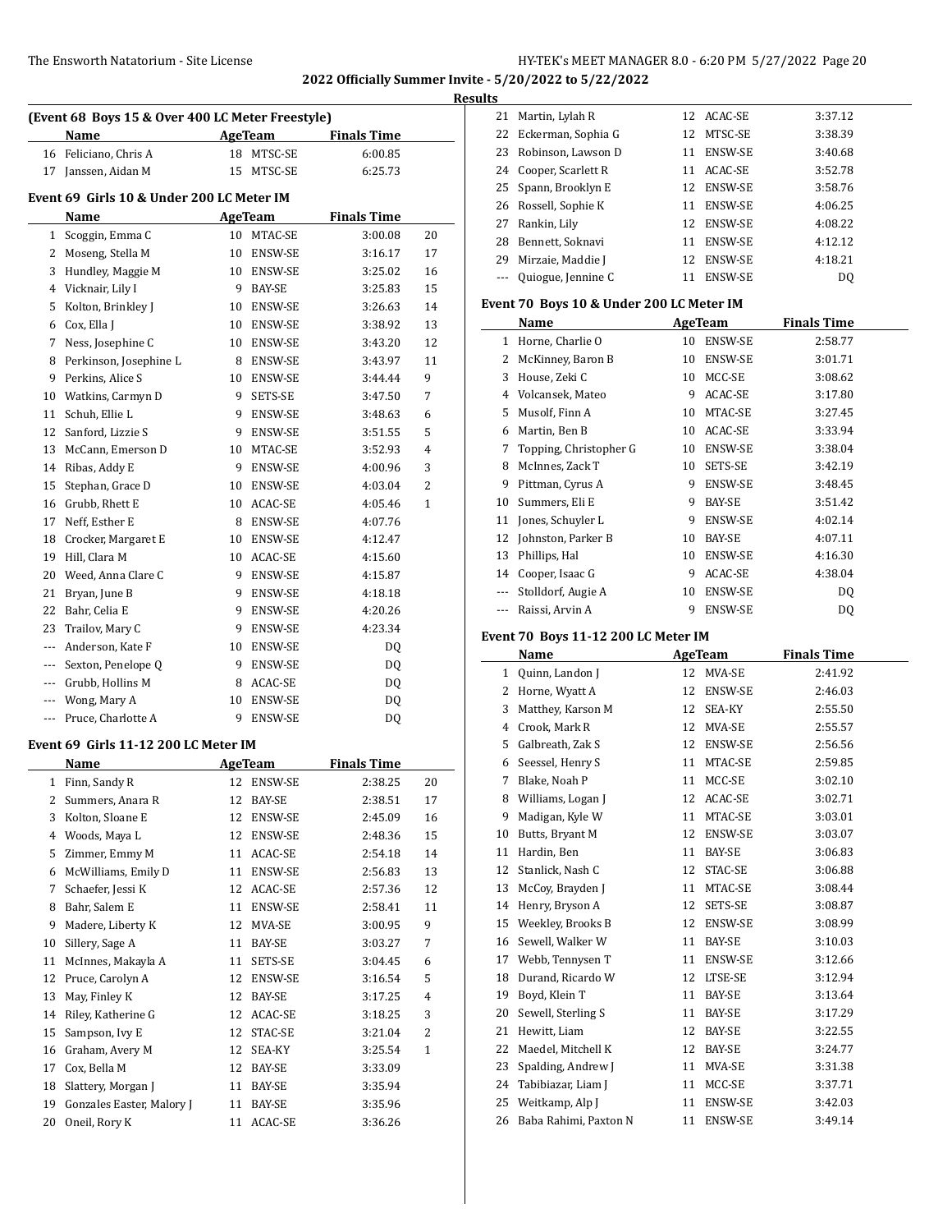## 2022 Officially Summer Invite - 5/20/2022 to 5/22/2022

### Results

**(Event 68 Boys 15 & Over 400 LC Meter Freestyle)**

| | Name | Age | Team | Finals Time |
|---|---|---|---|---|
| 16 | Feliciano, Chris A | 18 | MTSC-SE | 6:00.85 |
| 17 | Janssen, Aidan M | 15 | MTSC-SE | 6:25.73 |

**Event 69 Girls 10 & Under 200 LC Meter IM**

| | Name | Age | Team | Finals Time | |
|---|---|---|---|---|---|
| 1 | Scoggin, Emma C | 10 | MTAC-SE | 3:00.08 | 20 |
| 2 | Moseng, Stella M | 10 | ENSW-SE | 3:16.17 | 17 |
| 3 | Hundley, Maggie M | 10 | ENSW-SE | 3:25.02 | 16 |
| 4 | Vicknair, Lily I | 9 | BAY-SE | 3:25.83 | 15 |
| 5 | Kolton, Brinkley J | 10 | ENSW-SE | 3:26.63 | 14 |
| 6 | Cox, Ella J | 10 | ENSW-SE | 3:38.92 | 13 |
| 7 | Ness, Josephine C | 10 | ENSW-SE | 3:43.20 | 12 |
| 8 | Perkinson, Josephine L | 8 | ENSW-SE | 3:43.97 | 11 |
| 9 | Perkins, Alice S | 10 | ENSW-SE | 3:44.44 | 9 |
| 10 | Watkins, Carmyn D | 9 | SETS-SE | 3:47.50 | 7 |
| 11 | Schuh, Ellie L | 9 | ENSW-SE | 3:48.63 | 6 |
| 12 | Sanford, Lizzie S | 9 | ENSW-SE | 3:51.55 | 5 |
| 13 | McCann, Emerson D | 10 | MTAC-SE | 3:52.93 | 4 |
| 14 | Ribas, Addy E | 9 | ENSW-SE | 4:00.96 | 3 |
| 15 | Stephan, Grace D | 10 | ENSW-SE | 4:03.04 | 2 |
| 16 | Grubb, Rhett E | 10 | ACAC-SE | 4:05.46 | 1 |
| 17 | Neff, Esther E | 8 | ENSW-SE | 4:07.76 | |
| 18 | Crocker, Margaret E | 10 | ENSW-SE | 4:12.47 | |
| 19 | Hill, Clara M | 10 | ACAC-SE | 4:15.60 | |
| 20 | Weed, Anna Clare C | 9 | ENSW-SE | 4:15.87 | |
| 21 | Bryan, June B | 9 | ENSW-SE | 4:18.18 | |
| 22 | Bahr, Celia E | 9 | ENSW-SE | 4:20.26 | |
| 23 | Trailov, Mary C | 9 | ENSW-SE | 4:23.34 | |
| --- | Anderson, Kate F | 10 | ENSW-SE | DQ | |
| --- | Sexton, Penelope Q | 9 | ENSW-SE | DQ | |
| --- | Grubb, Hollins M | 8 | ACAC-SE | DQ | |
| --- | Wong, Mary A | 10 | ENSW-SE | DQ | |
| --- | Pruce, Charlotte A | 9 | ENSW-SE | DQ | |

**Event 69 Girls 11-12 200 LC Meter IM**

| | Name | Age | Team | Finals Time | |
|---|---|---|---|---|---|
| 1 | Finn, Sandy R | 12 | ENSW-SE | 2:38.25 | 20 |
| 2 | Summers, Anara R | 12 | BAY-SE | 2:38.51 | 17 |
| 3 | Kolton, Sloane E | 12 | ENSW-SE | 2:45.09 | 16 |
| 4 | Woods, Maya L | 12 | ENSW-SE | 2:48.36 | 15 |
| 5 | Zimmer, Emmy M | 11 | ACAC-SE | 2:54.18 | 14 |
| 6 | McWilliams, Emily D | 11 | ENSW-SE | 2:56.83 | 13 |
| 7 | Schaefer, Jessi K | 12 | ACAC-SE | 2:57.36 | 12 |
| 8 | Bahr, Salem E | 11 | ENSW-SE | 2:58.41 | 11 |
| 9 | Madere, Liberty K | 12 | MVA-SE | 3:00.95 | 9 |
| 10 | Sillery, Sage A | 11 | BAY-SE | 3:03.27 | 7 |
| 11 | McInnes, Makayla A | 11 | SETS-SE | 3:04.45 | 6 |
| 12 | Pruce, Carolyn A | 12 | ENSW-SE | 3:16.54 | 5 |
| 13 | May, Finley K | 12 | BAY-SE | 3:17.25 | 4 |
| 14 | Riley, Katherine G | 12 | ACAC-SE | 3:18.25 | 3 |
| 15 | Sampson, Ivy E | 12 | STAC-SE | 3:21.04 | 2 |
| 16 | Graham, Avery M | 12 | SEA-KY | 3:25.54 | 1 |
| 17 | Cox, Bella M | 12 | BAY-SE | 3:33.09 | |
| 18 | Slattery, Morgan J | 11 | BAY-SE | 3:35.94 | |
| 19 | Gonzales Easter, Malory J | 11 | BAY-SE | 3:35.96 | |
| 20 | Oneil, Rory K | 11 | ACAC-SE | 3:36.26 | |
| 21 | Martin, Lylah R | 12 | ACAC-SE | 3:37.12 | |
| 22 | Eckerman, Sophia G | 12 | MTSC-SE | 3:38.39 | |
| 23 | Robinson, Lawson D | 11 | ENSW-SE | 3:40.68 | |
| 24 | Cooper, Scarlett R | 11 | ACAC-SE | 3:52.78 | |
| 25 | Spann, Brooklyn E | 12 | ENSW-SE | 3:58.76 | |
| 26 | Rossell, Sophie K | 11 | ENSW-SE | 4:06.25 | |
| 27 | Rankin, Lily | 12 | ENSW-SE | 4:08.22 | |
| 28 | Bennett, Soknavi | 11 | ENSW-SE | 4:12.12 | |
| 29 | Mirzaie, Maddie J | 12 | ENSW-SE | 4:18.21 | |
| --- | Quiogue, Jennine C | 11 | ENSW-SE | DQ | |

**Event 70 Boys 10 & Under 200 LC Meter IM**

| | Name | Age | Team | Finals Time |
|---|---|---|---|---|
| 1 | Horne, Charlie O | 10 | ENSW-SE | 2:58.77 |
| 2 | McKinney, Baron B | 10 | ENSW-SE | 3:01.71 |
| 3 | House, Zeki C | 10 | MCC-SE | 3:08.62 |
| 4 | Volcansek, Mateo | 9 | ACAC-SE | 3:17.80 |
| 5 | Musolf, Finn A | 10 | MTAC-SE | 3:27.45 |
| 6 | Martin, Ben B | 10 | ACAC-SE | 3:33.94 |
| 7 | Topping, Christopher G | 10 | ENSW-SE | 3:38.04 |
| 8 | McInnes, Zack T | 10 | SETS-SE | 3:42.19 |
| 9 | Pittman, Cyrus A | 9 | ENSW-SE | 3:48.45 |
| 10 | Summers, Eli E | 9 | BAY-SE | 3:51.42 |
| 11 | Jones, Schuyler L | 9 | ENSW-SE | 4:02.14 |
| 12 | Johnston, Parker B | 10 | BAY-SE | 4:07.11 |
| 13 | Phillips, Hal | 10 | ENSW-SE | 4:16.30 |
| 14 | Cooper, Isaac G | 9 | ACAC-SE | 4:38.04 |
| --- | Stolldorf, Augie A | 10 | ENSW-SE | DQ |
| --- | Raissi, Arvin A | 9 | ENSW-SE | DQ |

**Event 70 Boys 11-12 200 LC Meter IM**

| | Name | Age | Team | Finals Time |
|---|---|---|---|---|
| 1 | Quinn, Landon J | 12 | MVA-SE | 2:41.92 |
| 2 | Horne, Wyatt A | 12 | ENSW-SE | 2:46.03 |
| 3 | Matthey, Karson M | 12 | SEA-KY | 2:55.50 |
| 4 | Crook, Mark R | 12 | MVA-SE | 2:55.57 |
| 5 | Galbreath, Zak S | 12 | ENSW-SE | 2:56.56 |
| 6 | Seessel, Henry S | 11 | MTAC-SE | 2:59.85 |
| 7 | Blake, Noah P | 11 | MCC-SE | 3:02.10 |
| 8 | Williams, Logan J | 12 | ACAC-SE | 3:02.71 |
| 9 | Madigan, Kyle W | 11 | MTAC-SE | 3:03.01 |
| 10 | Butts, Bryant M | 12 | ENSW-SE | 3:03.07 |
| 11 | Hardin, Ben | 11 | BAY-SE | 3:06.83 |
| 12 | Stanlick, Nash C | 12 | STAC-SE | 3:06.88 |
| 13 | McCoy, Brayden J | 11 | MTAC-SE | 3:08.44 |
| 14 | Henry, Bryson A | 12 | SETS-SE | 3:08.87 |
| 15 | Weekley, Brooks B | 12 | ENSW-SE | 3:08.99 |
| 16 | Sewell, Walker W | 11 | BAY-SE | 3:10.03 |
| 17 | Webb, Tennysen T | 11 | ENSW-SE | 3:12.66 |
| 18 | Durand, Ricardo W | 12 | LTSE-SE | 3:12.94 |
| 19 | Boyd, Klein T | 11 | BAY-SE | 3:13.64 |
| 20 | Sewell, Sterling S | 11 | BAY-SE | 3:17.29 |
| 21 | Hewitt, Liam | 12 | BAY-SE | 3:22.55 |
| 22 | Maedel, Mitchell K | 12 | BAY-SE | 3:24.77 |
| 23 | Spalding, Andrew J | 11 | MVA-SE | 3:31.38 |
| 24 | Tabibiazar, Liam J | 11 | MCC-SE | 3:37.71 |
| 25 | Weitkamp, Alp J | 11 | ENSW-SE | 3:42.03 |
| 26 | Baba Rahimi, Paxton N | 11 | ENSW-SE | 3:49.14 |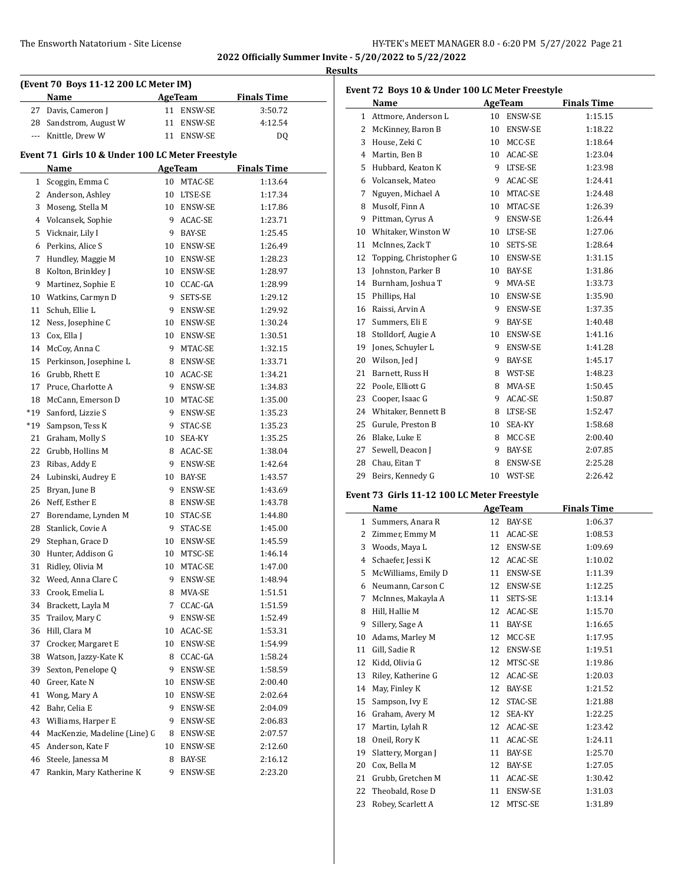## 2022 Officially Summer Invite - 5/20/2022 to 5/22/2022

### Results

**(Event 70 Boys 11-12 200 LC Meter IM)**

| | Name | Age | Team | Finals Time |
|---|---|---|---|---|
| 27 | Davis, Cameron J | 11 | ENSW-SE | 3:50.72 |
| 28 | Sandstrom, August W | 11 | ENSW-SE | 4:12.54 |
| --- | Knittle, Drew W | 11 | ENSW-SE | DQ |

**Event 71 Girls 10 & Under 100 LC Meter Freestyle**

| | Name | Age | Team | Finals Time |
|---|---|---|---|---|
| 1 | Scoggin, Emma C | 10 | MTAC-SE | 1:13.64 |
| 2 | Anderson, Ashley | 10 | LTSE-SE | 1:17.34 |
| 3 | Moseng, Stella M | 10 | ENSW-SE | 1:17.86 |
| 4 | Volcansek, Sophie | 9 | ACAC-SE | 1:23.71 |
| 5 | Vicknair, Lily I | 9 | BAY-SE | 1:25.45 |
| 6 | Perkins, Alice S | 10 | ENSW-SE | 1:26.49 |
| 7 | Hundley, Maggie M | 10 | ENSW-SE | 1:28.23 |
| 8 | Kolton, Brinkley J | 10 | ENSW-SE | 1:28.97 |
| 9 | Martinez, Sophie E | 10 | CCAC-GA | 1:28.99 |
| 10 | Watkins, Carmyn D | 9 | SETS-SE | 1:29.12 |
| 11 | Schuh, Ellie L | 9 | ENSW-SE | 1:29.92 |
| 12 | Ness, Josephine C | 10 | ENSW-SE | 1:30.24 |
| 13 | Cox, Ella J | 10 | ENSW-SE | 1:30.51 |
| 14 | McCoy, Anna C | 9 | MTAC-SE | 1:32.15 |
| 15 | Perkinson, Josephine L | 8 | ENSW-SE | 1:33.71 |
| 16 | Grubb, Rhett E | 10 | ACAC-SE | 1:34.21 |
| 17 | Pruce, Charlotte A | 9 | ENSW-SE | 1:34.83 |
| 18 | McCann, Emerson D | 10 | MTAC-SE | 1:35.00 |
| *19 | Sanford, Lizzie S | 9 | ENSW-SE | 1:35.23 |
| *19 | Sampson, Tess K | 9 | STAC-SE | 1:35.23 |
| 21 | Graham, Molly S | 10 | SEA-KY | 1:35.25 |
| 22 | Grubb, Hollins M | 8 | ACAC-SE | 1:38.04 |
| 23 | Ribas, Addy E | 9 | ENSW-SE | 1:42.64 |
| 24 | Lubinski, Audrey E | 10 | BAY-SE | 1:43.57 |
| 25 | Bryan, June B | 9 | ENSW-SE | 1:43.69 |
| 26 | Neff, Esther E | 8 | ENSW-SE | 1:43.78 |
| 27 | Borendame, Lynden M | 10 | STAC-SE | 1:44.80 |
| 28 | Stanlick, Covie A | 9 | STAC-SE | 1:45.00 |
| 29 | Stephan, Grace D | 10 | ENSW-SE | 1:45.59 |
| 30 | Hunter, Addison G | 10 | MTSC-SE | 1:46.14 |
| 31 | Ridley, Olivia M | 10 | MTAC-SE | 1:47.00 |
| 32 | Weed, Anna Clare C | 9 | ENSW-SE | 1:48.94 |
| 33 | Crook, Emelia L | 8 | MVA-SE | 1:51.51 |
| 34 | Brackett, Layla M | 7 | CCAC-GA | 1:51.59 |
| 35 | Trailov, Mary C | 9 | ENSW-SE | 1:52.49 |
| 36 | Hill, Clara M | 10 | ACAC-SE | 1:53.31 |
| 37 | Crocker, Margaret E | 10 | ENSW-SE | 1:54.99 |
| 38 | Watson, Jazzy-Kate K | 8 | CCAC-GA | 1:58.24 |
| 39 | Sexton, Penelope Q | 9 | ENSW-SE | 1:58.59 |
| 40 | Greer, Kate N | 10 | ENSW-SE | 2:00.40 |
| 41 | Wong, Mary A | 10 | ENSW-SE | 2:02.64 |
| 42 | Bahr, Celia E | 9 | ENSW-SE | 2:04.09 |
| 43 | Williams, Harper E | 9 | ENSW-SE | 2:06.83 |
| 44 | MacKenzie, Madeline (Line) G | 8 | ENSW-SE | 2:07.57 |
| 45 | Anderson, Kate F | 10 | ENSW-SE | 2:12.60 |
| 46 | Steele, Janessa M | 8 | BAY-SE | 2:16.12 |
| 47 | Rankin, Mary Katherine K | 9 | ENSW-SE | 2:23.20 |

**Event 72 Boys 10 & Under 100 LC Meter Freestyle**

| | Name | Age | Team | Finals Time |
|---|---|---|---|---|
| 1 | Attmore, Anderson L | 10 | ENSW-SE | 1:15.15 |
| 2 | McKinney, Baron B | 10 | ENSW-SE | 1:18.22 |
| 3 | House, Zeki C | 10 | MCC-SE | 1:18.64 |
| 4 | Martin, Ben B | 10 | ACAC-SE | 1:23.04 |
| 5 | Hubbard, Keaton K | 9 | LTSE-SE | 1:23.98 |
| 6 | Volcansek, Mateo | 9 | ACAC-SE | 1:24.41 |
| 7 | Nguyen, Michael A | 10 | MTAC-SE | 1:24.48 |
| 8 | Musolf, Finn A | 10 | MTAC-SE | 1:26.39 |
| 9 | Pittman, Cyrus A | 9 | ENSW-SE | 1:26.44 |
| 10 | Whitaker, Winston W | 10 | LTSE-SE | 1:27.06 |
| 11 | McInnes, Zack T | 10 | SETS-SE | 1:28.64 |
| 12 | Topping, Christopher G | 10 | ENSW-SE | 1:31.15 |
| 13 | Johnston, Parker B | 10 | BAY-SE | 1:31.86 |
| 14 | Burnham, Joshua T | 9 | MVA-SE | 1:33.73 |
| 15 | Phillips, Hal | 10 | ENSW-SE | 1:35.90 |
| 16 | Raissi, Arvin A | 9 | ENSW-SE | 1:37.35 |
| 17 | Summers, Eli E | 9 | BAY-SE | 1:40.48 |
| 18 | Stolldorf, Augie A | 10 | ENSW-SE | 1:41.16 |
| 19 | Jones, Schuyler L | 9 | ENSW-SE | 1:41.28 |
| 20 | Wilson, Jed J | 9 | BAY-SE | 1:45.17 |
| 21 | Barnett, Russ H | 8 | WST-SE | 1:48.23 |
| 22 | Poole, Elliott G | 8 | MVA-SE | 1:50.45 |
| 23 | Cooper, Isaac G | 9 | ACAC-SE | 1:50.87 |
| 24 | Whitaker, Bennett B | 8 | LTSE-SE | 1:52.47 |
| 25 | Gurule, Preston B | 10 | SEA-KY | 1:58.68 |
| 26 | Blake, Luke E | 8 | MCC-SE | 2:00.40 |
| 27 | Sewell, Deacon J | 9 | BAY-SE | 2:07.85 |
| 28 | Chau, Eitan T | 8 | ENSW-SE | 2:25.28 |
| 29 | Beirs, Kennedy G | 10 | WST-SE | 2:26.42 |

**Event 73 Girls 11-12 100 LC Meter Freestyle**

| | Name | Age | Team | Finals Time |
|---|---|---|---|---|
| 1 | Summers, Anara R | 12 | BAY-SE | 1:06.37 |
| 2 | Zimmer, Emmy M | 11 | ACAC-SE | 1:08.53 |
| 3 | Woods, Maya L | 12 | ENSW-SE | 1:09.69 |
| 4 | Schaefer, Jessi K | 12 | ACAC-SE | 1:10.02 |
| 5 | McWilliams, Emily D | 11 | ENSW-SE | 1:11.39 |
| 6 | Neumann, Carson C | 12 | ENSW-SE | 1:12.25 |
| 7 | McInnes, Makayla A | 11 | SETS-SE | 1:13.14 |
| 8 | Hill, Hallie M | 12 | ACAC-SE | 1:15.70 |
| 9 | Sillery, Sage A | 11 | BAY-SE | 1:16.65 |
| 10 | Adams, Marley M | 12 | MCC-SE | 1:17.95 |
| 11 | Gill, Sadie R | 12 | ENSW-SE | 1:19.51 |
| 12 | Kidd, Olivia G | 12 | MTSC-SE | 1:19.86 |
| 13 | Riley, Katherine G | 12 | ACAC-SE | 1:20.03 |
| 14 | May, Finley K | 12 | BAY-SE | 1:21.52 |
| 15 | Sampson, Ivy E | 12 | STAC-SE | 1:21.88 |
| 16 | Graham, Avery M | 12 | SEA-KY | 1:22.25 |
| 17 | Martin, Lylah R | 12 | ACAC-SE | 1:23.42 |
| 18 | Oneil, Rory K | 11 | ACAC-SE | 1:24.11 |
| 19 | Slattery, Morgan J | 11 | BAY-SE | 1:25.70 |
| 20 | Cox, Bella M | 12 | BAY-SE | 1:27.05 |
| 21 | Grubb, Gretchen M | 11 | ACAC-SE | 1:30.42 |
| 22 | Theobald, Rose D | 11 | ENSW-SE | 1:31.03 |
| 23 | Robey, Scarlett A | 12 | MTSC-SE | 1:31.89 |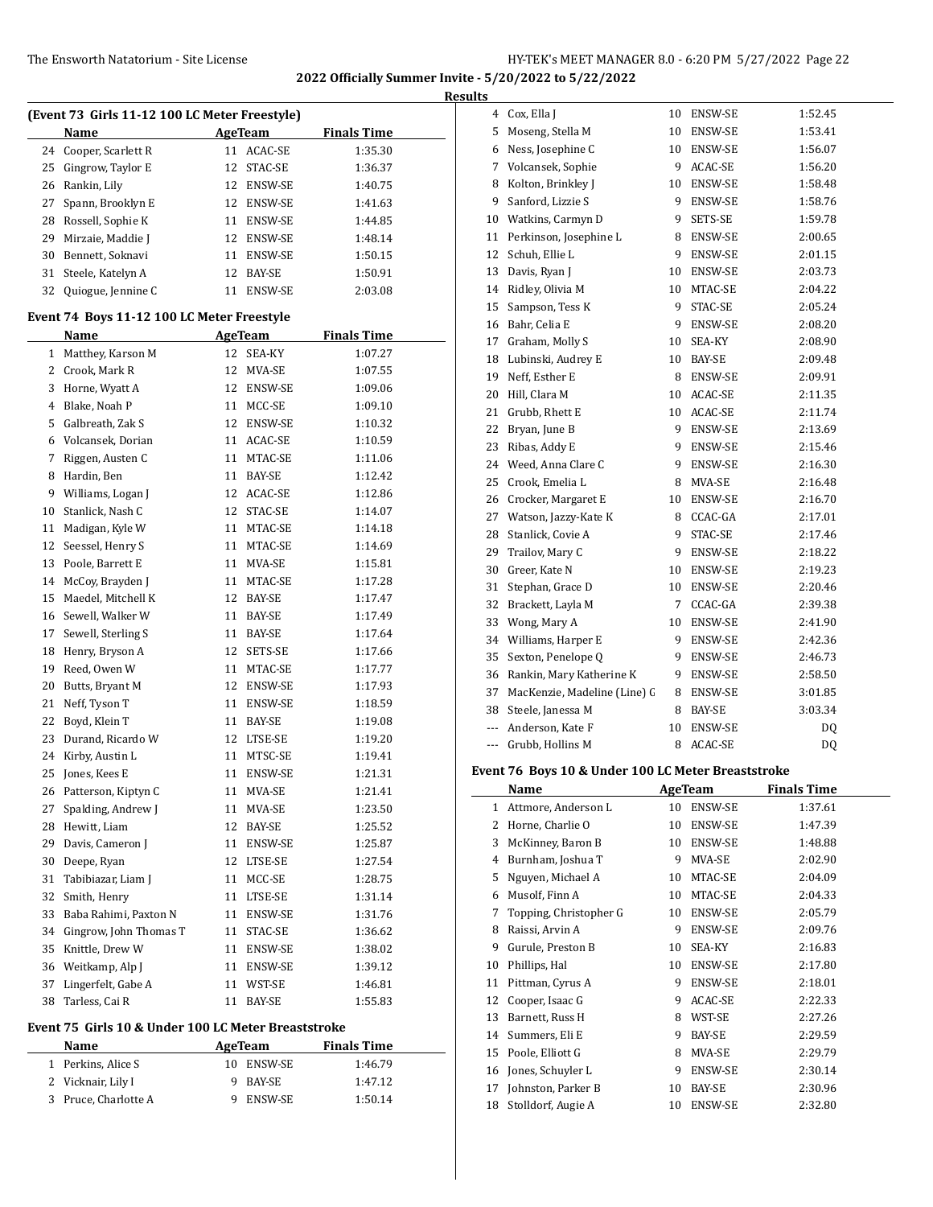## 2022 Officially Summer Invite - 5/20/2022 to 5/22/2022

### Results

**(Event 73 Girls 11-12 100 LC Meter Freestyle)**

| | Name | Age | Team | Finals Time |
|---|---|---|---|---|
| 24 | Cooper, Scarlett R | 11 | ACAC-SE | 1:35.30 |
| 25 | Gingrow, Taylor E | 12 | STAC-SE | 1:36.37 |
| 26 | Rankin, Lily | 12 | ENSW-SE | 1:40.75 |
| 27 | Spann, Brooklyn E | 12 | ENSW-SE | 1:41.63 |
| 28 | Rossell, Sophie K | 11 | ENSW-SE | 1:44.85 |
| 29 | Mirzaie, Maddie J | 12 | ENSW-SE | 1:48.14 |
| 30 | Bennett, Soknavi | 11 | ENSW-SE | 1:50.15 |
| 31 | Steele, Katelyn A | 12 | BAY-SE | 1:50.91 |
| 32 | Quiogue, Jennine C | 11 | ENSW-SE | 2:03.08 |

**Event 74 Boys 11-12 100 LC Meter Freestyle**

| | Name | Age | Team | Finals Time |
|---|---|---|---|---|
| 1 | Matthey, Karson M | 12 | SEA-KY | 1:07.27 |
| 2 | Crook, Mark R | 12 | MVA-SE | 1:07.55 |
| 3 | Horne, Wyatt A | 12 | ENSW-SE | 1:09.06 |
| 4 | Blake, Noah P | 11 | MCC-SE | 1:09.10 |
| 5 | Galbreath, Zak S | 12 | ENSW-SE | 1:10.32 |
| 6 | Volcansek, Dorian | 11 | ACAC-SE | 1:10.59 |
| 7 | Riggen, Austen C | 11 | MTAC-SE | 1:11.06 |
| 8 | Hardin, Ben | 11 | BAY-SE | 1:12.42 |
| 9 | Williams, Logan J | 12 | ACAC-SE | 1:12.86 |
| 10 | Stanlick, Nash C | 12 | STAC-SE | 1:14.07 |
| 11 | Madigan, Kyle W | 11 | MTAC-SE | 1:14.18 |
| 12 | Seessel, Henry S | 11 | MTAC-SE | 1:14.69 |
| 13 | Poole, Barrett E | 11 | MVA-SE | 1:15.81 |
| 14 | McCoy, Brayden J | 11 | MTAC-SE | 1:17.28 |
| 15 | Maedel, Mitchell K | 12 | BAY-SE | 1:17.47 |
| 16 | Sewell, Walker W | 11 | BAY-SE | 1:17.49 |
| 17 | Sewell, Sterling S | 11 | BAY-SE | 1:17.64 |
| 18 | Henry, Bryson A | 12 | SETS-SE | 1:17.66 |
| 19 | Reed, Owen W | 11 | MTAC-SE | 1:17.77 |
| 20 | Butts, Bryant M | 12 | ENSW-SE | 1:17.93 |
| 21 | Neff, Tyson T | 11 | ENSW-SE | 1:18.59 |
| 22 | Boyd, Klein T | 11 | BAY-SE | 1:19.08 |
| 23 | Durand, Ricardo W | 12 | LTSE-SE | 1:19.20 |
| 24 | Kirby, Austin L | 11 | MTSC-SE | 1:19.41 |
| 25 | Jones, Kees E | 11 | ENSW-SE | 1:21.31 |
| 26 | Patterson, Kiptyn C | 11 | MVA-SE | 1:21.41 |
| 27 | Spalding, Andrew J | 11 | MVA-SE | 1:23.50 |
| 28 | Hewitt, Liam | 12 | BAY-SE | 1:25.52 |
| 29 | Davis, Cameron J | 11 | ENSW-SE | 1:25.87 |
| 30 | Deepe, Ryan | 12 | LTSE-SE | 1:27.54 |
| 31 | Tabibiazar, Liam J | 11 | MCC-SE | 1:28.75 |
| 32 | Smith, Henry | 11 | LTSE-SE | 1:31.14 |
| 33 | Baba Rahimi, Paxton N | 11 | ENSW-SE | 1:31.76 |
| 34 | Gingrow, John Thomas T | 11 | STAC-SE | 1:36.62 |
| 35 | Knittle, Drew W | 11 | ENSW-SE | 1:38.02 |
| 36 | Weitkamp, Alp J | 11 | ENSW-SE | 1:39.12 |
| 37 | Lingerfelt, Gabe A | 11 | WST-SE | 1:46.81 |
| 38 | Tarless, Cai R | 11 | BAY-SE | 1:55.83 |

**Event 75 Girls 10 & Under 100 LC Meter Breaststroke**

| | Name | Age | Team | Finals Time |
|---|---|---|---|---|
| 1 | Perkins, Alice S | 10 | ENSW-SE | 1:46.79 |
| 2 | Vicknair, Lily I | 9 | BAY-SE | 1:47.12 |
| 3 | Pruce, Charlotte A | 9 | ENSW-SE | 1:50.14 |
| 4 | Cox, Ella J | 10 | ENSW-SE | 1:52.45 |
| 5 | Moseng, Stella M | 10 | ENSW-SE | 1:53.41 |
| 6 | Ness, Josephine C | 10 | ENSW-SE | 1:56.07 |
| 7 | Volcansek, Sophie | 9 | ACAC-SE | 1:56.20 |
| 8 | Kolton, Brinkley J | 10 | ENSW-SE | 1:58.48 |
| 9 | Sanford, Lizzie S | 9 | ENSW-SE | 1:58.76 |
| 10 | Watkins, Carmyn D | 9 | SETS-SE | 1:59.78 |
| 11 | Perkinson, Josephine L | 8 | ENSW-SE | 2:00.65 |
| 12 | Schuh, Ellie L | 9 | ENSW-SE | 2:01.15 |
| 13 | Davis, Ryan J | 10 | ENSW-SE | 2:03.73 |
| 14 | Ridley, Olivia M | 10 | MTAC-SE | 2:04.22 |
| 15 | Sampson, Tess K | 9 | STAC-SE | 2:05.24 |
| 16 | Bahr, Celia E | 9 | ENSW-SE | 2:08.20 |
| 17 | Graham, Molly S | 10 | SEA-KY | 2:08.90 |
| 18 | Lubinski, Audrey E | 10 | BAY-SE | 2:09.48 |
| 19 | Neff, Esther E | 8 | ENSW-SE | 2:09.91 |
| 20 | Hill, Clara M | 10 | ACAC-SE | 2:11.35 |
| 21 | Grubb, Rhett E | 10 | ACAC-SE | 2:11.74 |
| 22 | Bryan, June B | 9 | ENSW-SE | 2:13.69 |
| 23 | Ribas, Addy E | 9 | ENSW-SE | 2:15.46 |
| 24 | Weed, Anna Clare C | 9 | ENSW-SE | 2:16.30 |
| 25 | Crook, Emelia L | 8 | MVA-SE | 2:16.48 |
| 26 | Crocker, Margaret E | 10 | ENSW-SE | 2:16.70 |
| 27 | Watson, Jazzy-Kate K | 8 | CCAC-GA | 2:17.01 |
| 28 | Stanlick, Covie A | 9 | STAC-SE | 2:17.46 |
| 29 | Trailov, Mary C | 9 | ENSW-SE | 2:18.22 |
| 30 | Greer, Kate N | 10 | ENSW-SE | 2:19.23 |
| 31 | Stephan, Grace D | 10 | ENSW-SE | 2:20.46 |
| 32 | Brackett, Layla M | 7 | CCAC-GA | 2:39.38 |
| 33 | Wong, Mary A | 10 | ENSW-SE | 2:41.90 |
| 34 | Williams, Harper E | 9 | ENSW-SE | 2:42.36 |
| 35 | Sexton, Penelope Q | 9 | ENSW-SE | 2:46.73 |
| 36 | Rankin, Mary Katherine K | 9 | ENSW-SE | 2:58.50 |
| 37 | MacKenzie, Madeline (Line) G | 8 | ENSW-SE | 3:01.85 |
| 38 | Steele, Janessa M | 8 | BAY-SE | 3:03.34 |
| --- | Anderson, Kate F | 10 | ENSW-SE | DQ |
| --- | Grubb, Hollins M | 8 | ACAC-SE | DQ |

**Event 76 Boys 10 & Under 100 LC Meter Breaststroke**

| | Name | Age | Team | Finals Time |
|---|---|---|---|---|
| 1 | Attmore, Anderson L | 10 | ENSW-SE | 1:37.61 |
| 2 | Horne, Charlie O | 10 | ENSW-SE | 1:47.39 |
| 3 | McKinney, Baron B | 10 | ENSW-SE | 1:48.88 |
| 4 | Burnham, Joshua T | 9 | MVA-SE | 2:02.90 |
| 5 | Nguyen, Michael A | 10 | MTAC-SE | 2:04.09 |
| 6 | Musolf, Finn A | 10 | MTAC-SE | 2:04.33 |
| 7 | Topping, Christopher G | 10 | ENSW-SE | 2:05.79 |
| 8 | Raissi, Arvin A | 9 | ENSW-SE | 2:09.76 |
| 9 | Gurule, Preston B | 10 | SEA-KY | 2:16.83 |
| 10 | Phillips, Hal | 10 | ENSW-SE | 2:17.80 |
| 11 | Pittman, Cyrus A | 9 | ENSW-SE | 2:18.01 |
| 12 | Cooper, Isaac G | 9 | ACAC-SE | 2:22.33 |
| 13 | Barnett, Russ H | 8 | WST-SE | 2:27.26 |
| 14 | Summers, Eli E | 9 | BAY-SE | 2:29.59 |
| 15 | Poole, Elliott G | 8 | MVA-SE | 2:29.79 |
| 16 | Jones, Schuyler L | 9 | ENSW-SE | 2:30.14 |
| 17 | Johnston, Parker B | 10 | BAY-SE | 2:30.96 |
| 18 | Stolldorf, Augie A | 10 | ENSW-SE | 2:32.80 |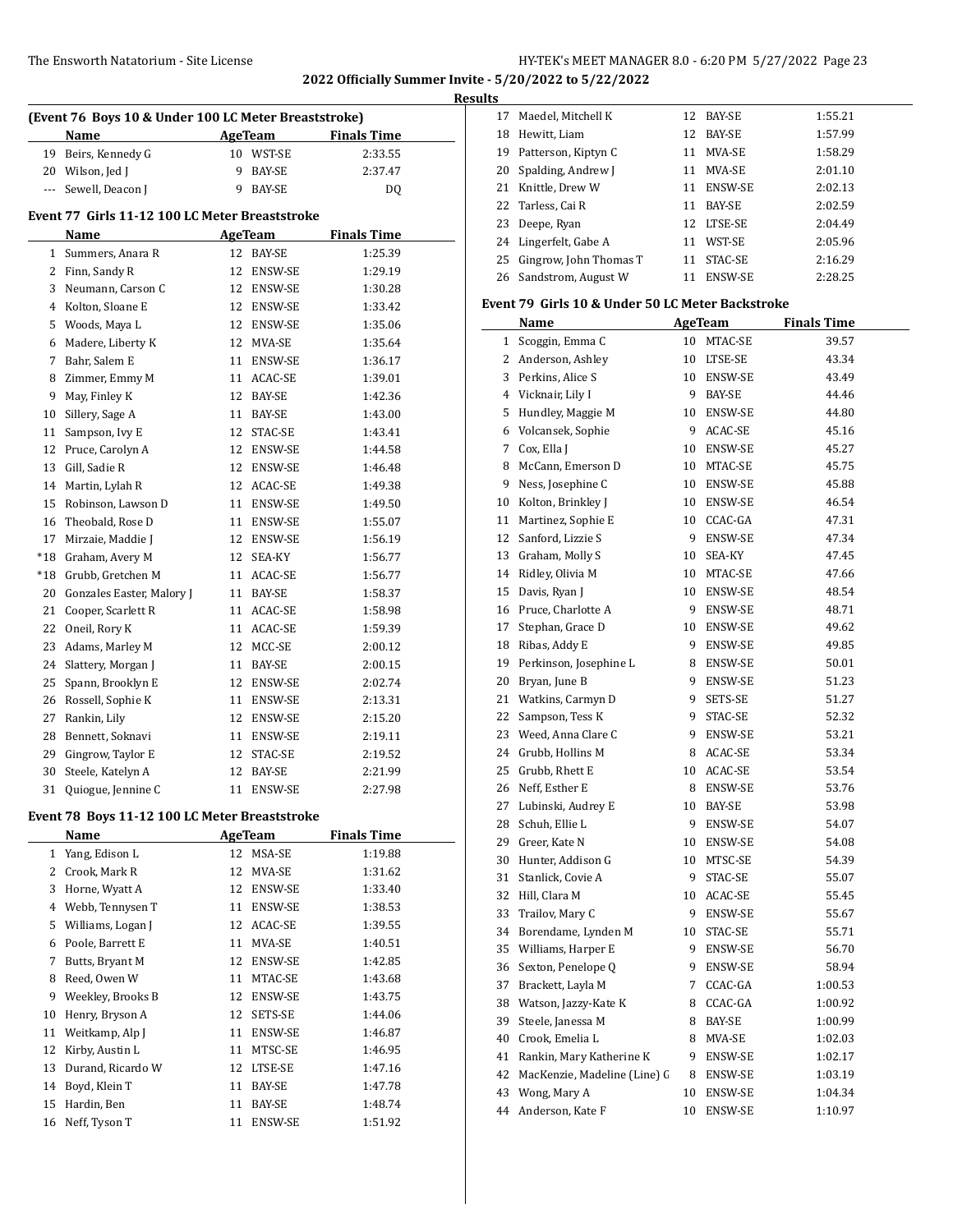2022 Officially Summer Invite - 5/20/2022 to 5/22/2022

Results

**(Event 76 Boys 10 & Under 100 LC Meter Breaststroke)**

| | Name | Age | Team | Finals Time |
|---|---|---|---|---|
| 19 | Beirs, Kennedy G | 10 | WST-SE | 2:33.55 |
| 20 | Wilson, Jed J | 9 | BAY-SE | 2:37.47 |
| --- | Sewell, Deacon J | 9 | BAY-SE | DQ |

**Event 77 Girls 11-12 100 LC Meter Breaststroke**

| | Name | Age | Team | Finals Time |
|---|---|---|---|---|
| 1 | Summers, Anara R | 12 | BAY-SE | 1:25.39 |
| 2 | Finn, Sandy R | 12 | ENSW-SE | 1:29.19 |
| 3 | Neumann, Carson C | 12 | ENSW-SE | 1:30.28 |
| 4 | Kolton, Sloane E | 12 | ENSW-SE | 1:33.42 |
| 5 | Woods, Maya L | 12 | ENSW-SE | 1:35.06 |
| 6 | Madere, Liberty K | 12 | MVA-SE | 1:35.64 |
| 7 | Bahr, Salem E | 11 | ENSW-SE | 1:36.17 |
| 8 | Zimmer, Emmy M | 11 | ACAC-SE | 1:39.01 |
| 9 | May, Finley K | 12 | BAY-SE | 1:42.36 |
| 10 | Sillery, Sage A | 11 | BAY-SE | 1:43.00 |
| 11 | Sampson, Ivy E | 12 | STAC-SE | 1:43.41 |
| 12 | Pruce, Carolyn A | 12 | ENSW-SE | 1:44.58 |
| 13 | Gill, Sadie R | 12 | ENSW-SE | 1:46.48 |
| 14 | Martin, Lylah R | 12 | ACAC-SE | 1:49.38 |
| 15 | Robinson, Lawson D | 11 | ENSW-SE | 1:49.50 |
| 16 | Theobald, Rose D | 11 | ENSW-SE | 1:55.07 |
| 17 | Mirzaie, Maddie J | 12 | ENSW-SE | 1:56.19 |
| *18 | Graham, Avery M | 12 | SEA-KY | 1:56.77 |
| *18 | Grubb, Gretchen M | 11 | ACAC-SE | 1:56.77 |
| 20 | Gonzales Easter, Malory J | 11 | BAY-SE | 1:58.37 |
| 21 | Cooper, Scarlett R | 11 | ACAC-SE | 1:58.98 |
| 22 | Oneil, Rory K | 11 | ACAC-SE | 1:59.39 |
| 23 | Adams, Marley M | 12 | MCC-SE | 2:00.12 |
| 24 | Slattery, Morgan J | 11 | BAY-SE | 2:00.15 |
| 25 | Spann, Brooklyn E | 12 | ENSW-SE | 2:02.74 |
| 26 | Rossell, Sophie K | 11 | ENSW-SE | 2:13.31 |
| 27 | Rankin, Lily | 12 | ENSW-SE | 2:15.20 |
| 28 | Bennett, Soknavi | 11 | ENSW-SE | 2:19.11 |
| 29 | Gingrow, Taylor E | 12 | STAC-SE | 2:19.52 |
| 30 | Steele, Katelyn A | 12 | BAY-SE | 2:21.99 |
| 31 | Quiogue, Jennine C | 11 | ENSW-SE | 2:27.98 |

**Event 78 Boys 11-12 100 LC Meter Breaststroke**

| | Name | Age | Team | Finals Time |
|---|---|---|---|---|
| 1 | Yang, Edison L | 12 | MSA-SE | 1:19.88 |
| 2 | Crook, Mark R | 12 | MVA-SE | 1:31.62 |
| 3 | Horne, Wyatt A | 12 | ENSW-SE | 1:33.40 |
| 4 | Webb, Tennysen T | 11 | ENSW-SE | 1:38.53 |
| 5 | Williams, Logan J | 12 | ACAC-SE | 1:39.55 |
| 6 | Poole, Barrett E | 11 | MVA-SE | 1:40.51 |
| 7 | Butts, Bryant M | 12 | ENSW-SE | 1:42.85 |
| 8 | Reed, Owen W | 11 | MTAC-SE | 1:43.68 |
| 9 | Weekley, Brooks B | 12 | ENSW-SE | 1:43.75 |
| 10 | Henry, Bryson A | 12 | SETS-SE | 1:44.06 |
| 11 | Weitkamp, Alp J | 11 | ENSW-SE | 1:46.87 |
| 12 | Kirby, Austin L | 11 | MTSC-SE | 1:46.95 |
| 13 | Durand, Ricardo W | 12 | LTSE-SE | 1:47.16 |
| 14 | Boyd, Klein T | 11 | BAY-SE | 1:47.78 |
| 15 | Hardin, Ben | 11 | BAY-SE | 1:48.74 |
| 16 | Neff, Tyson T | 11 | ENSW-SE | 1:51.92 |
| 17 | Maedel, Mitchell K | 12 | BAY-SE | 1:55.21 |
| 18 | Hewitt, Liam | 12 | BAY-SE | 1:57.99 |
| 19 | Patterson, Kiptyn C | 11 | MVA-SE | 1:58.29 |
| 20 | Spalding, Andrew J | 11 | MVA-SE | 2:01.10 |
| 21 | Knittle, Drew W | 11 | ENSW-SE | 2:02.13 |
| 22 | Tarless, Cai R | 11 | BAY-SE | 2:02.59 |
| 23 | Deepe, Ryan | 12 | LTSE-SE | 2:04.49 |
| 24 | Lingerfelt, Gabe A | 11 | WST-SE | 2:05.96 |
| 25 | Gingrow, John Thomas T | 11 | STAC-SE | 2:16.29 |
| 26 | Sandstrom, August W | 11 | ENSW-SE | 2:28.25 |

**Event 79 Girls 10 & Under 50 LC Meter Backstroke**

| | Name | Age | Team | Finals Time |
|---|---|---|---|---|
| 1 | Scoggin, Emma C | 10 | MTAC-SE | 39.57 |
| 2 | Anderson, Ashley | 10 | LTSE-SE | 43.34 |
| 3 | Perkins, Alice S | 10 | ENSW-SE | 43.49 |
| 4 | Vicknair, Lily I | 9 | BAY-SE | 44.46 |
| 5 | Hundley, Maggie M | 10 | ENSW-SE | 44.80 |
| 6 | Volcansek, Sophie | 9 | ACAC-SE | 45.16 |
| 7 | Cox, Ella J | 10 | ENSW-SE | 45.27 |
| 8 | McCann, Emerson D | 10 | MTAC-SE | 45.75 |
| 9 | Ness, Josephine C | 10 | ENSW-SE | 45.88 |
| 10 | Kolton, Brinkley J | 10 | ENSW-SE | 46.54 |
| 11 | Martinez, Sophie E | 10 | CCAC-GA | 47.31 |
| 12 | Sanford, Lizzie S | 9 | ENSW-SE | 47.34 |
| 13 | Graham, Molly S | 10 | SEA-KY | 47.45 |
| 14 | Ridley, Olivia M | 10 | MTAC-SE | 47.66 |
| 15 | Davis, Ryan J | 10 | ENSW-SE | 48.54 |
| 16 | Pruce, Charlotte A | 9 | ENSW-SE | 48.71 |
| 17 | Stephan, Grace D | 10 | ENSW-SE | 49.62 |
| 18 | Ribas, Addy E | 9 | ENSW-SE | 49.85 |
| 19 | Perkinson, Josephine L | 8 | ENSW-SE | 50.01 |
| 20 | Bryan, June B | 9 | ENSW-SE | 51.23 |
| 21 | Watkins, Carmyn D | 9 | SETS-SE | 51.27 |
| 22 | Sampson, Tess K | 9 | STAC-SE | 52.32 |
| 23 | Weed, Anna Clare C | 9 | ENSW-SE | 53.21 |
| 24 | Grubb, Hollins M | 8 | ACAC-SE | 53.34 |
| 25 | Grubb, Rhett E | 10 | ACAC-SE | 53.54 |
| 26 | Neff, Esther E | 8 | ENSW-SE | 53.76 |
| 27 | Lubinski, Audrey E | 10 | BAY-SE | 53.98 |
| 28 | Schuh, Ellie L | 9 | ENSW-SE | 54.07 |
| 29 | Greer, Kate N | 10 | ENSW-SE | 54.08 |
| 30 | Hunter, Addison G | 10 | MTSC-SE | 54.39 |
| 31 | Stanlick, Covie A | 9 | STAC-SE | 55.07 |
| 32 | Hill, Clara M | 10 | ACAC-SE | 55.45 |
| 33 | Trailov, Mary C | 9 | ENSW-SE | 55.67 |
| 34 | Borendame, Lynden M | 10 | STAC-SE | 55.71 |
| 35 | Williams, Harper E | 9 | ENSW-SE | 56.70 |
| 36 | Sexton, Penelope Q | 9 | ENSW-SE | 58.94 |
| 37 | Brackett, Layla M | 7 | CCAC-GA | 1:00.53 |
| 38 | Watson, Jazzy-Kate K | 8 | CCAC-GA | 1:00.92 |
| 39 | Steele, Janessa M | 8 | BAY-SE | 1:00.99 |
| 40 | Crook, Emelia L | 8 | MVA-SE | 1:02.03 |
| 41 | Rankin, Mary Katherine K | 9 | ENSW-SE | 1:02.17 |
| 42 | MacKenzie, Madeline (Line) G | 8 | ENSW-SE | 1:03.19 |
| 43 | Wong, Mary A | 10 | ENSW-SE | 1:04.34 |
| 44 | Anderson, Kate F | 10 | ENSW-SE | 1:10.97 |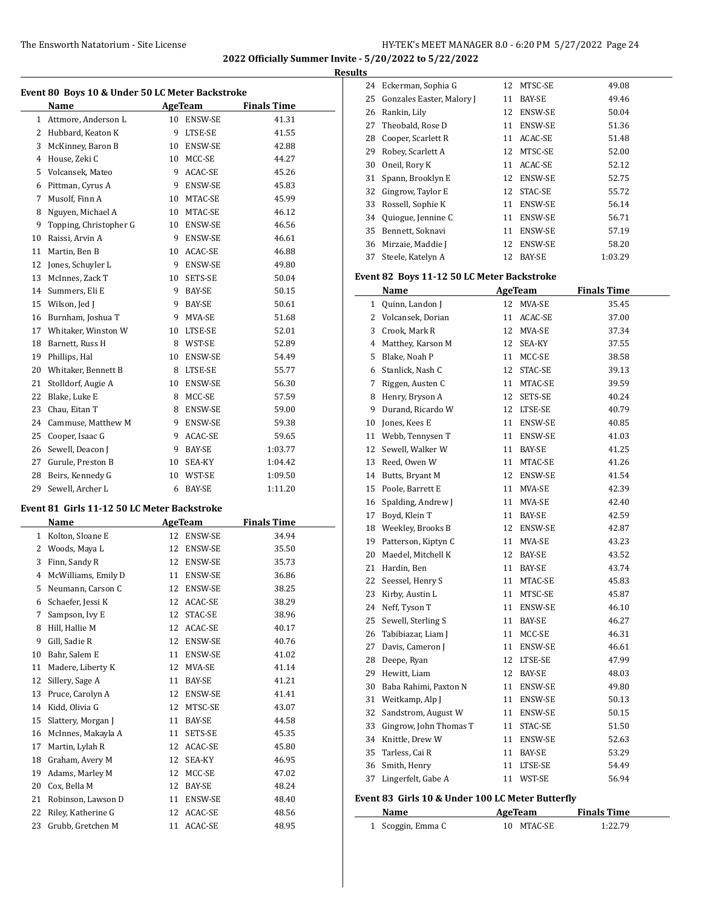## 2022 Officially Summer Invite - 5/20/2022 to 5/22/2022

### Results

#### Event 80 Boys 10 & Under 50 LC Meter Backstroke

| | Name | Age | Team | Finals Time |
|---|---|---|---|---|
| 1 | Attmore, Anderson L | 10 | ENSW-SE | 41.31 |
| 2 | Hubbard, Keaton K | 9 | LTSE-SE | 41.55 |
| 3 | McKinney, Baron B | 10 | ENSW-SE | 42.88 |
| 4 | House, Zeki C | 10 | MCC-SE | 44.27 |
| 5 | Volcansek, Mateo | 9 | ACAC-SE | 45.26 |
| 6 | Pittman, Cyrus A | 9 | ENSW-SE | 45.83 |
| 7 | Musolf, Finn A | 10 | MTAC-SE | 45.99 |
| 8 | Nguyen, Michael A | 10 | MTAC-SE | 46.12 |
| 9 | Topping, Christopher G | 10 | ENSW-SE | 46.56 |
| 10 | Raissi, Arvin A | 9 | ENSW-SE | 46.61 |
| 11 | Martin, Ben B | 10 | ACAC-SE | 46.88 |
| 12 | Jones, Schuyler L | 9 | ENSW-SE | 49.80 |
| 13 | McInnes, Zack T | 10 | SETS-SE | 50.04 |
| 14 | Summers, Eli E | 9 | BAY-SE | 50.15 |
| 15 | Wilson, Jed J | 9 | BAY-SE | 50.61 |
| 16 | Burnham, Joshua T | 9 | MVA-SE | 51.68 |
| 17 | Whitaker, Winston W | 10 | LTSE-SE | 52.01 |
| 18 | Barnett, Russ H | 8 | WST-SE | 52.89 |
| 19 | Phillips, Hal | 10 | ENSW-SE | 54.49 |
| 20 | Whitaker, Bennett B | 8 | LTSE-SE | 55.77 |
| 21 | Stolldorf, Augie A | 10 | ENSW-SE | 56.30 |
| 22 | Blake, Luke E | 8 | MCC-SE | 57.59 |
| 23 | Chau, Eitan T | 8 | ENSW-SE | 59.00 |
| 24 | Cammuse, Matthew M | 9 | ENSW-SE | 59.38 |
| 25 | Cooper, Isaac G | 9 | ACAC-SE | 59.65 |
| 26 | Sewell, Deacon J | 9 | BAY-SE | 1:03.77 |
| 27 | Gurule, Preston B | 10 | SEA-KY | 1:04.42 |
| 28 | Beirs, Kennedy G | 10 | WST-SE | 1:09.50 |
| 29 | Sewell, Archer L | 6 | BAY-SE | 1:11.20 |

#### Event 81 Girls 11-12 50 LC Meter Backstroke

| | Name | Age | Team | Finals Time |
|---|---|---|---|---|
| 1 | Kolton, Sloane E | 12 | ENSW-SE | 34.94 |
| 2 | Woods, Maya L | 12 | ENSW-SE | 35.50 |
| 3 | Finn, Sandy R | 12 | ENSW-SE | 35.73 |
| 4 | McWilliams, Emily D | 11 | ENSW-SE | 36.86 |
| 5 | Neumann, Carson C | 12 | ENSW-SE | 38.25 |
| 6 | Schaefer, Jessi K | 12 | ACAC-SE | 38.29 |
| 7 | Sampson, Ivy E | 12 | STAC-SE | 38.96 |
| 8 | Hill, Hallie M | 12 | ACAC-SE | 40.17 |
| 9 | Gill, Sadie R | 12 | ENSW-SE | 40.76 |
| 10 | Bahr, Salem E | 11 | ENSW-SE | 41.02 |
| 11 | Madere, Liberty K | 12 | MVA-SE | 41.14 |
| 12 | Sillery, Sage A | 11 | BAY-SE | 41.21 |
| 13 | Pruce, Carolyn A | 12 | ENSW-SE | 41.41 |
| 14 | Kidd, Olivia G | 12 | MTSC-SE | 43.07 |
| 15 | Slattery, Morgan J | 11 | BAY-SE | 44.58 |
| 16 | McInnes, Makayla A | 11 | SETS-SE | 45.35 |
| 17 | Martin, Lylah R | 12 | ACAC-SE | 45.80 |
| 18 | Graham, Avery M | 12 | SEA-KY | 46.95 |
| 19 | Adams, Marley M | 12 | MCC-SE | 47.02 |
| 20 | Cox, Bella M | 12 | BAY-SE | 48.24 |
| 21 | Robinson, Lawson D | 11 | ENSW-SE | 48.40 |
| 22 | Riley, Katherine G | 12 | ACAC-SE | 48.56 |
| 23 | Grubb, Gretchen M | 11 | ACAC-SE | 48.95 |
| 24 | Eckerman, Sophia G | 12 | MTSC-SE | 49.08 |
| 25 | Gonzales Easter, Malory J | 11 | BAY-SE | 49.46 |
| 26 | Rankin, Lily | 12 | ENSW-SE | 50.04 |
| 27 | Theobald, Rose D | 11 | ENSW-SE | 51.36 |
| 28 | Cooper, Scarlett R | 11 | ACAC-SE | 51.48 |
| 29 | Robey, Scarlett A | 12 | MTSC-SE | 52.00 |
| 30 | Oneil, Rory K | 11 | ACAC-SE | 52.12 |
| 31 | Spann, Brooklyn E | 12 | ENSW-SE | 52.75 |
| 32 | Gingrow, Taylor E | 12 | STAC-SE | 55.72 |
| 33 | Rossell, Sophie K | 11 | ENSW-SE | 56.14 |
| 34 | Quiogue, Jennine C | 11 | ENSW-SE | 56.71 |
| 35 | Bennett, Soknavi | 11 | ENSW-SE | 57.19 |
| 36 | Mirzaie, Maddie J | 12 | ENSW-SE | 58.20 |
| 37 | Steele, Katelyn A | 12 | BAY-SE | 1:03.29 |

#### Event 82 Boys 11-12 50 LC Meter Backstroke

| | Name | Age | Team | Finals Time |
|---|---|---|---|---|
| 1 | Quinn, Landon J | 12 | MVA-SE | 35.45 |
| 2 | Volcansek, Dorian | 11 | ACAC-SE | 37.00 |
| 3 | Crook, Mark R | 12 | MVA-SE | 37.34 |
| 4 | Matthey, Karson M | 12 | SEA-KY | 37.55 |
| 5 | Blake, Noah P | 11 | MCC-SE | 38.58 |
| 6 | Stanlick, Nash C | 12 | STAC-SE | 39.13 |
| 7 | Riggen, Austen C | 11 | MTAC-SE | 39.59 |
| 8 | Henry, Bryson A | 12 | SETS-SE | 40.24 |
| 9 | Durand, Ricardo W | 12 | LTSE-SE | 40.79 |
| 10 | Jones, Kees E | 11 | ENSW-SE | 40.85 |
| 11 | Webb, Tennysen T | 11 | ENSW-SE | 41.03 |
| 12 | Sewell, Walker W | 11 | BAY-SE | 41.25 |
| 13 | Reed, Owen W | 11 | MTAC-SE | 41.26 |
| 14 | Butts, Bryant M | 12 | ENSW-SE | 41.54 |
| 15 | Poole, Barrett E | 11 | MVA-SE | 42.39 |
| 16 | Spalding, Andrew J | 11 | MVA-SE | 42.40 |
| 17 | Boyd, Klein T | 11 | BAY-SE | 42.59 |
| 18 | Weekley, Brooks B | 12 | ENSW-SE | 42.87 |
| 19 | Patterson, Kiptyn C | 11 | MVA-SE | 43.23 |
| 20 | Maedel, Mitchell K | 12 | BAY-SE | 43.52 |
| 21 | Hardin, Ben | 11 | BAY-SE | 43.74 |
| 22 | Seessel, Henry S | 11 | MTAC-SE | 45.83 |
| 23 | Kirby, Austin L | 11 | MTSC-SE | 45.87 |
| 24 | Neff, Tyson T | 11 | ENSW-SE | 46.10 |
| 25 | Sewell, Sterling S | 11 | BAY-SE | 46.27 |
| 26 | Tabibiazar, Liam J | 11 | MCC-SE | 46.31 |
| 27 | Davis, Cameron J | 11 | ENSW-SE | 46.61 |
| 28 | Deepe, Ryan | 12 | LTSE-SE | 47.99 |
| 29 | Hewitt, Liam | 12 | BAY-SE | 48.03 |
| 30 | Baba Rahimi, Paxton N | 11 | ENSW-SE | 49.80 |
| 31 | Weitkamp, Alp J | 11 | ENSW-SE | 50.13 |
| 32 | Sandstrom, August W | 11 | ENSW-SE | 50.15 |
| 33 | Gingrow, John Thomas T | 11 | STAC-SE | 51.50 |
| 34 | Knittle, Drew W | 11 | ENSW-SE | 52.63 |
| 35 | Tarless, Cai R | 11 | BAY-SE | 53.29 |
| 36 | Smith, Henry | 11 | LTSE-SE | 54.49 |
| 37 | Lingerfelt, Gabe A | 11 | WST-SE | 56.94 |

#### Event 83 Girls 10 & Under 100 LC Meter Butterfly

| | Name | Age | Team | Finals Time |
|---|---|---|---|---|
| 1 | Scoggin, Emma C | 10 | MTAC-SE | 1:22.79 |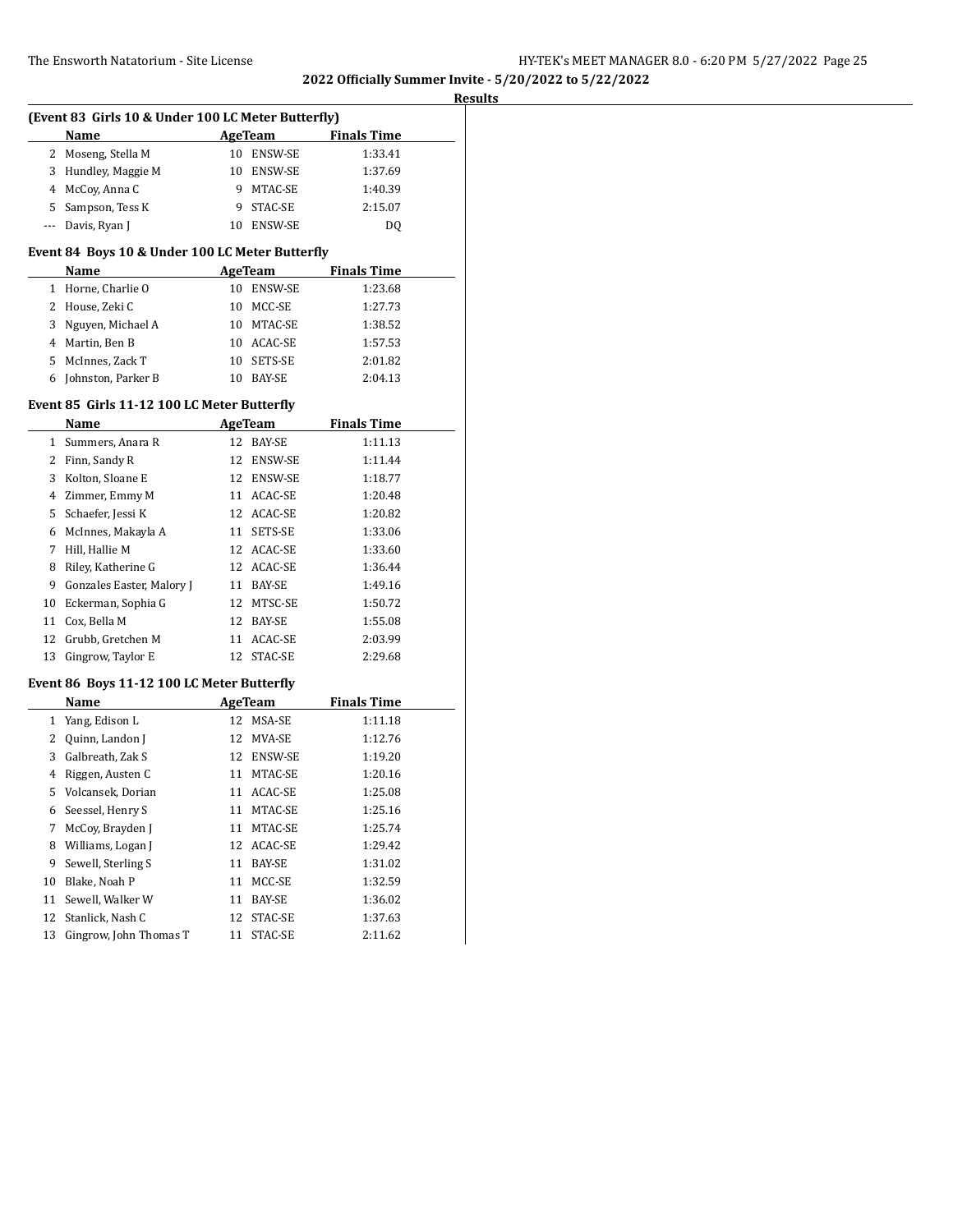2022 Officially Summer Invite - 5/20/2022 to 5/22/2022

**Results**

**(Event 83 Girls 10 & Under 100 LC Meter Butterfly)**

| | Name | Age | Team | Finals Time |
|---|---|---|---|---|
| 2 | Moseng, Stella M | 10 | ENSW-SE | 1:33.41 |
| 3 | Hundley, Maggie M | 10 | ENSW-SE | 1:37.69 |
| 4 | McCoy, Anna C | 9 | MTAC-SE | 1:40.39 |
| 5 | Sampson, Tess K | 9 | STAC-SE | 2:15.07 |
| --- | Davis, Ryan J | 10 | ENSW-SE | DQ |

**Event 84 Boys 10 & Under 100 LC Meter Butterfly**

| | Name | Age | Team | Finals Time |
|---|---|---|---|---|
| 1 | Horne, Charlie O | 10 | ENSW-SE | 1:23.68 |
| 2 | House, Zeki C | 10 | MCC-SE | 1:27.73 |
| 3 | Nguyen, Michael A | 10 | MTAC-SE | 1:38.52 |
| 4 | Martin, Ben B | 10 | ACAC-SE | 1:57.53 |
| 5 | McInnes, Zack T | 10 | SETS-SE | 2:01.82 |
| 6 | Johnston, Parker B | 10 | BAY-SE | 2:04.13 |

**Event 85 Girls 11-12 100 LC Meter Butterfly**

| | Name | Age | Team | Finals Time |
|---|---|---|---|---|
| 1 | Summers, Anara R | 12 | BAY-SE | 1:11.13 |
| 2 | Finn, Sandy R | 12 | ENSW-SE | 1:11.44 |
| 3 | Kolton, Sloane E | 12 | ENSW-SE | 1:18.77 |
| 4 | Zimmer, Emmy M | 11 | ACAC-SE | 1:20.48 |
| 5 | Schaefer, Jessi K | 12 | ACAC-SE | 1:20.82 |
| 6 | McInnes, Makayla A | 11 | SETS-SE | 1:33.06 |
| 7 | Hill, Hallie M | 12 | ACAC-SE | 1:33.60 |
| 8 | Riley, Katherine G | 12 | ACAC-SE | 1:36.44 |
| 9 | Gonzales Easter, Malory J | 11 | BAY-SE | 1:49.16 |
| 10 | Eckerman, Sophia G | 12 | MTSC-SE | 1:50.72 |
| 11 | Cox, Bella M | 12 | BAY-SE | 1:55.08 |
| 12 | Grubb, Gretchen M | 11 | ACAC-SE | 2:03.99 |
| 13 | Gingrow, Taylor E | 12 | STAC-SE | 2:29.68 |

**Event 86 Boys 11-12 100 LC Meter Butterfly**

| | Name | Age | Team | Finals Time |
|---|---|---|---|---|
| 1 | Yang, Edison L | 12 | MSA-SE | 1:11.18 |
| 2 | Quinn, Landon J | 12 | MVA-SE | 1:12.76 |
| 3 | Galbreath, Zak S | 12 | ENSW-SE | 1:19.20 |
| 4 | Riggen, Austen C | 11 | MTAC-SE | 1:20.16 |
| 5 | Volcansek, Dorian | 11 | ACAC-SE | 1:25.08 |
| 6 | Seessel, Henry S | 11 | MTAC-SE | 1:25.16 |
| 7 | McCoy, Brayden J | 11 | MTAC-SE | 1:25.74 |
| 8 | Williams, Logan J | 12 | ACAC-SE | 1:29.42 |
| 9 | Sewell, Sterling S | 11 | BAY-SE | 1:31.02 |
| 10 | Blake, Noah P | 11 | MCC-SE | 1:32.59 |
| 11 | Sewell, Walker W | 11 | BAY-SE | 1:36.02 |
| 12 | Stanlick, Nash C | 12 | STAC-SE | 1:37.63 |
| 13 | Gingrow, John Thomas T | 11 | STAC-SE | 2:11.62 |